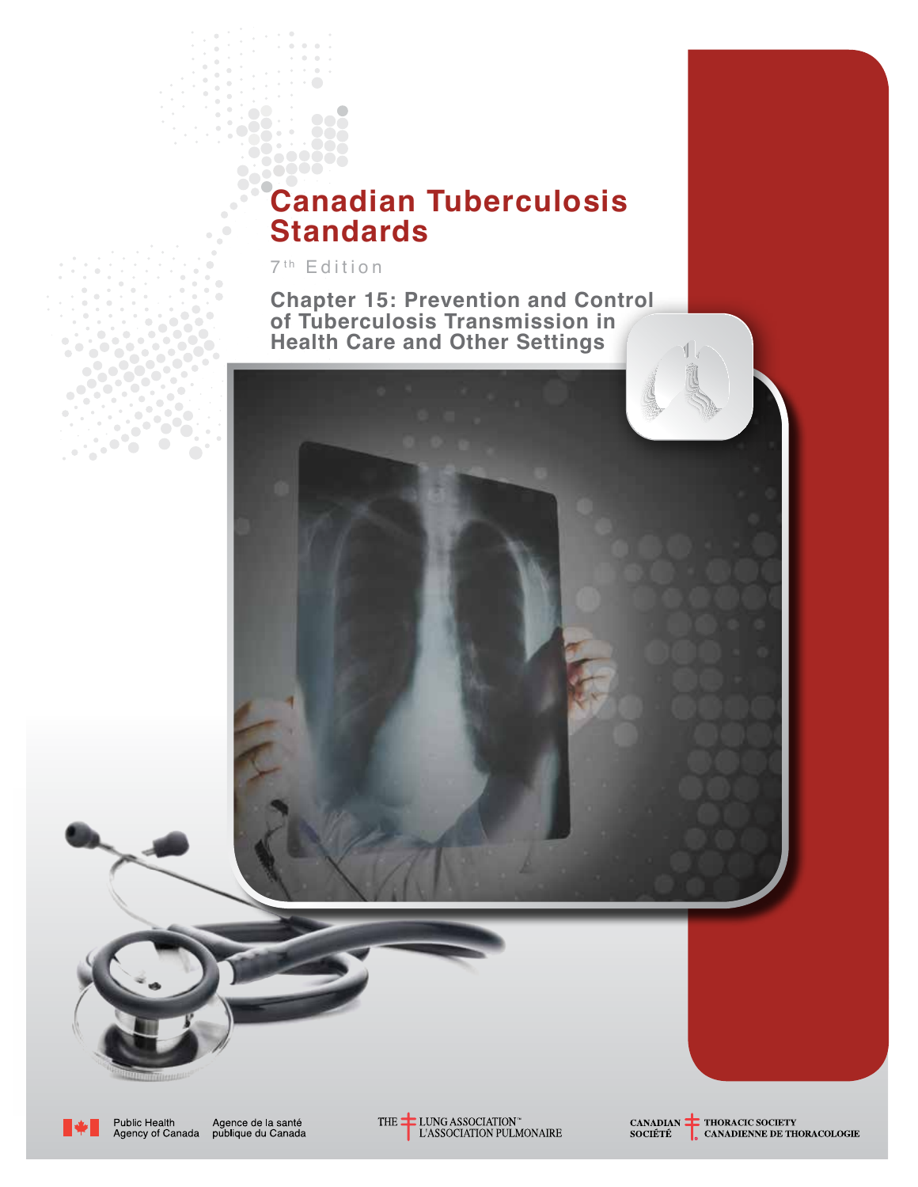# Canadian Tuberculosis Standards

7th Edition

## Chapter 15: Prevention and Control of Tuberculosis Transmission in Health Care and Other Settings

Public Health Agency of Canada / Agence de la santé publique du Canada

THE LUNG ASSOCIATION™ / L'ASSOCIATION PULMONAIRE

CANADIAN THORACIC SOCIETY / SOCIÉTÉ CANADIENNE DE THORACOLOGIE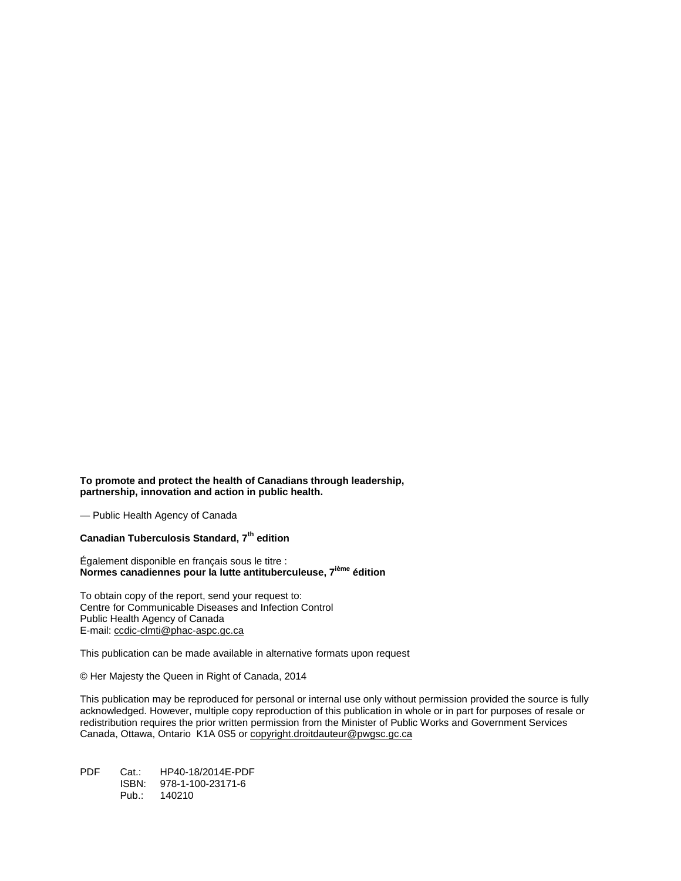**To promote and protect the health of Canadians through leadership, partnership, innovation and action in public health.**

— Public Health Agency of Canada

**Canadian Tuberculosis Standard, 7th edition**

Également disponible en français sous le titre :
**Normes canadiennes pour la lutte antituberculeuse, 7ième édition**

To obtain copy of the report, send your request to:
Centre for Communicable Diseases and Infection Control
Public Health Agency of Canada
E-mail: ccdic-clmti@phac-aspc.gc.ca

This publication can be made available in alternative formats upon request

© Her Majesty the Queen in Right of Canada, 2014

This publication may be reproduced for personal or internal use only without permission provided the source is fully acknowledged. However, multiple copy reproduction of this publication in whole or in part for purposes of resale or redistribution requires the prior written permission from the Minister of Public Works and Government Services Canada, Ottawa, Ontario K1A 0S5 or copyright.droitdauteur@pwgsc.gc.ca

PDF Cat.: HP40-18/2014E-PDF
ISBN: 978-1-100-23171-6
Pub.: 140210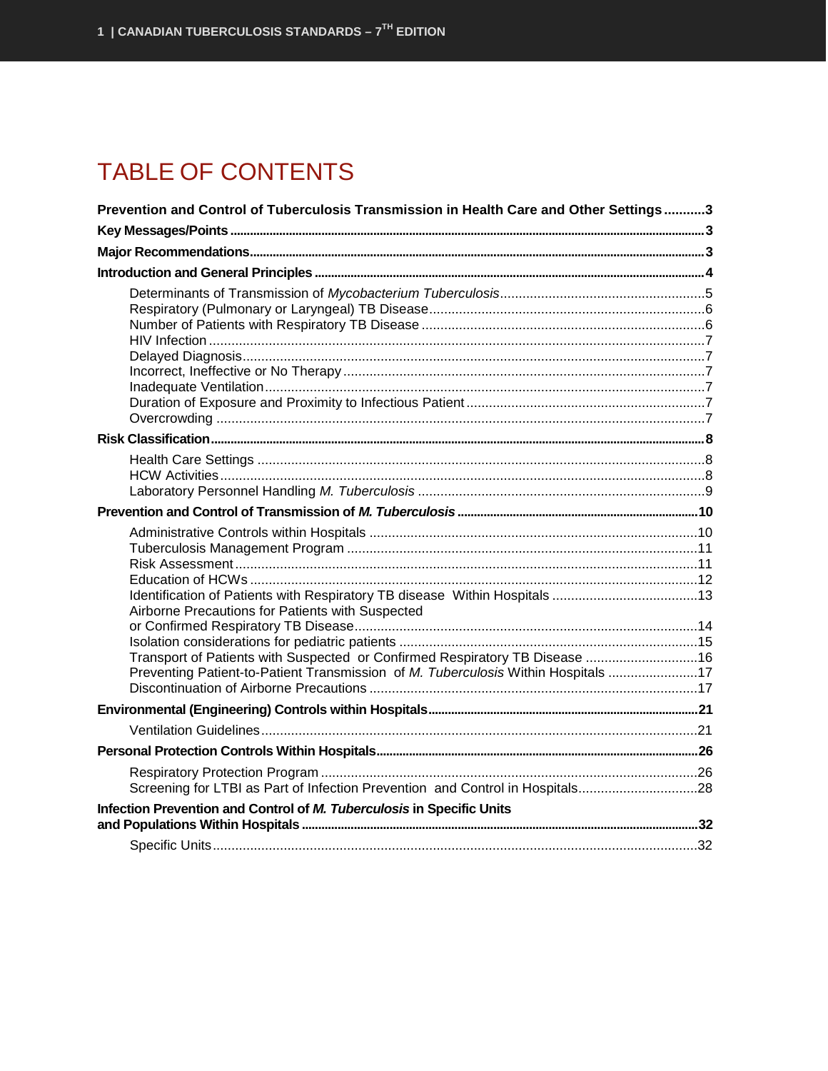# TABLE OF CONTENTS

**Prevention and Control of Tuberculosis Transmission in Health Care and Other Settings** ..........3

**Key Messages/Points** ..........3

**Major Recommendations** ..........3

**Introduction and General Principles** ..........4

- Determinants of Transmission of *Mycobacterium Tuberculosis* ..........5
- Respiratory (Pulmonary or Laryngeal) TB Disease ..........6
- Number of Patients with Respiratory TB Disease ..........6
- HIV Infection ..........7
- Delayed Diagnosis ..........7
- Incorrect, Ineffective or No Therapy ..........7
- Inadequate Ventilation ..........7
- Duration of Exposure and Proximity to Infectious Patient ..........7
- Overcrowding ..........7

**Risk Classification** ..........8

- Health Care Settings ..........8
- HCW Activities ..........8
- Laboratory Personnel Handling *M. Tuberculosis* ..........9

**Prevention and Control of Transmission of *M. Tuberculosis*** ..........10

- Administrative Controls within Hospitals ..........10
- Tuberculosis Management Program ..........11
- Risk Assessment ..........11
- Education of HCWs ..........12
- Identification of Patients with Respiratory TB disease Within Hospitals ..........13
- Airborne Precautions for Patients with Suspected or Confirmed Respiratory TB Disease ..........14
- Isolation considerations for pediatric patients ..........15
- Transport of Patients with Suspected or Confirmed Respiratory TB Disease ..........16
- Preventing Patient-to-Patient Transmission of *M. Tuberculosis* Within Hospitals ..........17
- Discontinuation of Airborne Precautions ..........17

**Environmental (Engineering) Controls within Hospitals** ..........21

- Ventilation Guidelines ..........21

**Personal Protection Controls Within Hospitals** ..........26

- Respiratory Protection Program ..........26
- Screening for LTBI as Part of Infection Prevention and Control in Hospitals ..........28

**Infection Prevention and Control of *M. Tuberculosis* in Specific Units and Populations Within Hospitals** ..........32

- Specific Units ..........32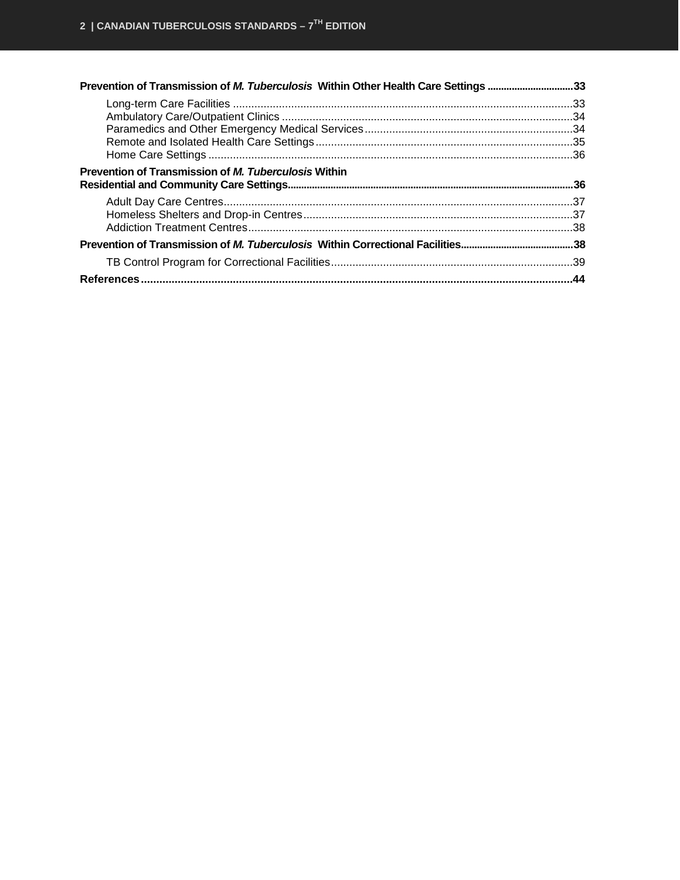**Prevention of Transmission of *M. Tuberculosis* Within Other Health Care Settings** ................................ **33**

- Long-term Care Facilities ............................................................................................................ 33
- Ambulatory Care/Outpatient Clinics ............................................................................................ 34
- Paramedics and Other Emergency Medical Services .................................................................... 34
- Remote and Isolated Health Care Settings .................................................................................... 35
- Home Care Settings ...................................................................................................................... 36

**Prevention of Transmission of *M. Tuberculosis* Within Residential and Community Care Settings** ........................................................................................................... **36**

- Adult Day Care Centres ................................................................................................................ 37
- Homeless Shelters and Drop-in Centres ........................................................................................ 37
- Addiction Treatment Centres ......................................................................................................... 38

**Prevention of Transmission of *M. Tuberculosis* Within Correctional Facilities** .......................................... **38**

- TB Control Program for Correctional Facilities ............................................................................. 39

**References** ........................................................................................................................................... **44**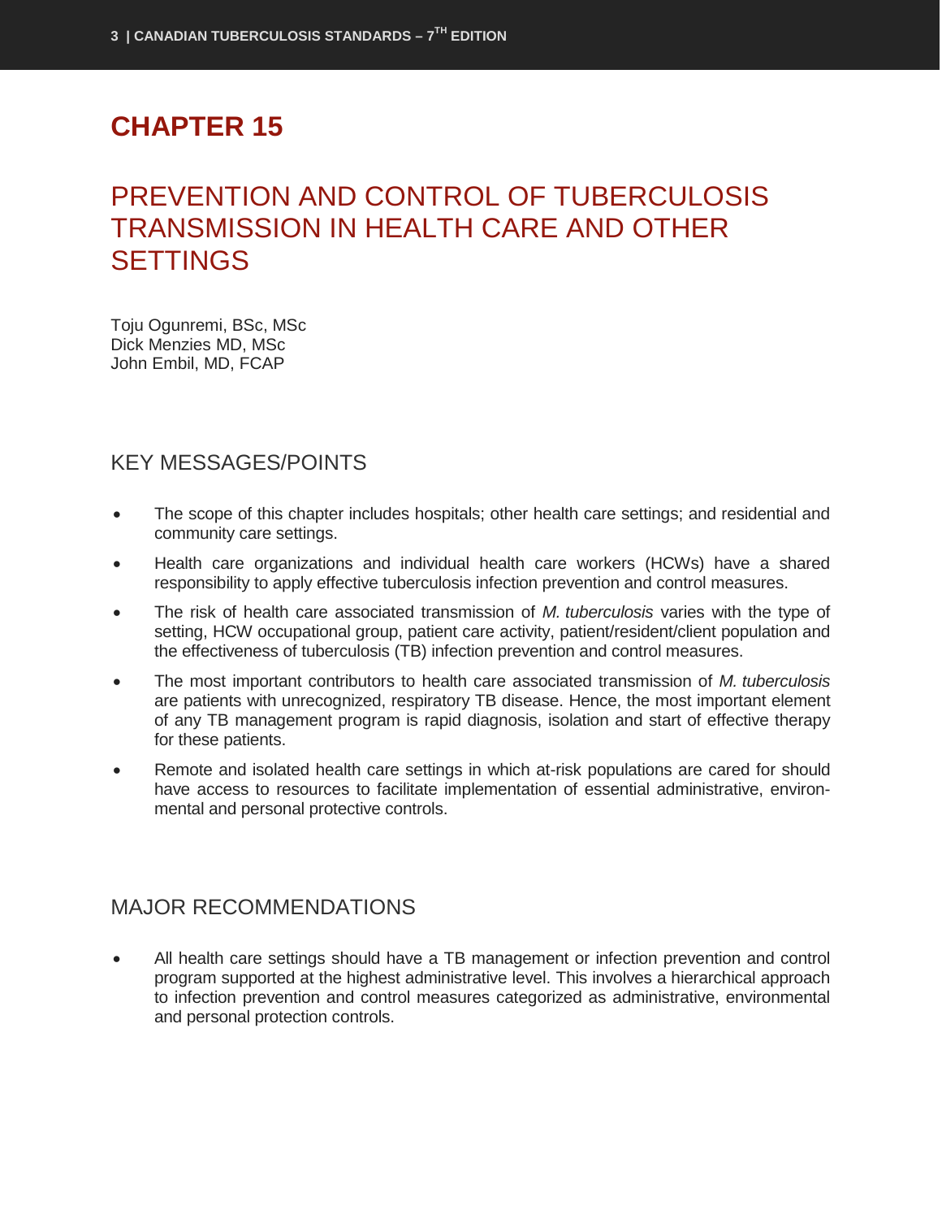# CHAPTER 15

## PREVENTION AND CONTROL OF TUBERCULOSIS TRANSMISSION IN HEALTH CARE AND OTHER SETTINGS

Toju Ogunremi, BSc, MSc
Dick Menzies MD, MSc
John Embil, MD, FCAP

### KEY MESSAGES/POINTS

- The scope of this chapter includes hospitals; other health care settings; and residential and community care settings.
- Health care organizations and individual health care workers (HCWs) have a shared responsibility to apply effective tuberculosis infection prevention and control measures.
- The risk of health care associated transmission of *M. tuberculosis* varies with the type of setting, HCW occupational group, patient care activity, patient/resident/client population and the effectiveness of tuberculosis (TB) infection prevention and control measures.
- The most important contributors to health care associated transmission of *M. tuberculosis* are patients with unrecognized, respiratory TB disease. Hence, the most important element of any TB management program is rapid diagnosis, isolation and start of effective therapy for these patients.
- Remote and isolated health care settings in which at-risk populations are cared for should have access to resources to facilitate implementation of essential administrative, environmental and personal protective controls.

### MAJOR RECOMMENDATIONS

- All health care settings should have a TB management or infection prevention and control program supported at the highest administrative level. This involves a hierarchical approach to infection prevention and control measures categorized as administrative, environmental and personal protection controls.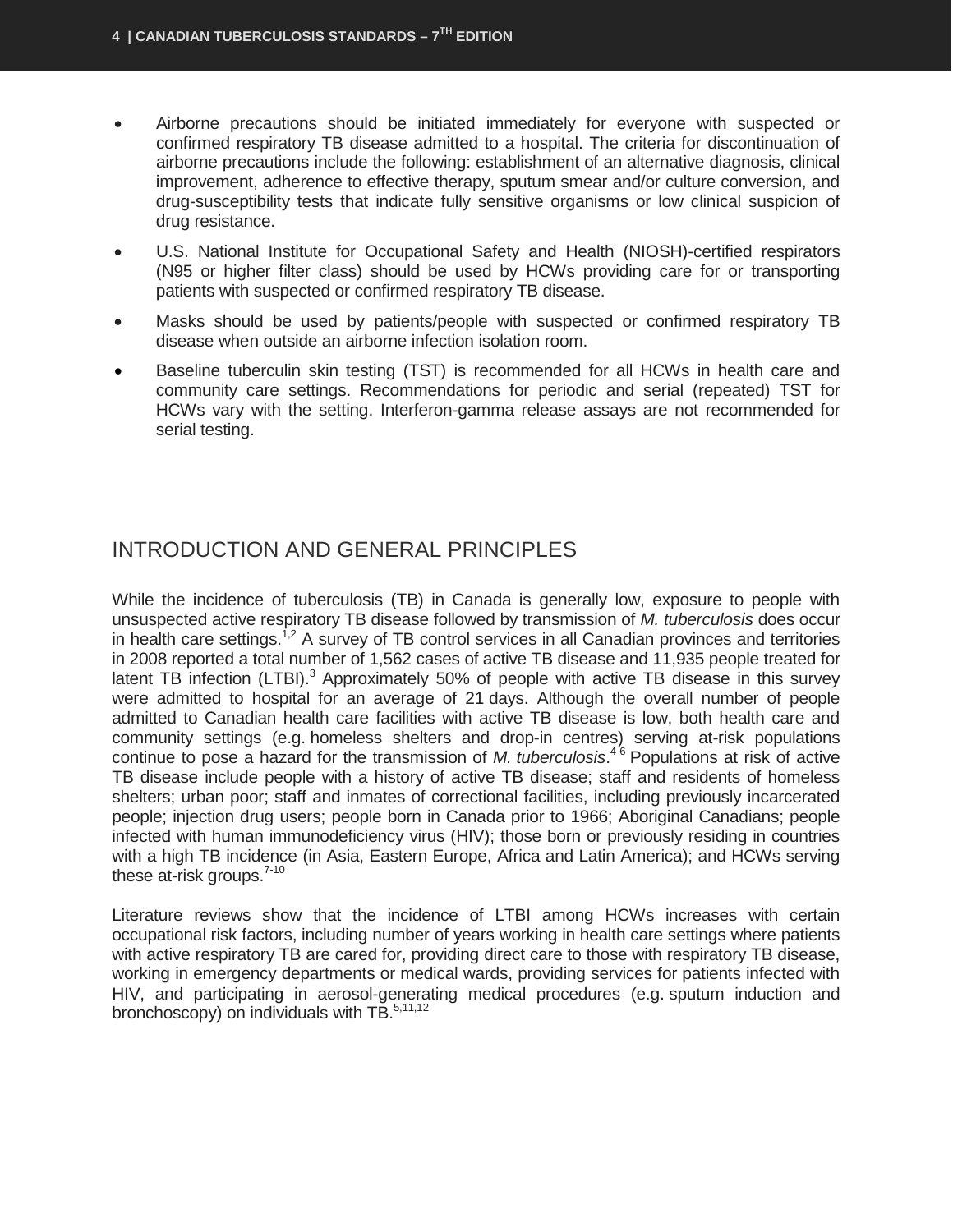- Airborne precautions should be initiated immediately for everyone with suspected or confirmed respiratory TB disease admitted to a hospital. The criteria for discontinuation of airborne precautions include the following: establishment of an alternative diagnosis, clinical improvement, adherence to effective therapy, sputum smear and/or culture conversion, and drug-susceptibility tests that indicate fully sensitive organisms or low clinical suspicion of drug resistance.
- U.S. National Institute for Occupational Safety and Health (NIOSH)-certified respirators (N95 or higher filter class) should be used by HCWs providing care for or transporting patients with suspected or confirmed respiratory TB disease.
- Masks should be used by patients/people with suspected or confirmed respiratory TB disease when outside an airborne infection isolation room.
- Baseline tuberculin skin testing (TST) is recommended for all HCWs in health care and community care settings. Recommendations for periodic and serial (repeated) TST for HCWs vary with the setting. Interferon-gamma release assays are not recommended for serial testing.

## INTRODUCTION AND GENERAL PRINCIPLES

While the incidence of tuberculosis (TB) in Canada is generally low, exposure to people with unsuspected active respiratory TB disease followed by transmission of *M. tuberculosis* does occur in health care settings.[1,2] A survey of TB control services in all Canadian provinces and territories in 2008 reported a total number of 1,562 cases of active TB disease and 11,935 people treated for latent TB infection (LTBI).[3] Approximately 50% of people with active TB disease in this survey were admitted to hospital for an average of 21 days. Although the overall number of people admitted to Canadian health care facilities with active TB disease is low, both health care and community settings (e.g. homeless shelters and drop-in centres) serving at-risk populations continue to pose a hazard for the transmission of *M. tuberculosis*.[4-6] Populations at risk of active TB disease include people with a history of active TB disease; staff and residents of homeless shelters; urban poor; staff and inmates of correctional facilities, including previously incarcerated people; injection drug users; people born in Canada prior to 1966; Aboriginal Canadians; people infected with human immunodeficiency virus (HIV); those born or previously residing in countries with a high TB incidence (in Asia, Eastern Europe, Africa and Latin America); and HCWs serving these at-risk groups.[7-10]

Literature reviews show that the incidence of LTBI among HCWs increases with certain occupational risk factors, including number of years working in health care settings where patients with active respiratory TB are cared for, providing direct care to those with respiratory TB disease, working in emergency departments or medical wards, providing services for patients infected with HIV, and participating in aerosol-generating medical procedures (e.g. sputum induction and bronchoscopy) on individuals with TB.[5,11,12]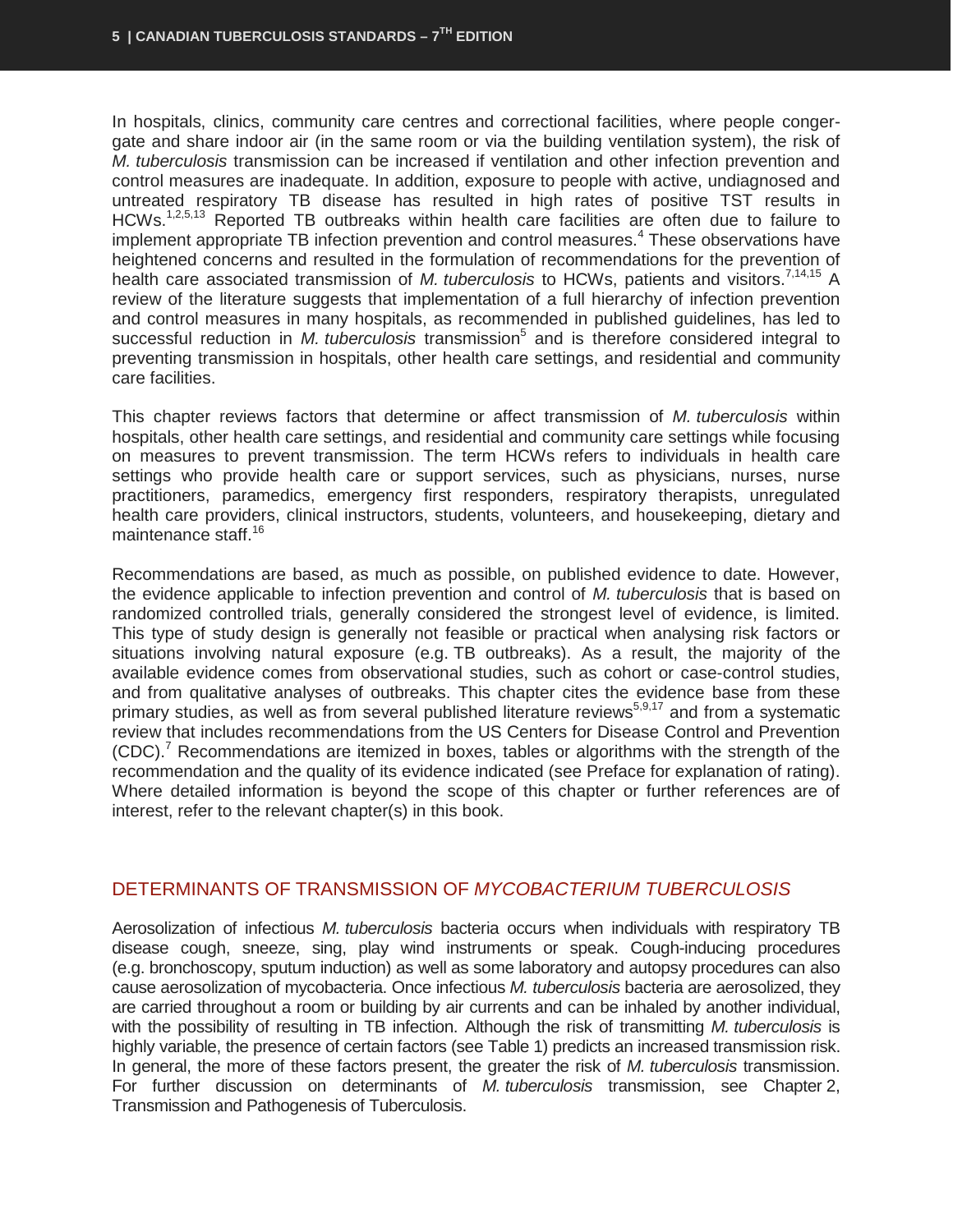In hospitals, clinics, community care centres and correctional facilities, where people congregate and share indoor air (in the same room or via the building ventilation system), the risk of *M. tuberculosis* transmission can be increased if ventilation and other infection prevention and control measures are inadequate. In addition, exposure to people with active, undiagnosed and untreated respiratory TB disease has resulted in high rates of positive TST results in HCWs.[1,2,5,13] Reported TB outbreaks within health care facilities are often due to failure to implement appropriate TB infection prevention and control measures.[4] These observations have heightened concerns and resulted in the formulation of recommendations for the prevention of health care associated transmission of *M. tuberculosis* to HCWs, patients and visitors.[7,14,15] A review of the literature suggests that implementation of a full hierarchy of infection prevention and control measures in many hospitals, as recommended in published guidelines, has led to successful reduction in *M. tuberculosis* transmission[5] and is therefore considered integral to preventing transmission in hospitals, other health care settings, and residential and community care facilities.

This chapter reviews factors that determine or affect transmission of *M. tuberculosis* within hospitals, other health care settings, and residential and community care settings while focusing on measures to prevent transmission. The term HCWs refers to individuals in health care settings who provide health care or support services, such as physicians, nurses, nurse practitioners, paramedics, emergency first responders, respiratory therapists, unregulated health care providers, clinical instructors, students, volunteers, and housekeeping, dietary and maintenance staff.[16]

Recommendations are based, as much as possible, on published evidence to date. However, the evidence applicable to infection prevention and control of *M. tuberculosis* that is based on randomized controlled trials, generally considered the strongest level of evidence, is limited. This type of study design is generally not feasible or practical when analysing risk factors or situations involving natural exposure (e.g. TB outbreaks). As a result, the majority of the available evidence comes from observational studies, such as cohort or case-control studies, and from qualitative analyses of outbreaks. This chapter cites the evidence base from these primary studies, as well as from several published literature reviews[5,9,17] and from a systematic review that includes recommendations from the US Centers for Disease Control and Prevention (CDC).[7] Recommendations are itemized in boxes, tables or algorithms with the strength of the recommendation and the quality of its evidence indicated (see Preface for explanation of rating). Where detailed information is beyond the scope of this chapter or further references are of interest, refer to the relevant chapter(s) in this book.

## DETERMINANTS OF TRANSMISSION OF *MYCOBACTERIUM TUBERCULOSIS*

Aerosolization of infectious *M. tuberculosis* bacteria occurs when individuals with respiratory TB disease cough, sneeze, sing, play wind instruments or speak. Cough-inducing procedures (e.g. bronchoscopy, sputum induction) as well as some laboratory and autopsy procedures can also cause aerosolization of mycobacteria. Once infectious *M. tuberculosis* bacteria are aerosolized, they are carried throughout a room or building by air currents and can be inhaled by another individual, with the possibility of resulting in TB infection. Although the risk of transmitting *M. tuberculosis* is highly variable, the presence of certain factors (see Table 1) predicts an increased transmission risk. In general, the more of these factors present, the greater the risk of *M. tuberculosis* transmission. For further discussion on determinants of *M. tuberculosis* transmission, see Chapter 2, Transmission and Pathogenesis of Tuberculosis.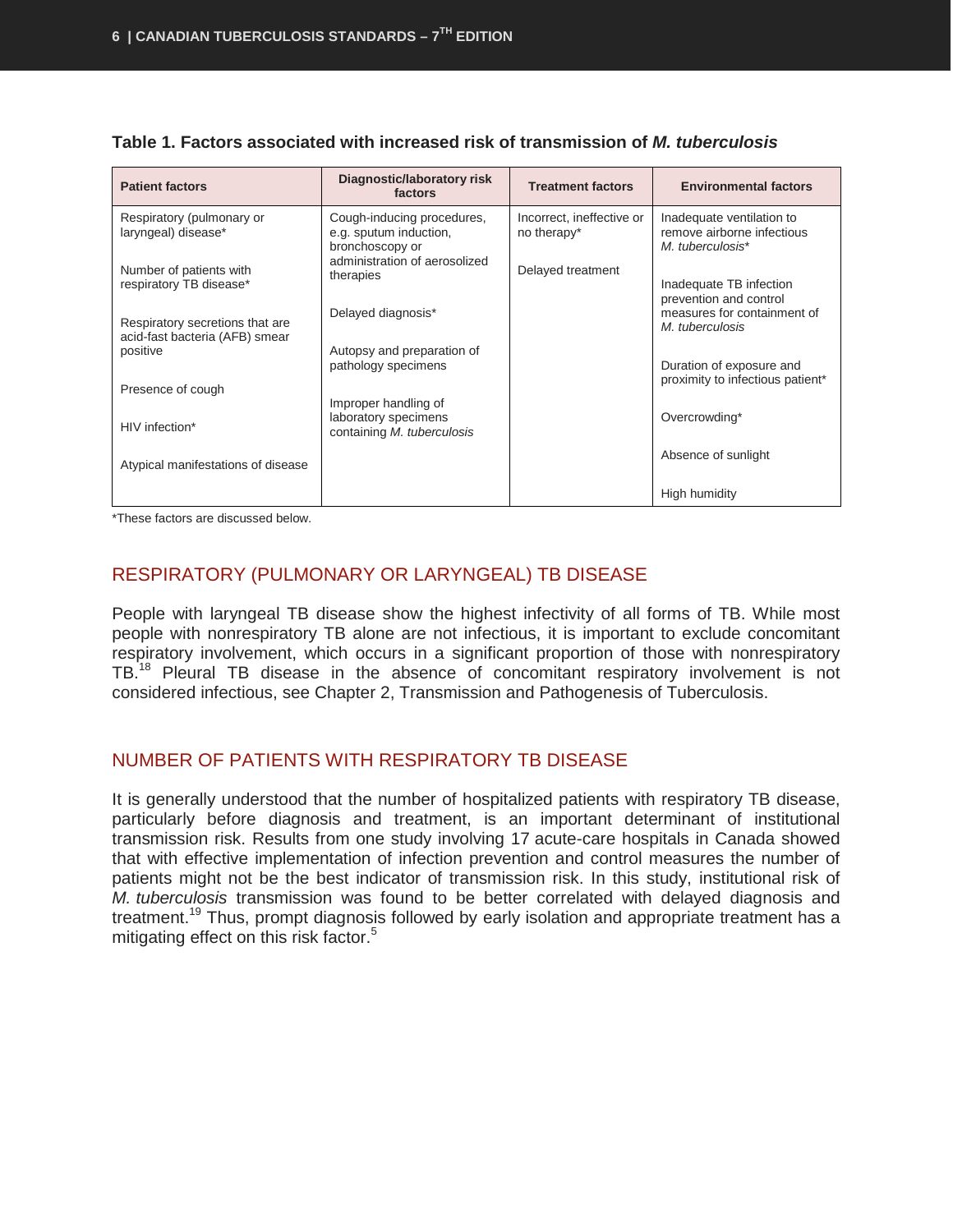**Table 1. Factors associated with increased risk of transmission of *M. tuberculosis***

| Patient factors | Diagnostic/laboratory risk factors | Treatment factors | Environmental factors |
|---|---|---|---|
| Respiratory (pulmonary or laryngeal) disease* | Cough-inducing procedures, e.g. sputum induction, bronchoscopy or administration of aerosolized therapies | Incorrect, ineffective or no therapy* | Inadequate ventilation to remove airborne infectious *M. tuberculosis** |
| Number of patients with respiratory TB disease* | Delayed diagnosis* | Delayed treatment | Inadequate TB infection prevention and control measures for containment of *M. tuberculosis* |
| Respiratory secretions that are acid-fast bacteria (AFB) smear positive | Autopsy and preparation of pathology specimens | | Duration of exposure and proximity to infectious patient* |
| Presence of cough | Improper handling of laboratory specimens containing *M. tuberculosis* | | Overcrowding* |
| HIV infection* | | | Absence of sunlight |
| Atypical manifestations of disease | | | High humidity |

*These factors are discussed below.

## RESPIRATORY (PULMONARY OR LARYNGEAL) TB DISEASE

People with laryngeal TB disease show the highest infectivity of all forms of TB. While most people with nonrespiratory TB alone are not infectious, it is important to exclude concomitant respiratory involvement, which occurs in a significant proportion of those with nonrespiratory TB.[18] Pleural TB disease in the absence of concomitant respiratory involvement is not considered infectious, see Chapter 2, Transmission and Pathogenesis of Tuberculosis.

## NUMBER OF PATIENTS WITH RESPIRATORY TB DISEASE

It is generally understood that the number of hospitalized patients with respiratory TB disease, particularly before diagnosis and treatment, is an important determinant of institutional transmission risk. Results from one study involving 17 acute-care hospitals in Canada showed that with effective implementation of infection prevention and control measures the number of patients might not be the best indicator of transmission risk. In this study, institutional risk of *M. tuberculosis* transmission was found to be better correlated with delayed diagnosis and treatment.[19] Thus, prompt diagnosis followed by early isolation and appropriate treatment has a mitigating effect on this risk factor.[5]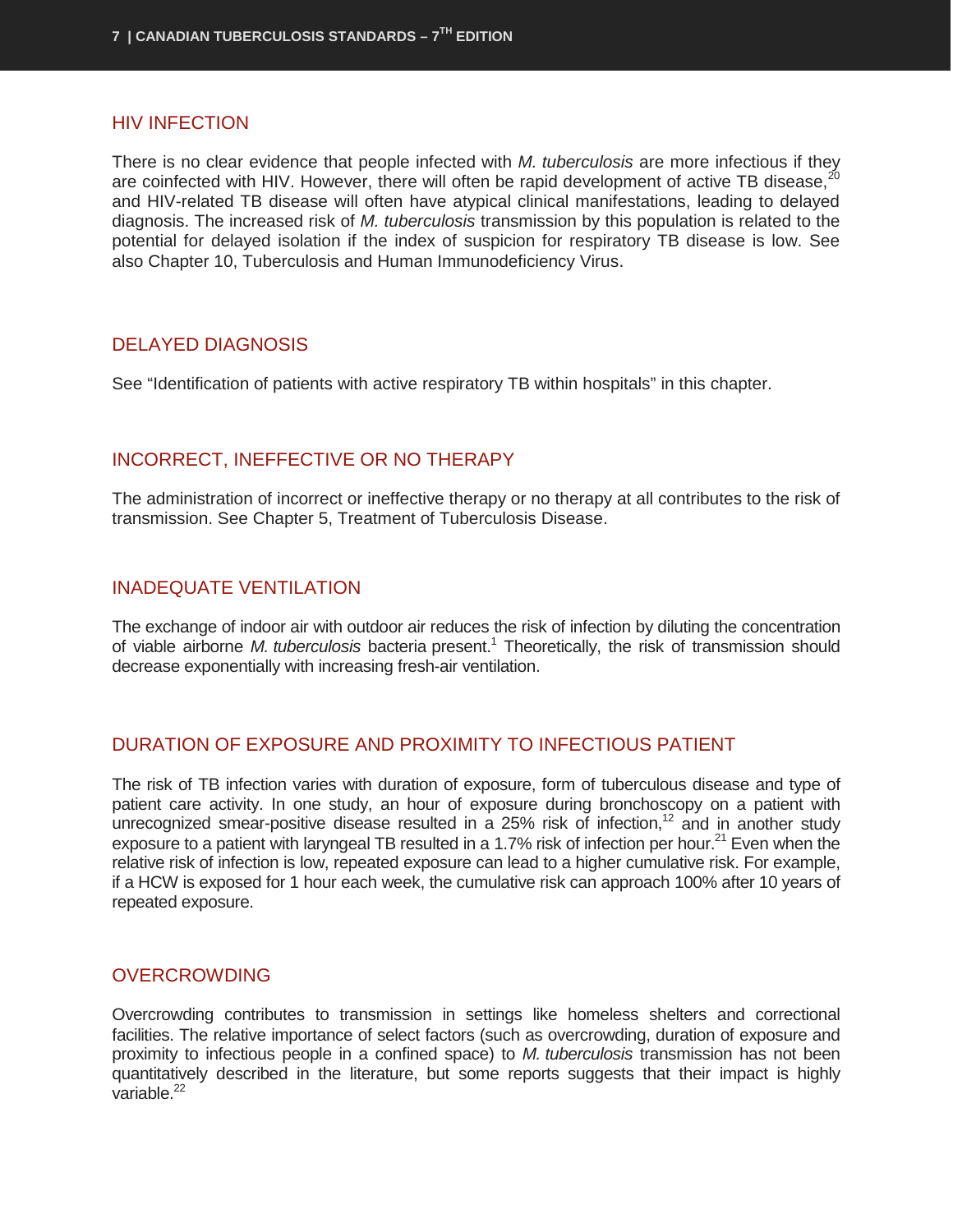## HIV INFECTION

There is no clear evidence that people infected with *M. tuberculosis* are more infectious if they are coinfected with HIV. However, there will often be rapid development of active TB disease,[20] and HIV-related TB disease will often have atypical clinical manifestations, leading to delayed diagnosis. The increased risk of *M. tuberculosis* transmission by this population is related to the potential for delayed isolation if the index of suspicion for respiratory TB disease is low. See also Chapter 10, Tuberculosis and Human Immunodeficiency Virus.

## DELAYED DIAGNOSIS

See "Identification of patients with active respiratory TB within hospitals" in this chapter.

## INCORRECT, INEFFECTIVE OR NO THERAPY

The administration of incorrect or ineffective therapy or no therapy at all contributes to the risk of transmission. See Chapter 5, Treatment of Tuberculosis Disease.

## INADEQUATE VENTILATION

The exchange of indoor air with outdoor air reduces the risk of infection by diluting the concentration of viable airborne *M. tuberculosis* bacteria present.[1] Theoretically, the risk of transmission should decrease exponentially with increasing fresh-air ventilation.

## DURATION OF EXPOSURE AND PROXIMITY TO INFECTIOUS PATIENT

The risk of TB infection varies with duration of exposure, form of tuberculous disease and type of patient care activity. In one study, an hour of exposure during bronchoscopy on a patient with unrecognized smear-positive disease resulted in a 25% risk of infection,[12] and in another study exposure to a patient with laryngeal TB resulted in a 1.7% risk of infection per hour.[21] Even when the relative risk of infection is low, repeated exposure can lead to a higher cumulative risk. For example, if a HCW is exposed for 1 hour each week, the cumulative risk can approach 100% after 10 years of repeated exposure.

## OVERCROWDING

Overcrowding contributes to transmission in settings like homeless shelters and correctional facilities. The relative importance of select factors (such as overcrowding, duration of exposure and proximity to infectious people in a confined space) to *M. tuberculosis* transmission has not been quantitatively described in the literature, but some reports suggests that their impact is highly variable.[22]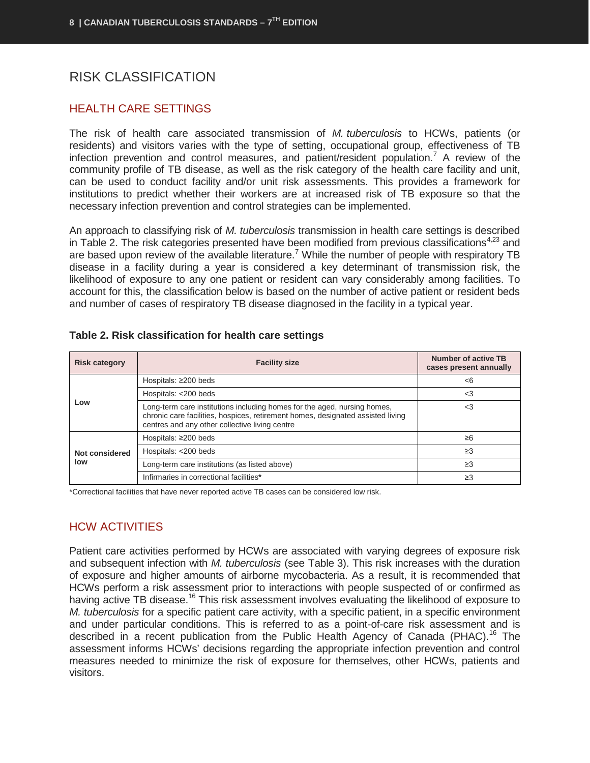## RISK CLASSIFICATION

### HEALTH CARE SETTINGS

The risk of health care associated transmission of *M. tuberculosis* to HCWs, patients (or residents) and visitors varies with the type of setting, occupational group, effectiveness of TB infection prevention and control measures, and patient/resident population.[7] A review of the community profile of TB disease, as well as the risk category of the health care facility and unit, can be used to conduct facility and/or unit risk assessments. This provides a framework for institutions to predict whether their workers are at increased risk of TB exposure so that the necessary infection prevention and control strategies can be implemented.

An approach to classifying risk of *M. tuberculosis* transmission in health care settings is described in Table 2. The risk categories presented have been modified from previous classifications[4,23] and are based upon review of the available literature.[7] While the number of people with respiratory TB disease in a facility during a year is considered a key determinant of transmission risk, the likelihood of exposure to any one patient or resident can vary considerably among facilities. To account for this, the classification below is based on the number of active patient or resident beds and number of cases of respiratory TB disease diagnosed in the facility in a typical year.

**Table 2. Risk classification for health care settings**

| Risk category | Facility size | Number of active TB cases present annually |
|---|---|---|
| Low | Hospitals: ≥200 beds | <6 |
| | Hospitals: <200 beds | <3 |
| | Long-term care institutions including homes for the aged, nursing homes, chronic care facilities, hospices, retirement homes, designated assisted living centres and any other collective living centre | <3 |
| Not considered low | Hospitals: ≥200 beds | ≥6 |
| | Hospitals: <200 beds | ≥3 |
| | Long-term care institutions (as listed above) | ≥3 |
| | Infirmaries in correctional facilities* | ≥3 |

*Correctional facilities that have never reported active TB cases can be considered low risk.

### HCW ACTIVITIES

Patient care activities performed by HCWs are associated with varying degrees of exposure risk and subsequent infection with *M. tuberculosis* (see Table 3). This risk increases with the duration of exposure and higher amounts of airborne mycobacteria. As a result, it is recommended that HCWs perform a risk assessment prior to interactions with people suspected of or confirmed as having active TB disease.[16] This risk assessment involves evaluating the likelihood of exposure to *M. tuberculosis* for a specific patient care activity, with a specific patient, in a specific environment and under particular conditions. This is referred to as a point-of-care risk assessment and is described in a recent publication from the Public Health Agency of Canada (PHAC).[16] The assessment informs HCWs' decisions regarding the appropriate infection prevention and control measures needed to minimize the risk of exposure for themselves, other HCWs, patients and visitors.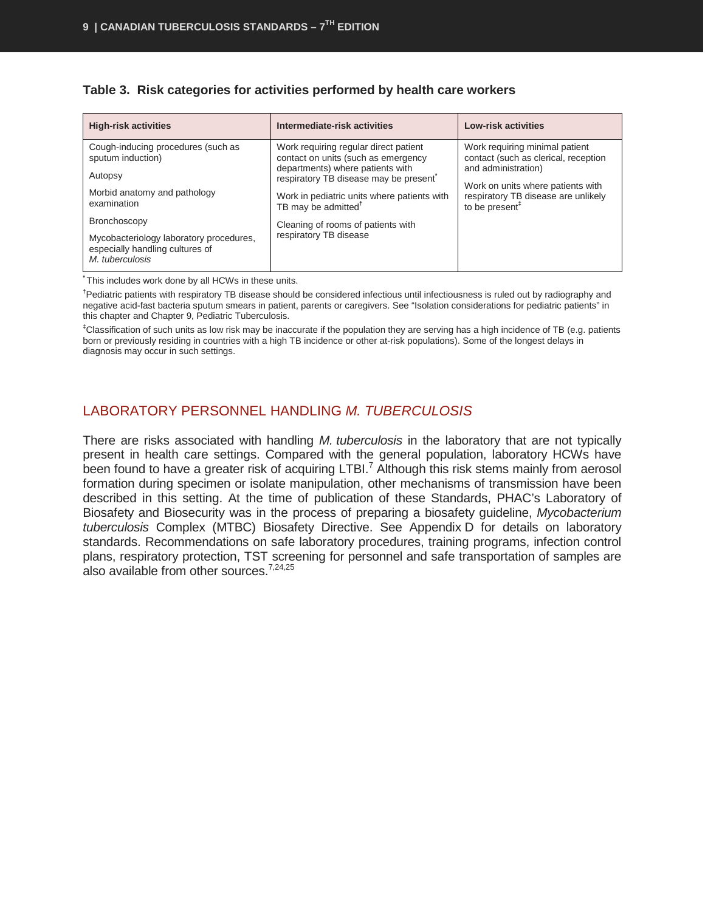**Table 3. Risk categories for activities performed by health care workers**

| High-risk activities | Intermediate-risk activities | Low-risk activities |
|---|---|---|
| Cough-inducing procedures (such as sputum induction)<br>Autopsy<br>Morbid anatomy and pathology examination<br>Bronchoscopy<br>Mycobacteriology laboratory procedures, especially handling cultures of *M. tuberculosis* | Work requiring regular direct patient contact on units (such as emergency departments) where patients with respiratory TB disease may be present*<br>Work in pediatric units where patients with TB may be admitted†<br>Cleaning of rooms of patients with respiratory TB disease | Work requiring minimal patient contact (such as clerical, reception and administration)<br>Work on units where patients with respiratory TB disease are unlikely to be present‡ |

\* This includes work done by all HCWs in these units.

† Pediatric patients with respiratory TB disease should be considered infectious until infectiousness is ruled out by radiography and negative acid-fast bacteria sputum smears in patient, parents or caregivers. See "Isolation considerations for pediatric patients" in this chapter and Chapter 9, Pediatric Tuberculosis.

‡ Classification of such units as low risk may be inaccurate if the population they are serving has a high incidence of TB (e.g. patients born or previously residing in countries with a high TB incidence or other at-risk populations). Some of the longest delays in diagnosis may occur in such settings.

## LABORATORY PERSONNEL HANDLING *M. TUBERCULOSIS*

There are risks associated with handling *M. tuberculosis* in the laboratory that are not typically present in health care settings. Compared with the general population, laboratory HCWs have been found to have a greater risk of acquiring LTBI.[7] Although this risk stems mainly from aerosol formation during specimen or isolate manipulation, other mechanisms of transmission have been described in this setting. At the time of publication of these Standards, PHAC's Laboratory of Biosafety and Biosecurity was in the process of preparing a biosafety guideline, *Mycobacterium tuberculosis* Complex (MTBC) Biosafety Directive. See Appendix D for details on laboratory standards. Recommendations on safe laboratory procedures, training programs, infection control plans, respiratory protection, TST screening for personnel and safe transportation of samples are also available from other sources.[7,24,25]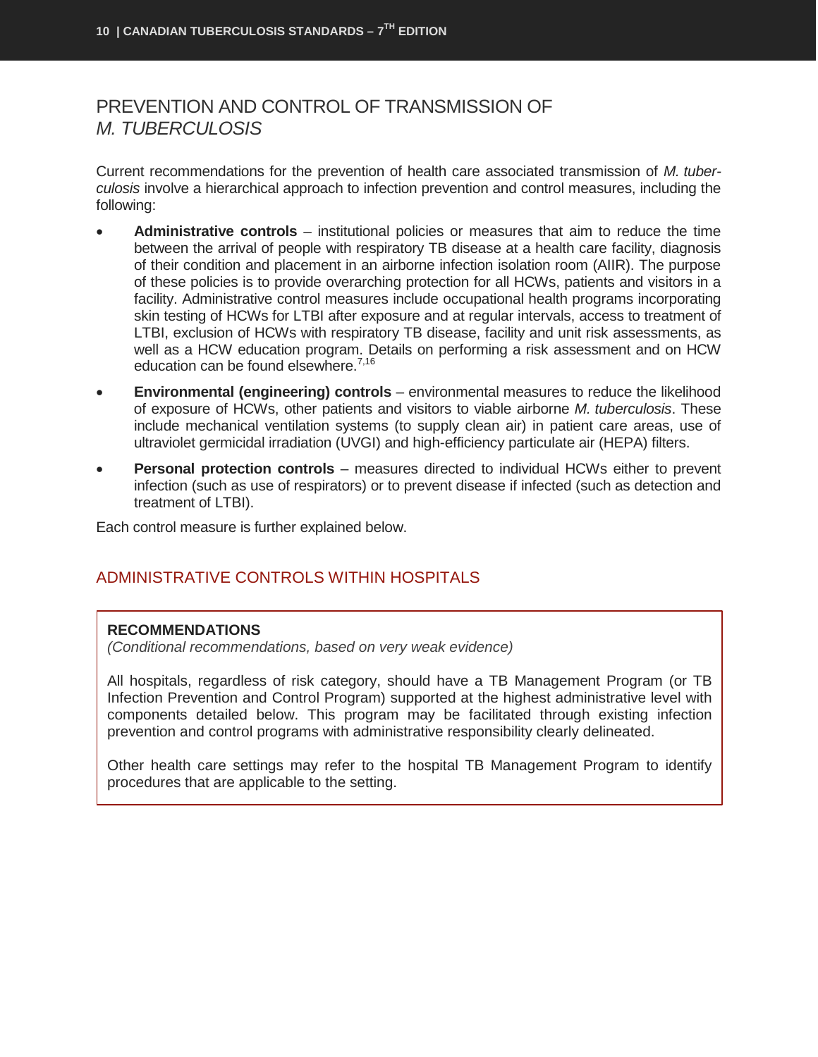## PREVENTION AND CONTROL OF TRANSMISSION OF *M. TUBERCULOSIS*

Current recommendations for the prevention of health care associated transmission of *M. tuberculosis* involve a hierarchical approach to infection prevention and control measures, including the following:

- **Administrative controls** – institutional policies or measures that aim to reduce the time between the arrival of people with respiratory TB disease at a health care facility, diagnosis of their condition and placement in an airborne infection isolation room (AIIR). The purpose of these policies is to provide overarching protection for all HCWs, patients and visitors in a facility. Administrative control measures include occupational health programs incorporating skin testing of HCWs for LTBI after exposure and at regular intervals, access to treatment of LTBI, exclusion of HCWs with respiratory TB disease, facility and unit risk assessments, as well as a HCW education program. Details on performing a risk assessment and on HCW education can be found elsewhere.[7,16]
- **Environmental (engineering) controls** – environmental measures to reduce the likelihood of exposure of HCWs, other patients and visitors to viable airborne *M. tuberculosis*. These include mechanical ventilation systems (to supply clean air) in patient care areas, use of ultraviolet germicidal irradiation (UVGI) and high-efficiency particulate air (HEPA) filters.
- **Personal protection controls** – measures directed to individual HCWs either to prevent infection (such as use of respirators) or to prevent disease if infected (such as detection and treatment of LTBI).

Each control measure is further explained below.

### ADMINISTRATIVE CONTROLS WITHIN HOSPITALS

**RECOMMENDATIONS**
*(Conditional recommendations, based on very weak evidence)*

All hospitals, regardless of risk category, should have a TB Management Program (or TB Infection Prevention and Control Program) supported at the highest administrative level with components detailed below. This program may be facilitated through existing infection prevention and control programs with administrative responsibility clearly delineated.

Other health care settings may refer to the hospital TB Management Program to identify procedures that are applicable to the setting.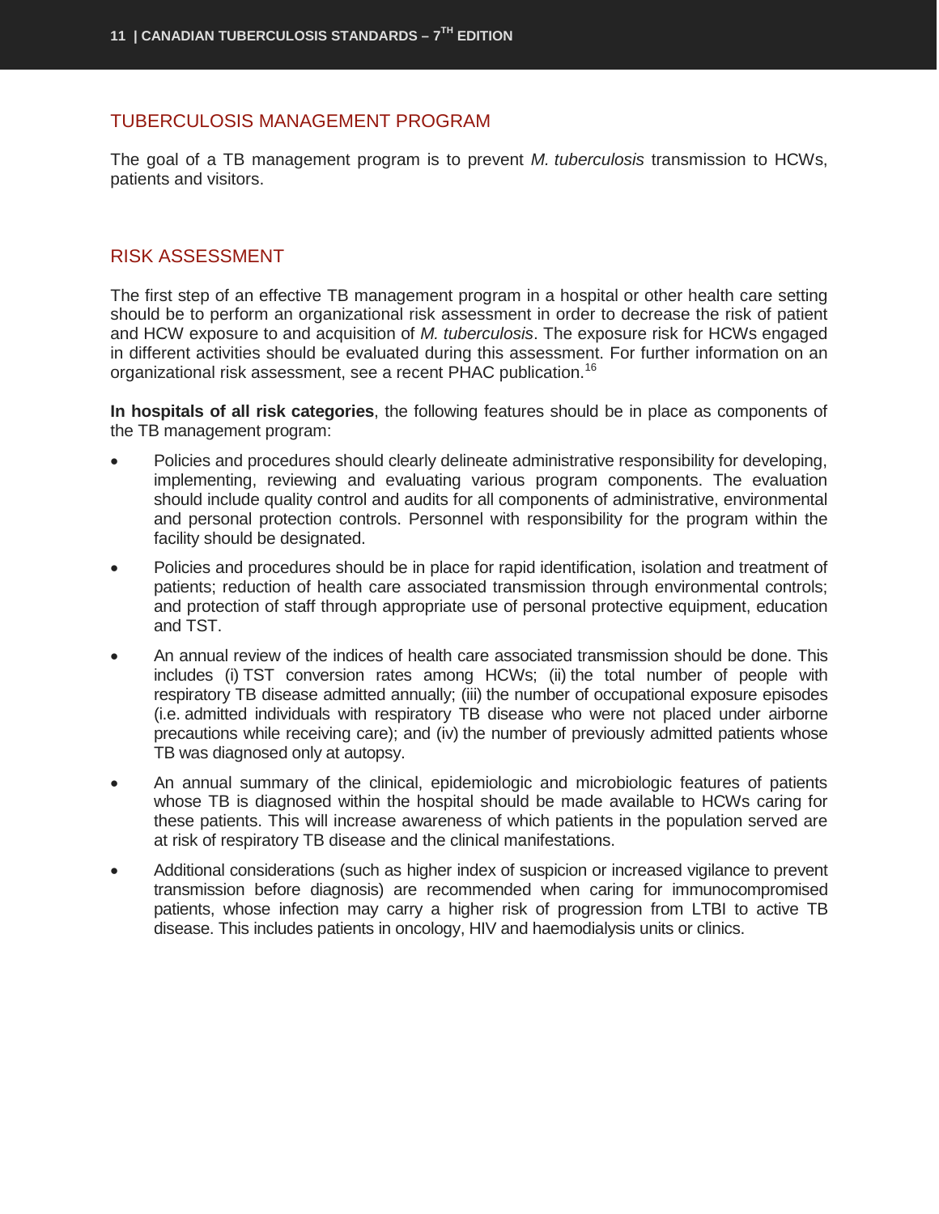## TUBERCULOSIS MANAGEMENT PROGRAM

The goal of a TB management program is to prevent *M. tuberculosis* transmission to HCWs, patients and visitors.

## RISK ASSESSMENT

The first step of an effective TB management program in a hospital or other health care setting should be to perform an organizational risk assessment in order to decrease the risk of patient and HCW exposure to and acquisition of *M. tuberculosis*. The exposure risk for HCWs engaged in different activities should be evaluated during this assessment. For further information on an organizational risk assessment, see a recent PHAC publication.[16]

**In hospitals of all risk categories**, the following features should be in place as components of the TB management program:

- Policies and procedures should clearly delineate administrative responsibility for developing, implementing, reviewing and evaluating various program components. The evaluation should include quality control and audits for all components of administrative, environmental and personal protection controls. Personnel with responsibility for the program within the facility should be designated.
- Policies and procedures should be in place for rapid identification, isolation and treatment of patients; reduction of health care associated transmission through environmental controls; and protection of staff through appropriate use of personal protective equipment, education and TST.
- An annual review of the indices of health care associated transmission should be done. This includes (i) TST conversion rates among HCWs; (ii) the total number of people with respiratory TB disease admitted annually; (iii) the number of occupational exposure episodes (i.e. admitted individuals with respiratory TB disease who were not placed under airborne precautions while receiving care); and (iv) the number of previously admitted patients whose TB was diagnosed only at autopsy.
- An annual summary of the clinical, epidemiologic and microbiologic features of patients whose TB is diagnosed within the hospital should be made available to HCWs caring for these patients. This will increase awareness of which patients in the population served are at risk of respiratory TB disease and the clinical manifestations.
- Additional considerations (such as higher index of suspicion or increased vigilance to prevent transmission before diagnosis) are recommended when caring for immunocompromised patients, whose infection may carry a higher risk of progression from LTBI to active TB disease. This includes patients in oncology, HIV and haemodialysis units or clinics.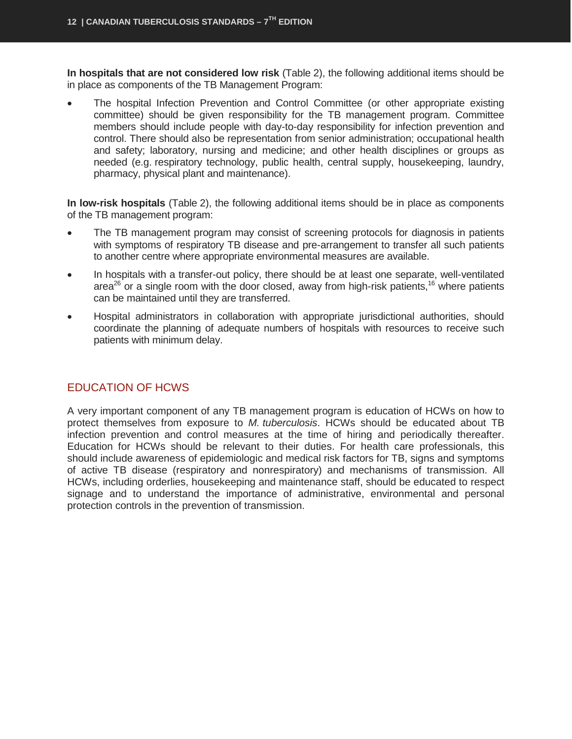**In hospitals that are not considered low risk** (Table 2), the following additional items should be in place as components of the TB Management Program:

- The hospital Infection Prevention and Control Committee (or other appropriate existing committee) should be given responsibility for the TB management program. Committee members should include people with day-to-day responsibility for infection prevention and control. There should also be representation from senior administration; occupational health and safety; laboratory, nursing and medicine; and other health disciplines or groups as needed (e.g. respiratory technology, public health, central supply, housekeeping, laundry, pharmacy, physical plant and maintenance).

**In low-risk hospitals** (Table 2), the following additional items should be in place as components of the TB management program:

- The TB management program may consist of screening protocols for diagnosis in patients with symptoms of respiratory TB disease and pre-arrangement to transfer all such patients to another centre where appropriate environmental measures are available.
- In hospitals with a transfer-out policy, there should be at least one separate, well-ventilated area[26] or a single room with the door closed, away from high-risk patients,[16] where patients can be maintained until they are transferred.
- Hospital administrators in collaboration with appropriate jurisdictional authorities, should coordinate the planning of adequate numbers of hospitals with resources to receive such patients with minimum delay.

## EDUCATION OF HCWS

A very important component of any TB management program is education of HCWs on how to protect themselves from exposure to *M. tuberculosis*. HCWs should be educated about TB infection prevention and control measures at the time of hiring and periodically thereafter. Education for HCWs should be relevant to their duties. For health care professionals, this should include awareness of epidemiologic and medical risk factors for TB, signs and symptoms of active TB disease (respiratory and nonrespiratory) and mechanisms of transmission. All HCWs, including orderlies, housekeeping and maintenance staff, should be educated to respect signage and to understand the importance of administrative, environmental and personal protection controls in the prevention of transmission.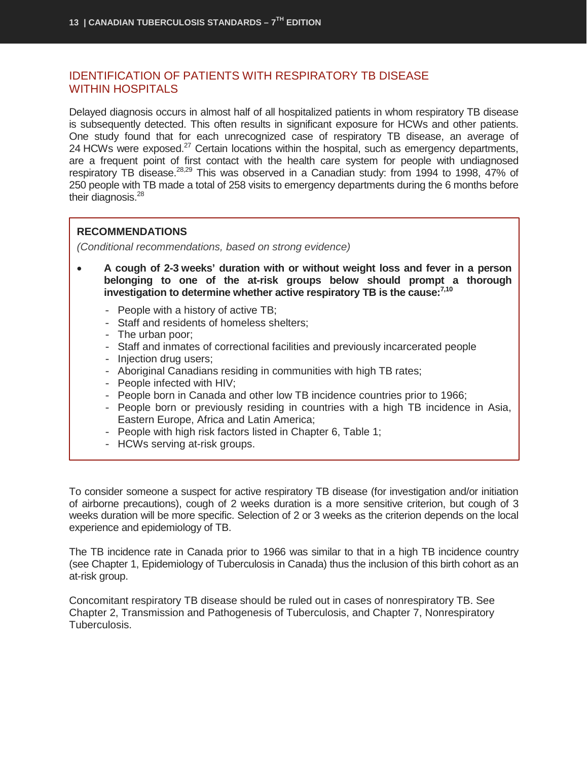## IDENTIFICATION OF PATIENTS WITH RESPIRATORY TB DISEASE WITHIN HOSPITALS

Delayed diagnosis occurs in almost half of all hospitalized patients in whom respiratory TB disease is subsequently detected. This often results in significant exposure for HCWs and other patients. One study found that for each unrecognized case of respiratory TB disease, an average of 24 HCWs were exposed.[27] Certain locations within the hospital, such as emergency departments, are a frequent point of first contact with the health care system for people with undiagnosed respiratory TB disease.[28,29] This was observed in a Canadian study: from 1994 to 1998, 47% of 250 people with TB made a total of 258 visits to emergency departments during the 6 months before their diagnosis.[28]

**RECOMMENDATIONS**

*(Conditional recommendations, based on strong evidence)*

- **A cough of 2-3 weeks' duration with or without weight loss and fever in a person belonging to one of the at-risk groups below should prompt a thorough investigation to determine whether active respiratory TB is the cause:[7,10]**
  - People with a history of active TB;
  - Staff and residents of homeless shelters;
  - The urban poor;
  - Staff and inmates of correctional facilities and previously incarcerated people
  - Injection drug users;
  - Aboriginal Canadians residing in communities with high TB rates;
  - People infected with HIV;
  - People born in Canada and other low TB incidence countries prior to 1966;
  - People born or previously residing in countries with a high TB incidence in Asia, Eastern Europe, Africa and Latin America;
  - People with high risk factors listed in Chapter 6, Table 1;
  - HCWs serving at-risk groups.

To consider someone a suspect for active respiratory TB disease (for investigation and/or initiation of airborne precautions), cough of 2 weeks duration is a more sensitive criterion, but cough of 3 weeks duration will be more specific. Selection of 2 or 3 weeks as the criterion depends on the local experience and epidemiology of TB.

The TB incidence rate in Canada prior to 1966 was similar to that in a high TB incidence country (see Chapter 1, Epidemiology of Tuberculosis in Canada) thus the inclusion of this birth cohort as an at-risk group.

Concomitant respiratory TB disease should be ruled out in cases of nonrespiratory TB. See Chapter 2, Transmission and Pathogenesis of Tuberculosis, and Chapter 7, Nonrespiratory Tuberculosis.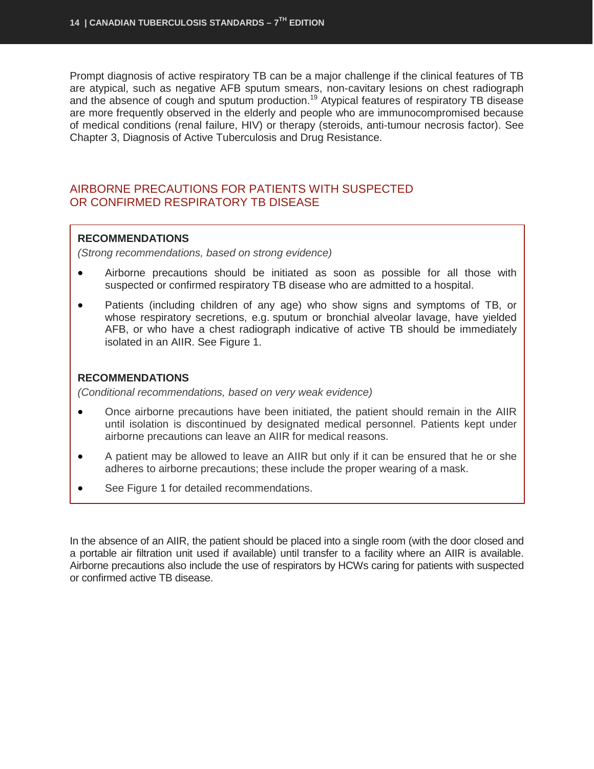Prompt diagnosis of active respiratory TB can be a major challenge if the clinical features of TB are atypical, such as negative AFB sputum smears, non-cavitary lesions on chest radiograph and the absence of cough and sputum production.[19] Atypical features of respiratory TB disease are more frequently observed in the elderly and people who are immunocompromised because of medical conditions (renal failure, HIV) or therapy (steroids, anti-tumour necrosis factor). See Chapter 3, Diagnosis of Active Tuberculosis and Drug Resistance.

## AIRBORNE PRECAUTIONS FOR PATIENTS WITH SUSPECTED OR CONFIRMED RESPIRATORY TB DISEASE

**RECOMMENDATIONS**

*(Strong recommendations, based on strong evidence)*

- Airborne precautions should be initiated as soon as possible for all those with suspected or confirmed respiratory TB disease who are admitted to a hospital.
- Patients (including children of any age) who show signs and symptoms of TB, or whose respiratory secretions, e.g. sputum or bronchial alveolar lavage, have yielded AFB, or who have a chest radiograph indicative of active TB should be immediately isolated in an AIIR. See Figure 1.

**RECOMMENDATIONS**

*(Conditional recommendations, based on very weak evidence)*

- Once airborne precautions have been initiated, the patient should remain in the AIIR until isolation is discontinued by designated medical personnel. Patients kept under airborne precautions can leave an AIIR for medical reasons.
- A patient may be allowed to leave an AIIR but only if it can be ensured that he or she adheres to airborne precautions; these include the proper wearing of a mask.
- See Figure 1 for detailed recommendations.

In the absence of an AIIR, the patient should be placed into a single room (with the door closed and a portable air filtration unit used if available) until transfer to a facility where an AIIR is available. Airborne precautions also include the use of respirators by HCWs caring for patients with suspected or confirmed active TB disease.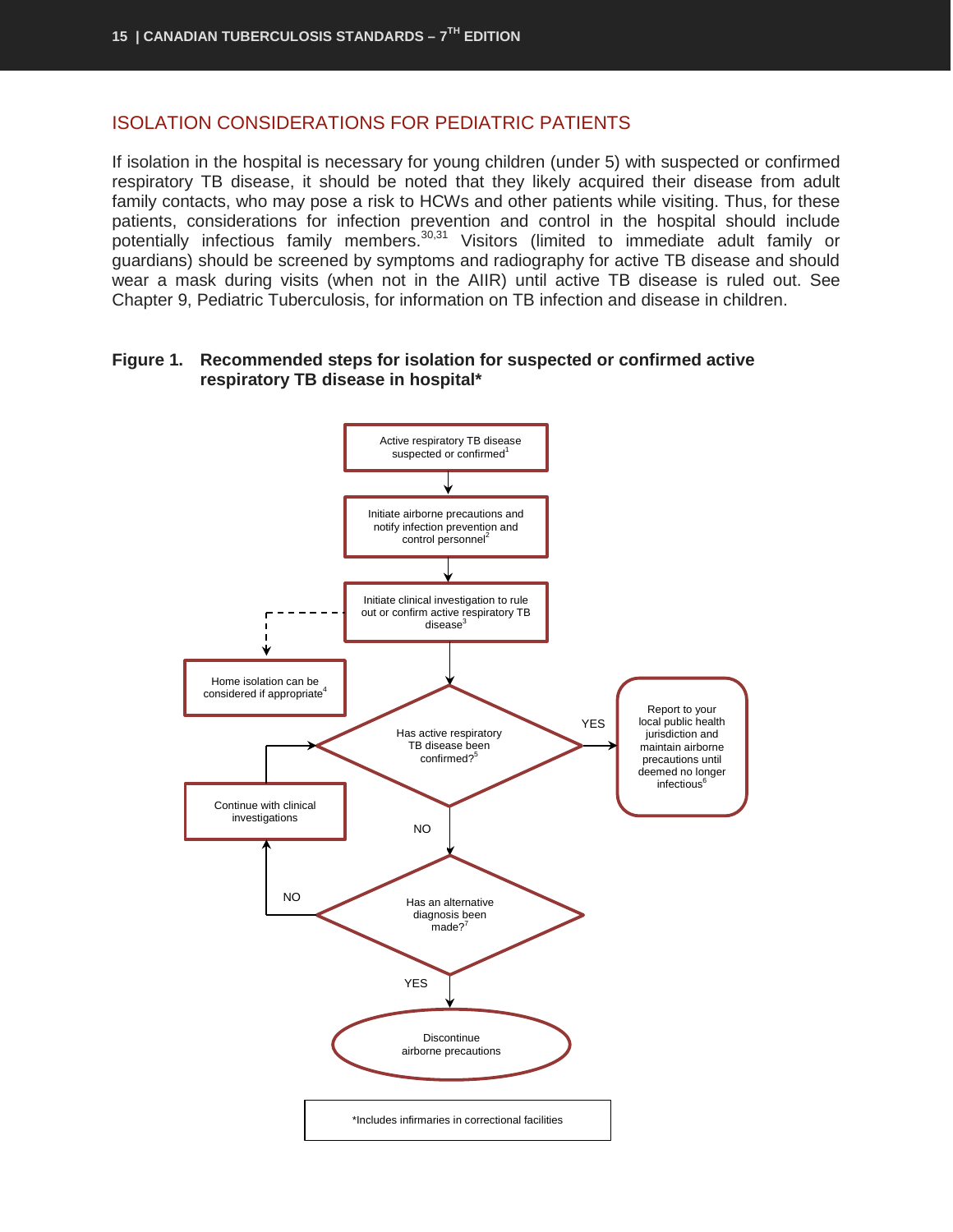## ISOLATION CONSIDERATIONS FOR PEDIATRIC PATIENTS

If isolation in the hospital is necessary for young children (under 5) with suspected or confirmed respiratory TB disease, it should be noted that they likely acquired their disease from adult family contacts, who may pose a risk to HCWs and other patients while visiting. Thus, for these patients, considerations for infection prevention and control in the hospital should include potentially infectious family members.[30,31] Visitors (limited to immediate adult family or guardians) should be screened by symptoms and radiography for active TB disease and should wear a mask during visits (when not in the AIIR) until active TB disease is ruled out. See Chapter 9, Pediatric Tuberculosis, for information on TB infection and disease in children.

**Figure 1. Recommended steps for isolation for suspected or confirmed active respiratory TB disease in hospital***

Active respiratory TB disease suspected or confirmed[1]

↓

Initiate airborne precautions and notify infection prevention and control personnel[2]

↓

Initiate clinical investigation to rule out or confirm active respiratory TB disease[3]

- (optional, dashed) → Home isolation can be considered if appropriate[4]

↓

Has active respiratory TB disease been confirmed?[5]

- YES → Report to your local public health jurisdiction and maintain airborne precautions until deemed no longer infectious[6]
- NO ↓

Has an alternative diagnosis been made?[7]

- NO → Continue with clinical investigations → (return to "Has active respiratory TB disease been confirmed?")
- YES ↓

Discontinue airborne precautions

*Includes infirmaries in correctional facilities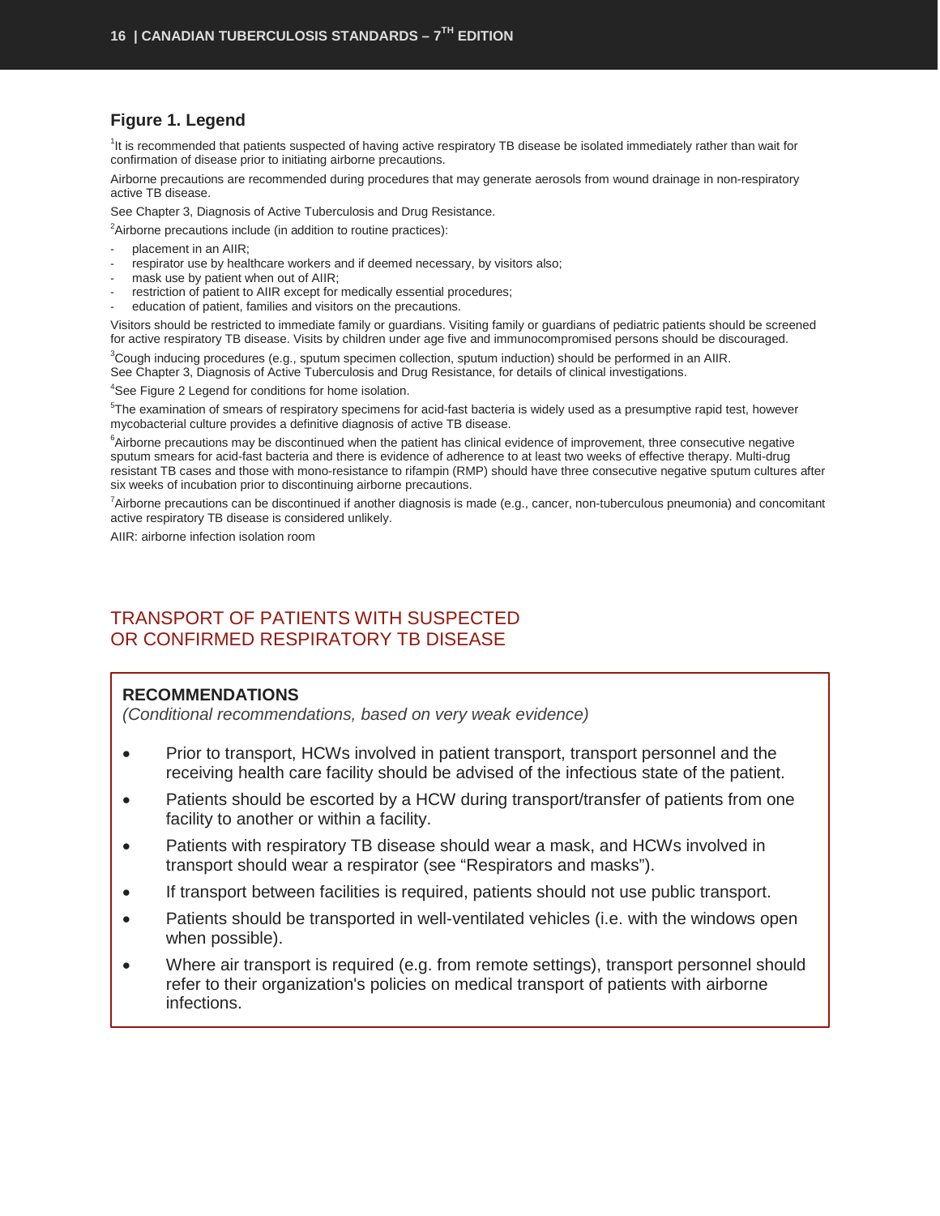### Figure 1. Legend

[1]It is recommended that patients suspected of having active respiratory TB disease be isolated immediately rather than wait for confirmation of disease prior to initiating airborne precautions.

Airborne precautions are recommended during procedures that may generate aerosols from wound drainage in non-respiratory active TB disease.

See Chapter 3, Diagnosis of Active Tuberculosis and Drug Resistance.

[2]Airborne precautions include (in addition to routine practices):

- placement in an AIIR;
- respirator use by healthcare workers and if deemed necessary, by visitors also;
- mask use by patient when out of AIIR;
- restriction of patient to AIIR except for medically essential procedures;
- education of patient, families and visitors on the precautions.

Visitors should be restricted to immediate family or guardians. Visiting family or guardians of pediatric patients should be screened for active respiratory TB disease. Visits by children under age five and immunocompromised persons should be discouraged.

[3]Cough inducing procedures (e.g., sputum specimen collection, sputum induction) should be performed in an AIIR.
See Chapter 3, Diagnosis of Active Tuberculosis and Drug Resistance, for details of clinical investigations.

[4]See Figure 2 Legend for conditions for home isolation.

[5]The examination of smears of respiratory specimens for acid-fast bacteria is widely used as a presumptive rapid test, however mycobacterial culture provides a definitive diagnosis of active TB disease.

[6]Airborne precautions may be discontinued when the patient has clinical evidence of improvement, three consecutive negative sputum smears for acid-fast bacteria and there is evidence of adherence to at least two weeks of effective therapy. Multi-drug resistant TB cases and those with mono-resistance to rifampin (RMP) should have three consecutive negative sputum cultures after six weeks of incubation prior to discontinuing airborne precautions.

[7]Airborne precautions can be discontinued if another diagnosis is made (e.g., cancer, non-tuberculous pneumonia) and concomitant active respiratory TB disease is considered unlikely.

AIIR: airborne infection isolation room

## TRANSPORT OF PATIENTS WITH SUSPECTED OR CONFIRMED RESPIRATORY TB DISEASE

**RECOMMENDATIONS**

*(Conditional recommendations, based on very weak evidence)*

- Prior to transport, HCWs involved in patient transport, transport personnel and the receiving health care facility should be advised of the infectious state of the patient.
- Patients should be escorted by a HCW during transport/transfer of patients from one facility to another or within a facility.
- Patients with respiratory TB disease should wear a mask, and HCWs involved in transport should wear a respirator (see "Respirators and masks").
- If transport between facilities is required, patients should not use public transport.
- Patients should be transported in well-ventilated vehicles (i.e. with the windows open when possible).
- Where air transport is required (e.g. from remote settings), transport personnel should refer to their organization's policies on medical transport of patients with airborne infections.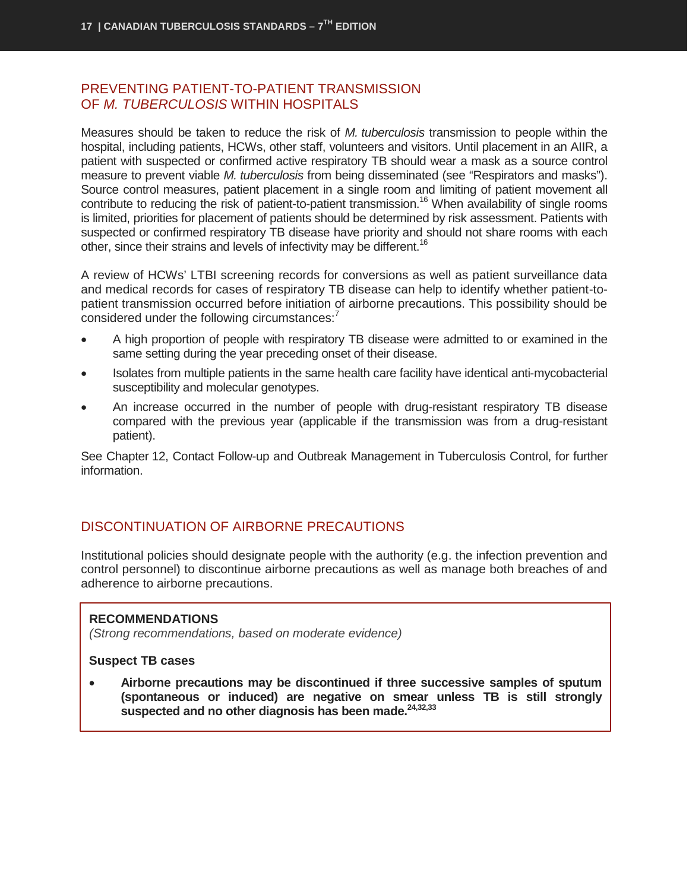## PREVENTING PATIENT-TO-PATIENT TRANSMISSION OF *M. TUBERCULOSIS* WITHIN HOSPITALS

Measures should be taken to reduce the risk of *M. tuberculosis* transmission to people within the hospital, including patients, HCWs, other staff, volunteers and visitors. Until placement in an AIIR, a patient with suspected or confirmed active respiratory TB should wear a mask as a source control measure to prevent viable *M. tuberculosis* from being disseminated (see "Respirators and masks"). Source control measures, patient placement in a single room and limiting of patient movement all contribute to reducing the risk of patient-to-patient transmission.[16] When availability of single rooms is limited, priorities for placement of patients should be determined by risk assessment. Patients with suspected or confirmed respiratory TB disease have priority and should not share rooms with each other, since their strains and levels of infectivity may be different.[16]

A review of HCWs' LTBI screening records for conversions as well as patient surveillance data and medical records for cases of respiratory TB disease can help to identify whether patient-to-patient transmission occurred before initiation of airborne precautions. This possibility should be considered under the following circumstances:[7]

- A high proportion of people with respiratory TB disease were admitted to or examined in the same setting during the year preceding onset of their disease.
- Isolates from multiple patients in the same health care facility have identical anti-mycobacterial susceptibility and molecular genotypes.
- An increase occurred in the number of people with drug-resistant respiratory TB disease compared with the previous year (applicable if the transmission was from a drug-resistant patient).

See Chapter 12, Contact Follow-up and Outbreak Management in Tuberculosis Control, for further information.

## DISCONTINUATION OF AIRBORNE PRECAUTIONS

Institutional policies should designate people with the authority (e.g. the infection prevention and control personnel) to discontinue airborne precautions as well as manage both breaches of and adherence to airborne precautions.

**RECOMMENDATIONS**
*(Strong recommendations, based on moderate evidence)*

**Suspect TB cases**

- **Airborne precautions may be discontinued if three successive samples of sputum (spontaneous or induced) are negative on smear unless TB is still strongly suspected and no other diagnosis has been made.[24,32,33]**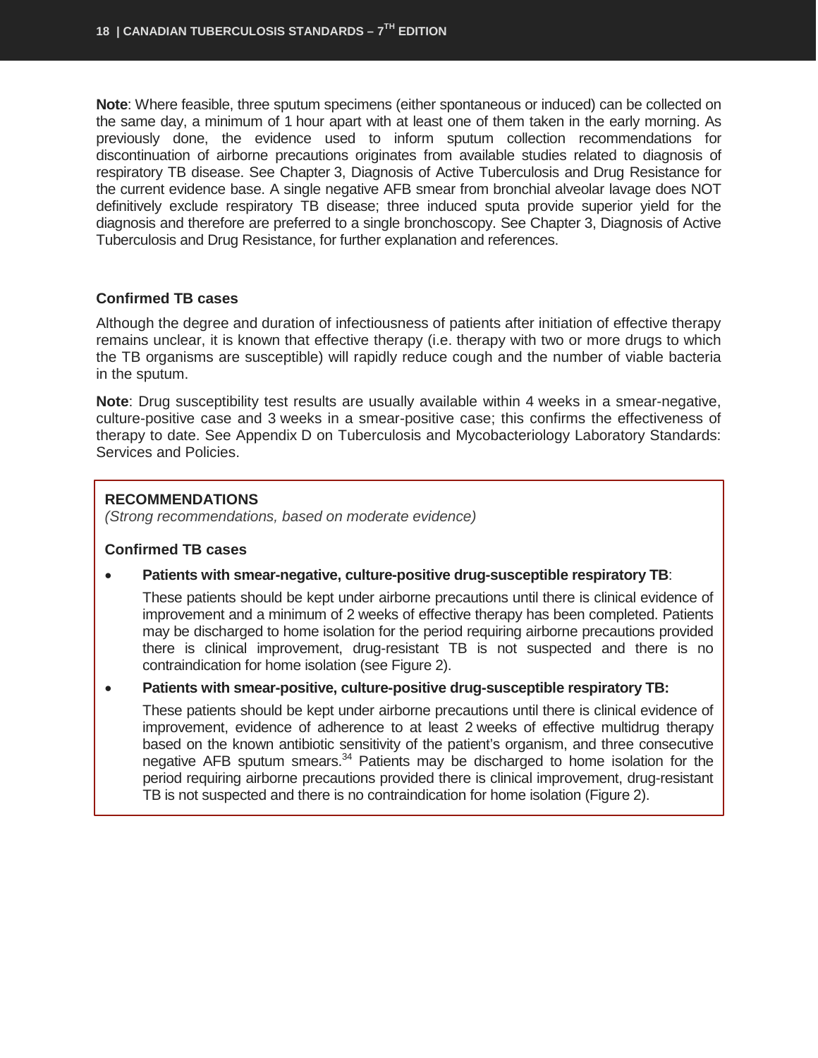**Note**: Where feasible, three sputum specimens (either spontaneous or induced) can be collected on the same day, a minimum of 1 hour apart with at least one of them taken in the early morning. As previously done, the evidence used to inform sputum collection recommendations for discontinuation of airborne precautions originates from available studies related to diagnosis of respiratory TB disease. See Chapter 3, Diagnosis of Active Tuberculosis and Drug Resistance for the current evidence base. A single negative AFB smear from bronchial alveolar lavage does NOT definitively exclude respiratory TB disease; three induced sputa provide superior yield for the diagnosis and therefore are preferred to a single bronchoscopy. See Chapter 3, Diagnosis of Active Tuberculosis and Drug Resistance, for further explanation and references.

### Confirmed TB cases

Although the degree and duration of infectiousness of patients after initiation of effective therapy remains unclear, it is known that effective therapy (i.e. therapy with two or more drugs to which the TB organisms are susceptible) will rapidly reduce cough and the number of viable bacteria in the sputum.

**Note**: Drug susceptibility test results are usually available within 4 weeks in a smear-negative, culture-positive case and 3 weeks in a smear-positive case; this confirms the effectiveness of therapy to date. See Appendix D on Tuberculosis and Mycobacteriology Laboratory Standards: Services and Policies.

**RECOMMENDATIONS**
*(Strong recommendations, based on moderate evidence)*

**Confirmed TB cases**

- **Patients with smear-negative, culture-positive drug-susceptible respiratory TB**:

  These patients should be kept under airborne precautions until there is clinical evidence of improvement and a minimum of 2 weeks of effective therapy has been completed. Patients may be discharged to home isolation for the period requiring airborne precautions provided there is clinical improvement, drug-resistant TB is not suspected and there is no contraindication for home isolation (see Figure 2).

- **Patients with smear-positive, culture-positive drug-susceptible respiratory TB:**

  These patients should be kept under airborne precautions until there is clinical evidence of improvement, evidence of adherence to at least 2 weeks of effective multidrug therapy based on the known antibiotic sensitivity of the patient's organism, and three consecutive negative AFB sputum smears.[34] Patients may be discharged to home isolation for the period requiring airborne precautions provided there is clinical improvement, drug-resistant TB is not suspected and there is no contraindication for home isolation (Figure 2).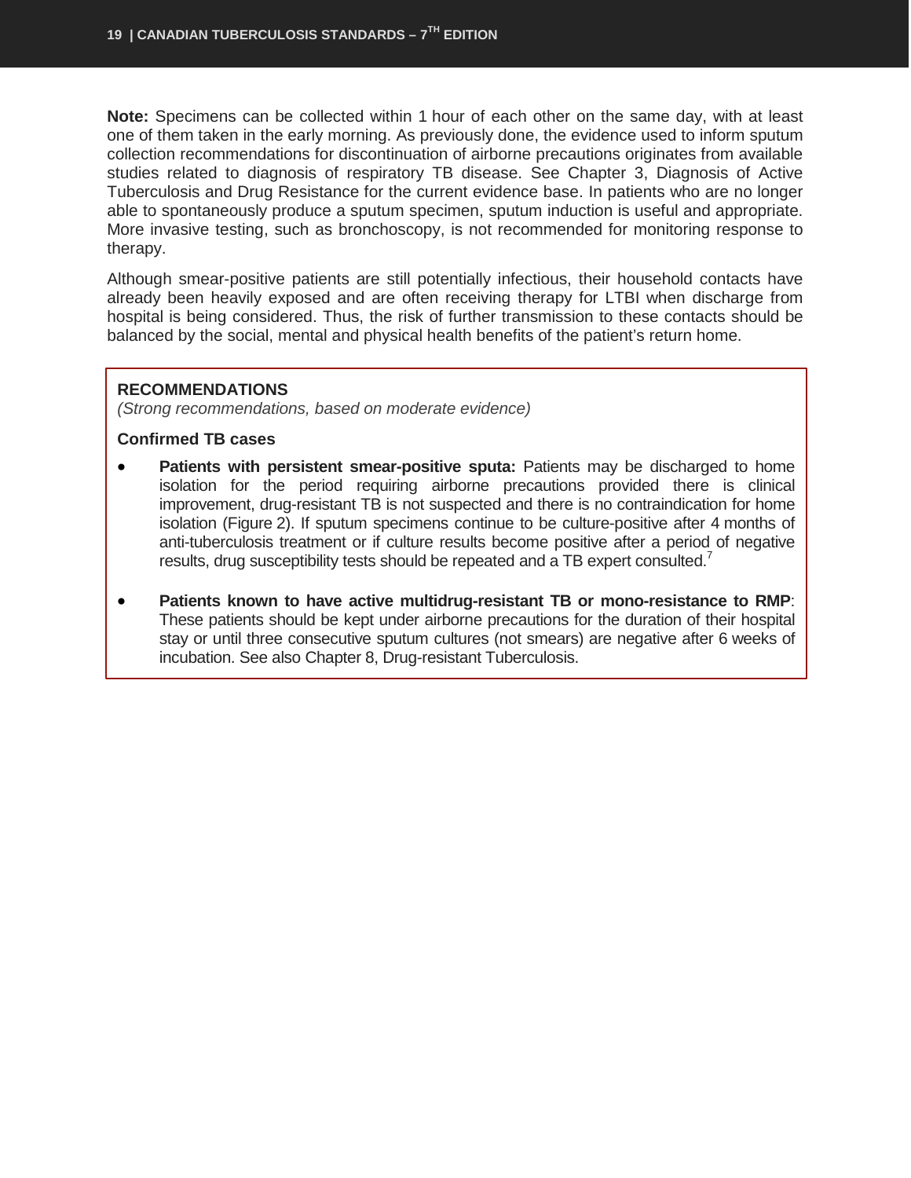**Note:** Specimens can be collected within 1 hour of each other on the same day, with at least one of them taken in the early morning. As previously done, the evidence used to inform sputum collection recommendations for discontinuation of airborne precautions originates from available studies related to diagnosis of respiratory TB disease. See Chapter 3, Diagnosis of Active Tuberculosis and Drug Resistance for the current evidence base. In patients who are no longer able to spontaneously produce a sputum specimen, sputum induction is useful and appropriate. More invasive testing, such as bronchoscopy, is not recommended for monitoring response to therapy.

Although smear-positive patients are still potentially infectious, their household contacts have already been heavily exposed and are often receiving therapy for LTBI when discharge from hospital is being considered. Thus, the risk of further transmission to these contacts should be balanced by the social, mental and physical health benefits of the patient's return home.

**RECOMMENDATIONS**

*(Strong recommendations, based on moderate evidence)*

**Confirmed TB cases**

- **Patients with persistent smear-positive sputa:** Patients may be discharged to home isolation for the period requiring airborne precautions provided there is clinical improvement, drug-resistant TB is not suspected and there is no contraindication for home isolation (Figure 2). If sputum specimens continue to be culture-positive after 4 months of anti-tuberculosis treatment or if culture results become positive after a period of negative results, drug susceptibility tests should be repeated and a TB expert consulted.[7]

- **Patients known to have active multidrug-resistant TB or mono-resistance to RMP**: These patients should be kept under airborne precautions for the duration of their hospital stay or until three consecutive sputum cultures (not smears) are negative after 6 weeks of incubation. See also Chapter 8, Drug-resistant Tuberculosis.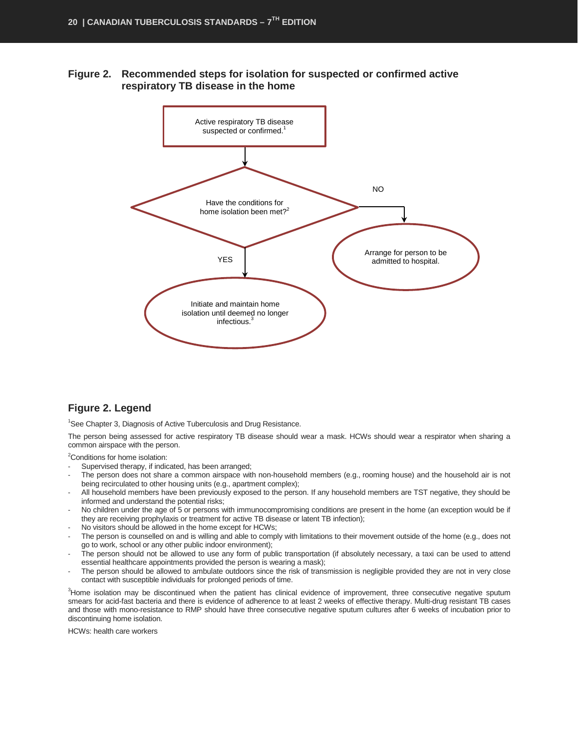**Figure 2. Recommended steps for isolation for suspected or confirmed active respiratory TB disease in the home**

Active respiratory TB disease suspected or confirmed.[1]

Have the conditions for home isolation been met?[2]

NO

Arrange for person to be admitted to hospital.

YES

Initiate and maintain home isolation until deemed no longer infectious.[3]

## Figure 2. Legend

[1]See Chapter 3, Diagnosis of Active Tuberculosis and Drug Resistance.

The person being assessed for active respiratory TB disease should wear a mask. HCWs should wear a respirator when sharing a common airspace with the person.

[2]Conditions for home isolation:

- Supervised therapy, if indicated, has been arranged;
- The person does not share a common airspace with non-household members (e.g., rooming house) and the household air is not being recirculated to other housing units (e.g., apartment complex);
- All household members have been previously exposed to the person. If any household members are TST negative, they should be informed and understand the potential risks;
- No children under the age of 5 or persons with immunocompromising conditions are present in the home (an exception would be if they are receiving prophylaxis or treatment for active TB disease or latent TB infection);
- No visitors should be allowed in the home except for HCWs;
- The person is counselled on and is willing and able to comply with limitations to their movement outside of the home (e.g., does not go to work, school or any other public indoor environment);
- The person should not be allowed to use any form of public transportation (if absolutely necessary, a taxi can be used to attend essential healthcare appointments provided the person is wearing a mask);
- The person should be allowed to ambulate outdoors since the risk of transmission is negligible provided they are not in very close contact with susceptible individuals for prolonged periods of time.

[3]Home isolation may be discontinued when the patient has clinical evidence of improvement, three consecutive negative sputum smears for acid-fast bacteria and there is evidence of adherence to at least 2 weeks of effective therapy. Multi-drug resistant TB cases and those with mono-resistance to RMP should have three consecutive negative sputum cultures after 6 weeks of incubation prior to discontinuing home isolation.

HCWs: health care workers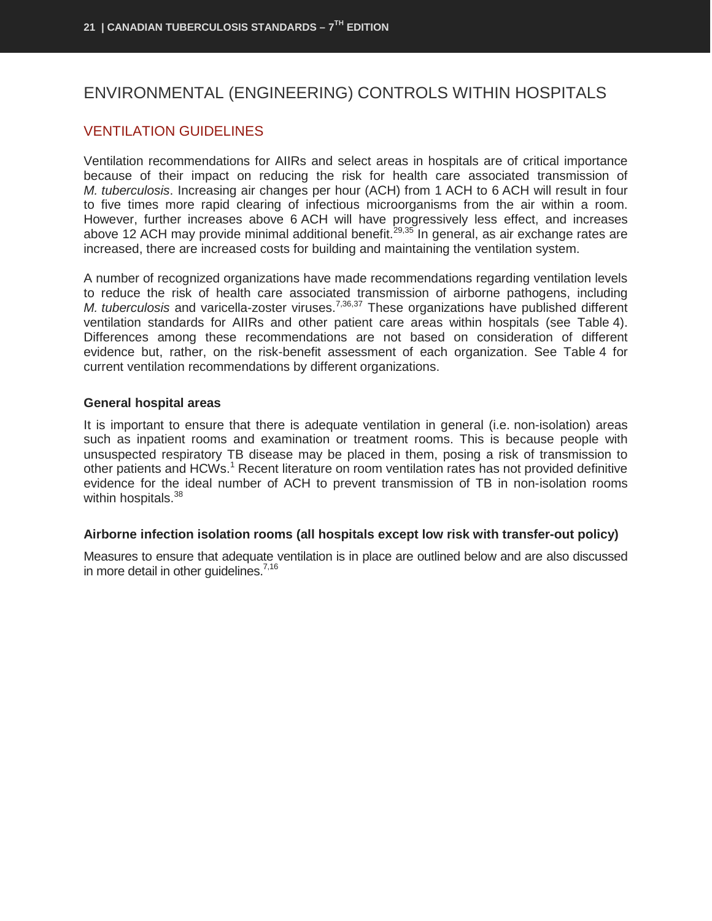# ENVIRONMENTAL (ENGINEERING) CONTROLS WITHIN HOSPITALS

## VENTILATION GUIDELINES

Ventilation recommendations for AIIRs and select areas in hospitals are of critical importance because of their impact on reducing the risk for health care associated transmission of *M. tuberculosis*. Increasing air changes per hour (ACH) from 1 ACH to 6 ACH will result in four to five times more rapid clearing of infectious microorganisms from the air within a room. However, further increases above 6 ACH will have progressively less effect, and increases above 12 ACH may provide minimal additional benefit.[29,35] In general, as air exchange rates are increased, there are increased costs for building and maintaining the ventilation system.

A number of recognized organizations have made recommendations regarding ventilation levels to reduce the risk of health care associated transmission of airborne pathogens, including *M. tuberculosis* and varicella-zoster viruses.[7,36,37] These organizations have published different ventilation standards for AIIRs and other patient care areas within hospitals (see Table 4). Differences among these recommendations are not based on consideration of different evidence but, rather, on the risk-benefit assessment of each organization. See Table 4 for current ventilation recommendations by different organizations.

### General hospital areas

It is important to ensure that there is adequate ventilation in general (i.e. non-isolation) areas such as inpatient rooms and examination or treatment rooms. This is because people with unsuspected respiratory TB disease may be placed in them, posing a risk of transmission to other patients and HCWs.[1] Recent literature on room ventilation rates has not provided definitive evidence for the ideal number of ACH to prevent transmission of TB in non-isolation rooms within hospitals.[38]

### Airborne infection isolation rooms (all hospitals except low risk with transfer-out policy)

Measures to ensure that adequate ventilation is in place are outlined below and are also discussed in more detail in other guidelines.[7,16]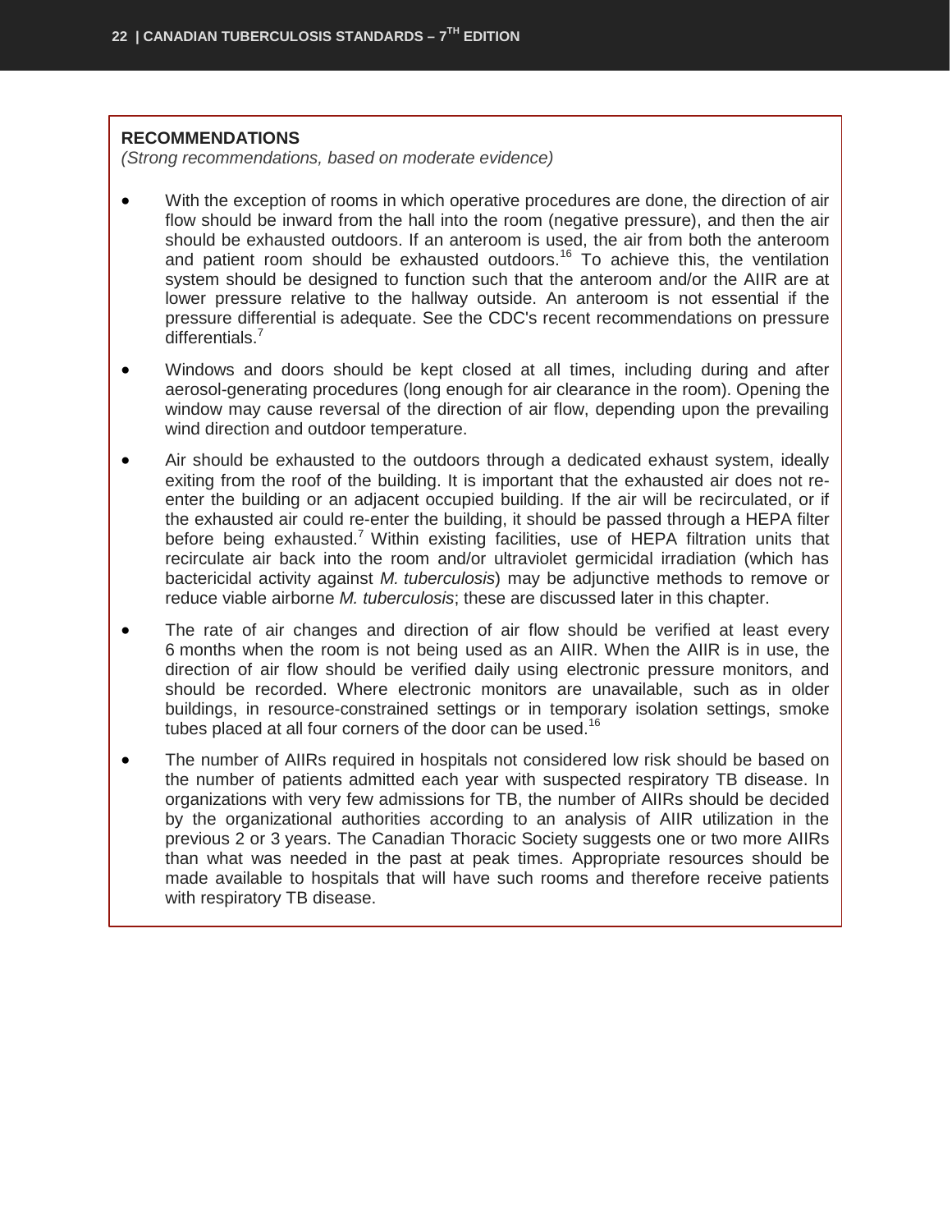**RECOMMENDATIONS**

*(Strong recommendations, based on moderate evidence)*

- With the exception of rooms in which operative procedures are done, the direction of air flow should be inward from the hall into the room (negative pressure), and then the air should be exhausted outdoors. If an anteroom is used, the air from both the anteroom and patient room should be exhausted outdoors.[16] To achieve this, the ventilation system should be designed to function such that the anteroom and/or the AIIR are at lower pressure relative to the hallway outside. An anteroom is not essential if the pressure differential is adequate. See the CDC's recent recommendations on pressure differentials.[7]
- Windows and doors should be kept closed at all times, including during and after aerosol-generating procedures (long enough for air clearance in the room). Opening the window may cause reversal of the direction of air flow, depending upon the prevailing wind direction and outdoor temperature.
- Air should be exhausted to the outdoors through a dedicated exhaust system, ideally exiting from the roof of the building. It is important that the exhausted air does not re-enter the building or an adjacent occupied building. If the air will be recirculated, or if the exhausted air could re-enter the building, it should be passed through a HEPA filter before being exhausted.[7] Within existing facilities, use of HEPA filtration units that recirculate air back into the room and/or ultraviolet germicidal irradiation (which has bactericidal activity against *M. tuberculosis*) may be adjunctive methods to remove or reduce viable airborne *M. tuberculosis*; these are discussed later in this chapter.
- The rate of air changes and direction of air flow should be verified at least every 6 months when the room is not being used as an AIIR. When the AIIR is in use, the direction of air flow should be verified daily using electronic pressure monitors, and should be recorded. Where electronic monitors are unavailable, such as in older buildings, in resource-constrained settings or in temporary isolation settings, smoke tubes placed at all four corners of the door can be used.[16]
- The number of AIIRs required in hospitals not considered low risk should be based on the number of patients admitted each year with suspected respiratory TB disease. In organizations with very few admissions for TB, the number of AIIRs should be decided by the organizational authorities according to an analysis of AIIR utilization in the previous 2 or 3 years. The Canadian Thoracic Society suggests one or two more AIIRs than what was needed in the past at peak times. Appropriate resources should be made available to hospitals that will have such rooms and therefore receive patients with respiratory TB disease.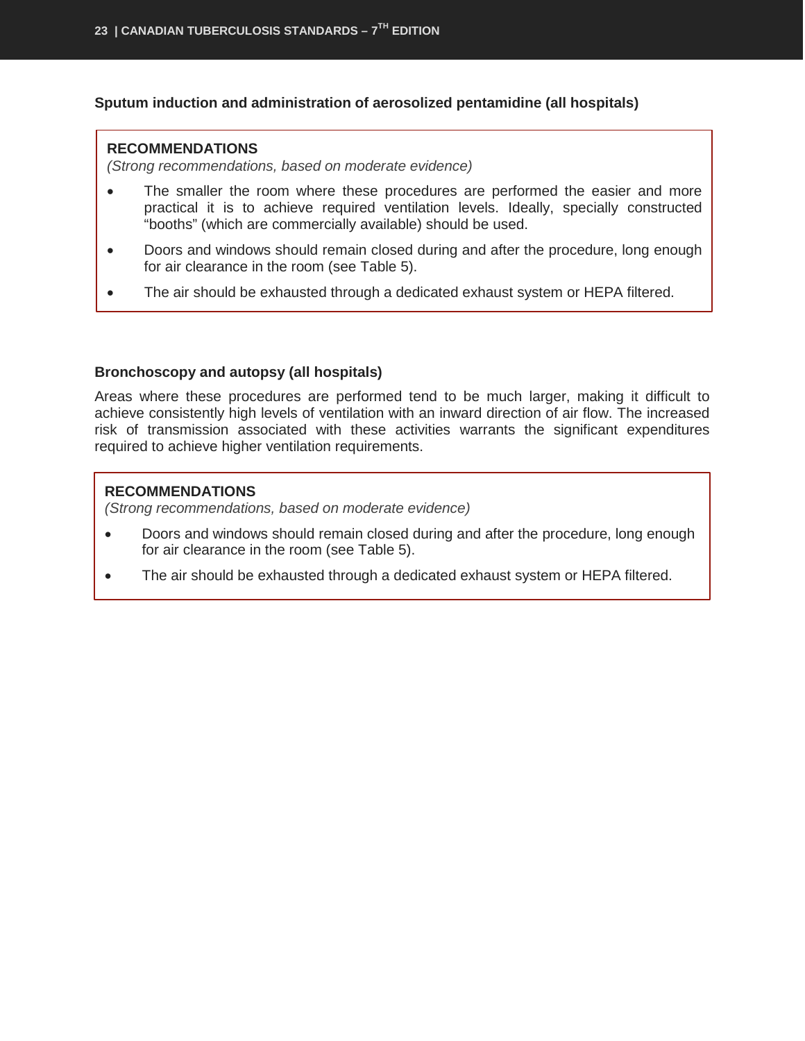### Sputum induction and administration of aerosolized pentamidine (all hospitals)

**RECOMMENDATIONS**
*(Strong recommendations, based on moderate evidence)*

- The smaller the room where these procedures are performed the easier and more practical it is to achieve required ventilation levels. Ideally, specially constructed "booths" (which are commercially available) should be used.
- Doors and windows should remain closed during and after the procedure, long enough for air clearance in the room (see Table 5).
- The air should be exhausted through a dedicated exhaust system or HEPA filtered.

### Bronchoscopy and autopsy (all hospitals)

Areas where these procedures are performed tend to be much larger, making it difficult to achieve consistently high levels of ventilation with an inward direction of air flow. The increased risk of transmission associated with these activities warrants the significant expenditures required to achieve higher ventilation requirements.

**RECOMMENDATIONS**
*(Strong recommendations, based on moderate evidence)*

- Doors and windows should remain closed during and after the procedure, long enough for air clearance in the room (see Table 5).
- The air should be exhausted through a dedicated exhaust system or HEPA filtered.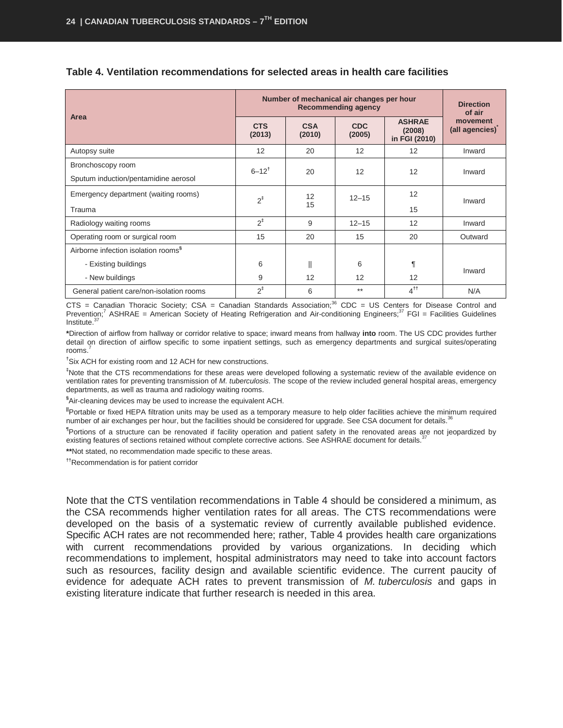**Table 4. Ventilation recommendations for selected areas in health care facilities**

| Area | Number of mechanical air changes per hour Recommending agency | | | | Direction of air movement (all agencies)* |
|---|---|---|---|---|---|
| | CTS (2013) | CSA (2010) | CDC (2005) | ASHRAE (2008) in FGI (2010) | |
| Autopsy suite | 12 | 20 | 12 | 12 | Inward |
| Bronchoscopy room<br>Sputum induction/pentamidine aerosol | 6–12† | 20 | 12 | 12 | Inward |
| Emergency department (waiting rooms)<br>Trauma | 2‡ | 12<br>15 | 12–15 | 12<br>15 | Inward |
| Radiology waiting rooms | 2‡ | 9 | 12–15 | 12 | Inward |
| Operating room or surgical room | 15 | 20 | 15 | 20 | Outward |
| Airborne infection isolation rooms§ | | | | | |
| - Existing buildings | 6 | ‖ | 6 | ¶ | Inward |
| - New buildings | 9 | 12 | 12 | 12 | |
| General patient care/non-isolation rooms | 2‡ | 6 | ** | 4†† | N/A |

CTS = Canadian Thoracic Society; CSA = Canadian Standards Association;[36] CDC = US Centers for Disease Control and Prevention;[7] ASHRAE = American Society of Heating Refrigeration and Air-conditioning Engineers;[37] FGI = Facilities Guidelines Institute.[37]

*Direction of airflow from hallway or corridor relative to space; inward means from hallway **into** room. The US CDC provides further detail on direction of airflow specific to some inpatient settings, such as emergency departments and surgical suites/operating rooms.[7]

†Six ACH for existing room and 12 ACH for new constructions.

‡Note that the CTS recommendations for these areas were developed following a systematic review of the available evidence on ventilation rates for preventing transmission of *M. tuberculosis*. The scope of the review included general hospital areas, emergency departments, as well as trauma and radiology waiting rooms.

§Air-cleaning devices may be used to increase the equivalent ACH.

‖Portable or fixed HEPA filtration units may be used as a temporary measure to help older facilities achieve the minimum required number of air exchanges per hour, but the facilities should be considered for upgrade. See CSA document for details.[36]

¶Portions of a structure can be renovated if facility operation and patient safety in the renovated areas are not jeopardized by existing features of sections retained without complete corrective actions. See ASHRAE document for details.[37]

**Not stated, no recommendation made specific to these areas.

††Recommendation is for patient corridor

Note that the CTS ventilation recommendations in Table 4 should be considered a minimum, as the CSA recommends higher ventilation rates for all areas. The CTS recommendations were developed on the basis of a systematic review of currently available published evidence. Specific ACH rates are not recommended here; rather, Table 4 provides health care organizations with current recommendations provided by various organizations. In deciding which recommendations to implement, hospital administrators may need to take into account factors such as resources, facility design and available scientific evidence. The current paucity of evidence for adequate ACH rates to prevent transmission of *M. tuberculosis* and gaps in existing literature indicate that further research is needed in this area.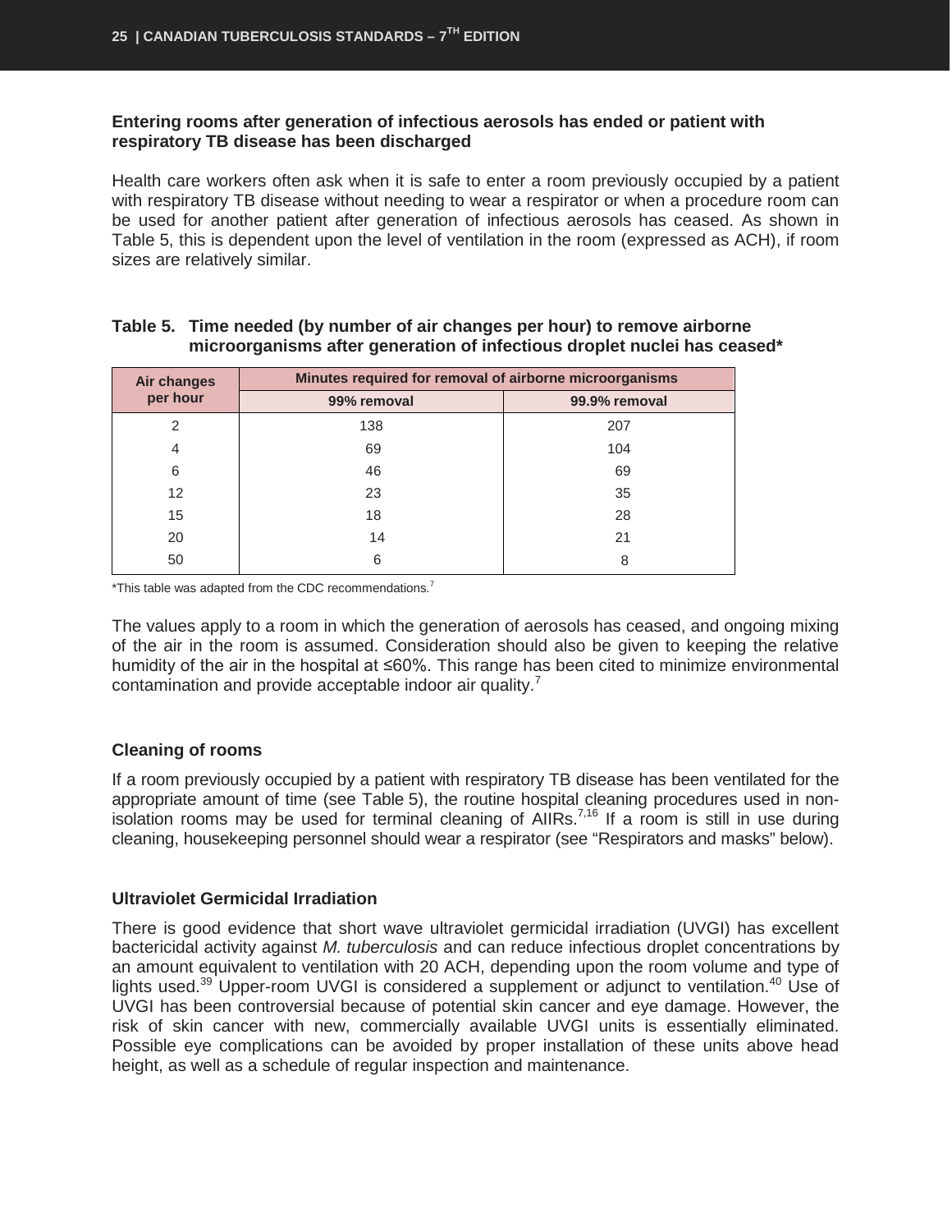### Entering rooms after generation of infectious aerosols has ended or patient with respiratory TB disease has been discharged

Health care workers often ask when it is safe to enter a room previously occupied by a patient with respiratory TB disease without needing to wear a respirator or when a procedure room can be used for another patient after generation of infectious aerosols has ceased. As shown in Table 5, this is dependent upon the level of ventilation in the room (expressed as ACH), if room sizes are relatively similar.

**Table 5. Time needed (by number of air changes per hour) to remove airborne microorganisms after generation of infectious droplet nuclei has ceased***

| Air changes per hour | Minutes required for removal of airborne microorganisms | |
|---|---|---|
| | 99% removal | 99.9% removal |
| 2 | 138 | 207 |
| 4 | 69 | 104 |
| 6 | 46 | 69 |
| 12 | 23 | 35 |
| 15 | 18 | 28 |
| 20 | 14 | 21 |
| 50 | 6 | 8 |

*This table was adapted from the CDC recommendations.[7]

The values apply to a room in which the generation of aerosols has ceased, and ongoing mixing of the air in the room is assumed. Consideration should also be given to keeping the relative humidity of the air in the hospital at ≤60%. This range has been cited to minimize environmental contamination and provide acceptable indoor air quality.[7]

### Cleaning of rooms

If a room previously occupied by a patient with respiratory TB disease has been ventilated for the appropriate amount of time (see Table 5), the routine hospital cleaning procedures used in non-isolation rooms may be used for terminal cleaning of AIIRs.[7,16] If a room is still in use during cleaning, housekeeping personnel should wear a respirator (see "Respirators and masks" below).

### Ultraviolet Germicidal Irradiation

There is good evidence that short wave ultraviolet germicidal irradiation (UVGI) has excellent bactericidal activity against *M. tuberculosis* and can reduce infectious droplet concentrations by an amount equivalent to ventilation with 20 ACH, depending upon the room volume and type of lights used.[39] Upper-room UVGI is considered a supplement or adjunct to ventilation.[40] Use of UVGI has been controversial because of potential skin cancer and eye damage. However, the risk of skin cancer with new, commercially available UVGI units is essentially eliminated. Possible eye complications can be avoided by proper installation of these units above head height, as well as a schedule of regular inspection and maintenance.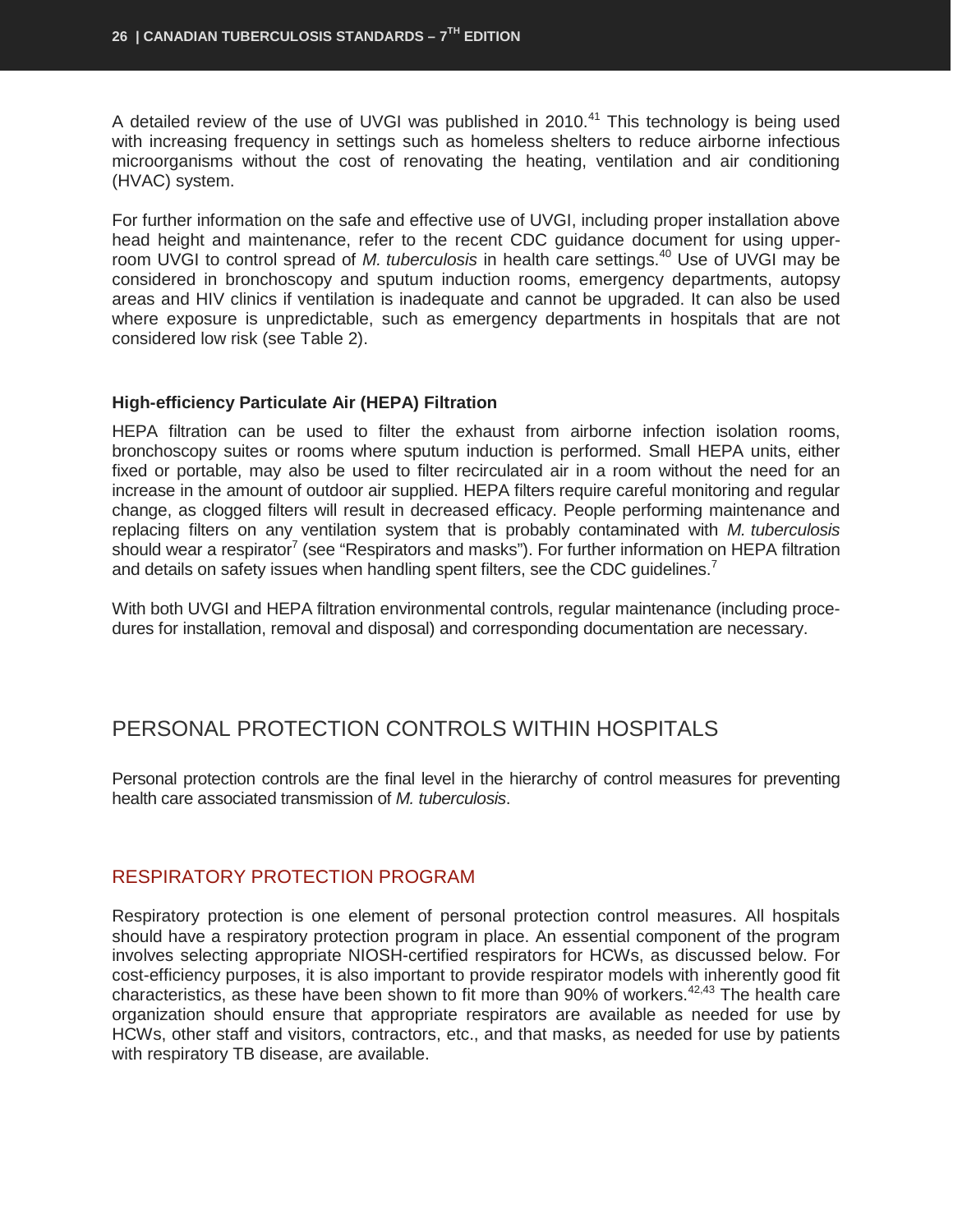A detailed review of the use of UVGI was published in 2010.[41] This technology is being used with increasing frequency in settings such as homeless shelters to reduce airborne infectious microorganisms without the cost of renovating the heating, ventilation and air conditioning (HVAC) system.

For further information on the safe and effective use of UVGI, including proper installation above head height and maintenance, refer to the recent CDC guidance document for using upper-room UVGI to control spread of *M. tuberculosis* in health care settings.[40] Use of UVGI may be considered in bronchoscopy and sputum induction rooms, emergency departments, autopsy areas and HIV clinics if ventilation is inadequate and cannot be upgraded. It can also be used where exposure is unpredictable, such as emergency departments in hospitals that are not considered low risk (see Table 2).

#### High-efficiency Particulate Air (HEPA) Filtration

HEPA filtration can be used to filter the exhaust from airborne infection isolation rooms, bronchoscopy suites or rooms where sputum induction is performed. Small HEPA units, either fixed or portable, may also be used to filter recirculated air in a room without the need for an increase in the amount of outdoor air supplied. HEPA filters require careful monitoring and regular change, as clogged filters will result in decreased efficacy. People performing maintenance and replacing filters on any ventilation system that is probably contaminated with *M. tuberculosis* should wear a respirator[7] (see "Respirators and masks"). For further information on HEPA filtration and details on safety issues when handling spent filters, see the CDC guidelines.[7]

With both UVGI and HEPA filtration environmental controls, regular maintenance (including procedures for installation, removal and disposal) and corresponding documentation are necessary.

## PERSONAL PROTECTION CONTROLS WITHIN HOSPITALS

Personal protection controls are the final level in the hierarchy of control measures for preventing health care associated transmission of *M. tuberculosis*.

### RESPIRATORY PROTECTION PROGRAM

Respiratory protection is one element of personal protection control measures. All hospitals should have a respiratory protection program in place. An essential component of the program involves selecting appropriate NIOSH-certified respirators for HCWs, as discussed below. For cost-efficiency purposes, it is also important to provide respirator models with inherently good fit characteristics, as these have been shown to fit more than 90% of workers.[42,43] The health care organization should ensure that appropriate respirators are available as needed for use by HCWs, other staff and visitors, contractors, etc., and that masks, as needed for use by patients with respiratory TB disease, are available.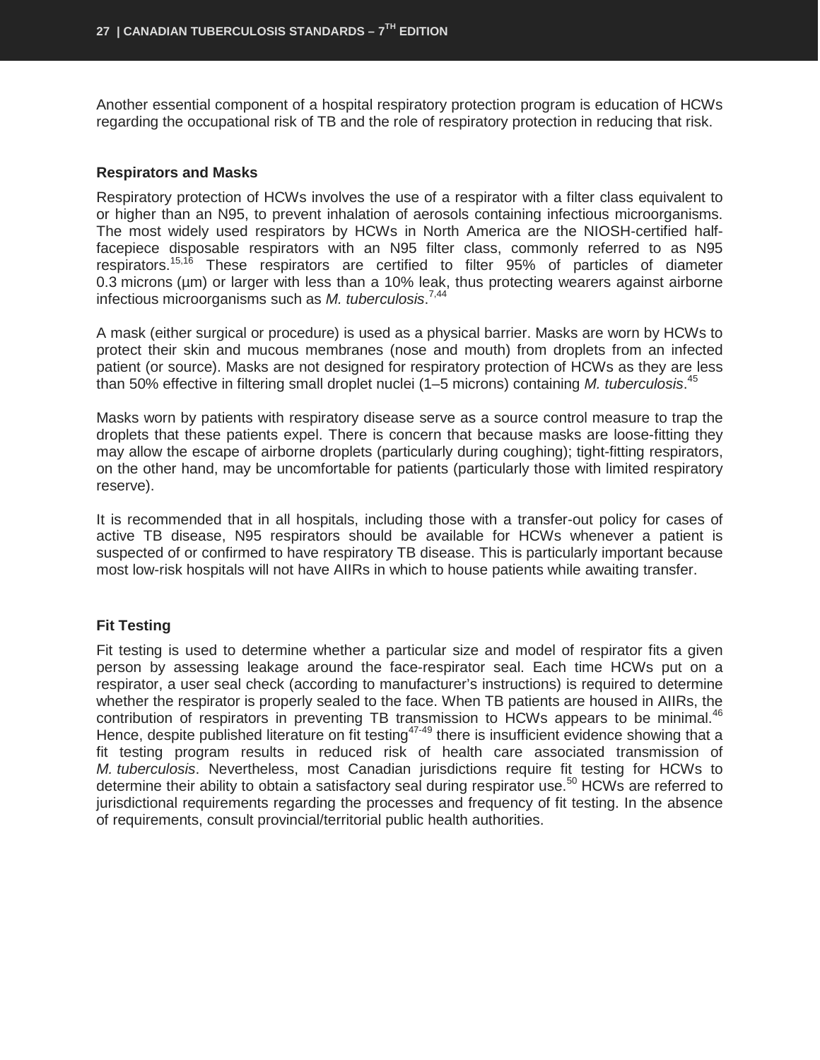Another essential component of a hospital respiratory protection program is education of HCWs regarding the occupational risk of TB and the role of respiratory protection in reducing that risk.

### Respirators and Masks

Respiratory protection of HCWs involves the use of a respirator with a filter class equivalent to or higher than an N95, to prevent inhalation of aerosols containing infectious microorganisms. The most widely used respirators by HCWs in North America are the NIOSH-certified half-facepiece disposable respirators with an N95 filter class, commonly referred to as N95 respirators.[15,16] These respirators are certified to filter 95% of particles of diameter 0.3 microns (µm) or larger with less than a 10% leak, thus protecting wearers against airborne infectious microorganisms such as *M. tuberculosis*.[7,44]

A mask (either surgical or procedure) is used as a physical barrier. Masks are worn by HCWs to protect their skin and mucous membranes (nose and mouth) from droplets from an infected patient (or source). Masks are not designed for respiratory protection of HCWs as they are less than 50% effective in filtering small droplet nuclei (1–5 microns) containing *M. tuberculosis*.[45]

Masks worn by patients with respiratory disease serve as a source control measure to trap the droplets that these patients expel. There is concern that because masks are loose-fitting they may allow the escape of airborne droplets (particularly during coughing); tight-fitting respirators, on the other hand, may be uncomfortable for patients (particularly those with limited respiratory reserve).

It is recommended that in all hospitals, including those with a transfer-out policy for cases of active TB disease, N95 respirators should be available for HCWs whenever a patient is suspected of or confirmed to have respiratory TB disease. This is particularly important because most low-risk hospitals will not have AIIRs in which to house patients while awaiting transfer.

### Fit Testing

Fit testing is used to determine whether a particular size and model of respirator fits a given person by assessing leakage around the face-respirator seal. Each time HCWs put on a respirator, a user seal check (according to manufacturer's instructions) is required to determine whether the respirator is properly sealed to the face. When TB patients are housed in AIIRs, the contribution of respirators in preventing TB transmission to HCWs appears to be minimal.[46] Hence, despite published literature on fit testing[47-49] there is insufficient evidence showing that a fit testing program results in reduced risk of health care associated transmission of *M. tuberculosis*. Nevertheless, most Canadian jurisdictions require fit testing for HCWs to determine their ability to obtain a satisfactory seal during respirator use.[50] HCWs are referred to jurisdictional requirements regarding the processes and frequency of fit testing. In the absence of requirements, consult provincial/territorial public health authorities.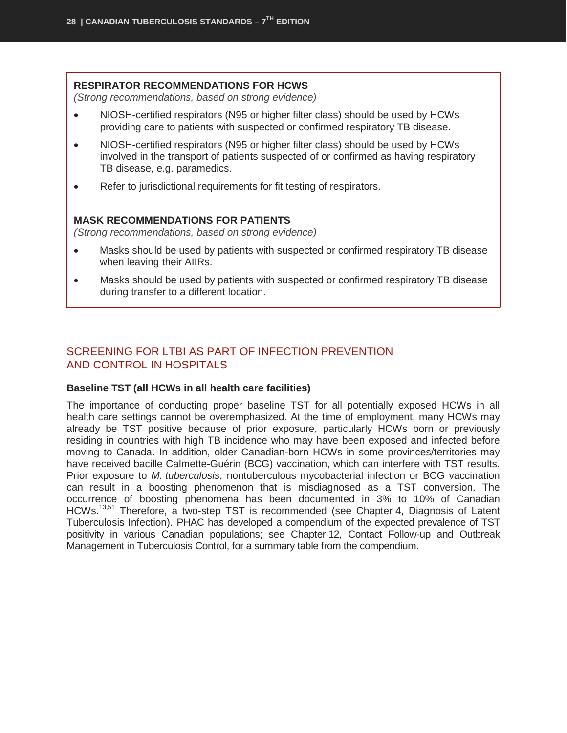**RESPIRATOR RECOMMENDATIONS FOR HCWS**

*(Strong recommendations, based on strong evidence)*

- NIOSH-certified respirators (N95 or higher filter class) should be used by HCWs providing care to patients with suspected or confirmed respiratory TB disease.
- NIOSH-certified respirators (N95 or higher filter class) should be used by HCWs involved in the transport of patients suspected of or confirmed as having respiratory TB disease, e.g. paramedics.
- Refer to jurisdictional requirements for fit testing of respirators.

**MASK RECOMMENDATIONS FOR PATIENTS**

*(Strong recommendations, based on strong evidence)*

- Masks should be used by patients with suspected or confirmed respiratory TB disease when leaving their AIIRs.
- Masks should be used by patients with suspected or confirmed respiratory TB disease during transfer to a different location.

## SCREENING FOR LTBI AS PART OF INFECTION PREVENTION AND CONTROL IN HOSPITALS

### Baseline TST (all HCWs in all health care facilities)

The importance of conducting proper baseline TST for all potentially exposed HCWs in all health care settings cannot be overemphasized. At the time of employment, many HCWs may already be TST positive because of prior exposure, particularly HCWs born or previously residing in countries with high TB incidence who may have been exposed and infected before moving to Canada. In addition, older Canadian-born HCWs in some provinces/territories may have received bacille Calmette-Guérin (BCG) vaccination, which can interfere with TST results. Prior exposure to *M. tuberculosis*, nontuberculous mycobacterial infection or BCG vaccination can result in a boosting phenomenon that is misdiagnosed as a TST conversion. The occurrence of boosting phenomena has been documented in 3% to 10% of Canadian HCWs.[13,51] Therefore, a two-step TST is recommended (see Chapter 4, Diagnosis of Latent Tuberculosis Infection). PHAC has developed a compendium of the expected prevalence of TST positivity in various Canadian populations; see Chapter 12, Contact Follow-up and Outbreak Management in Tuberculosis Control, for a summary table from the compendium.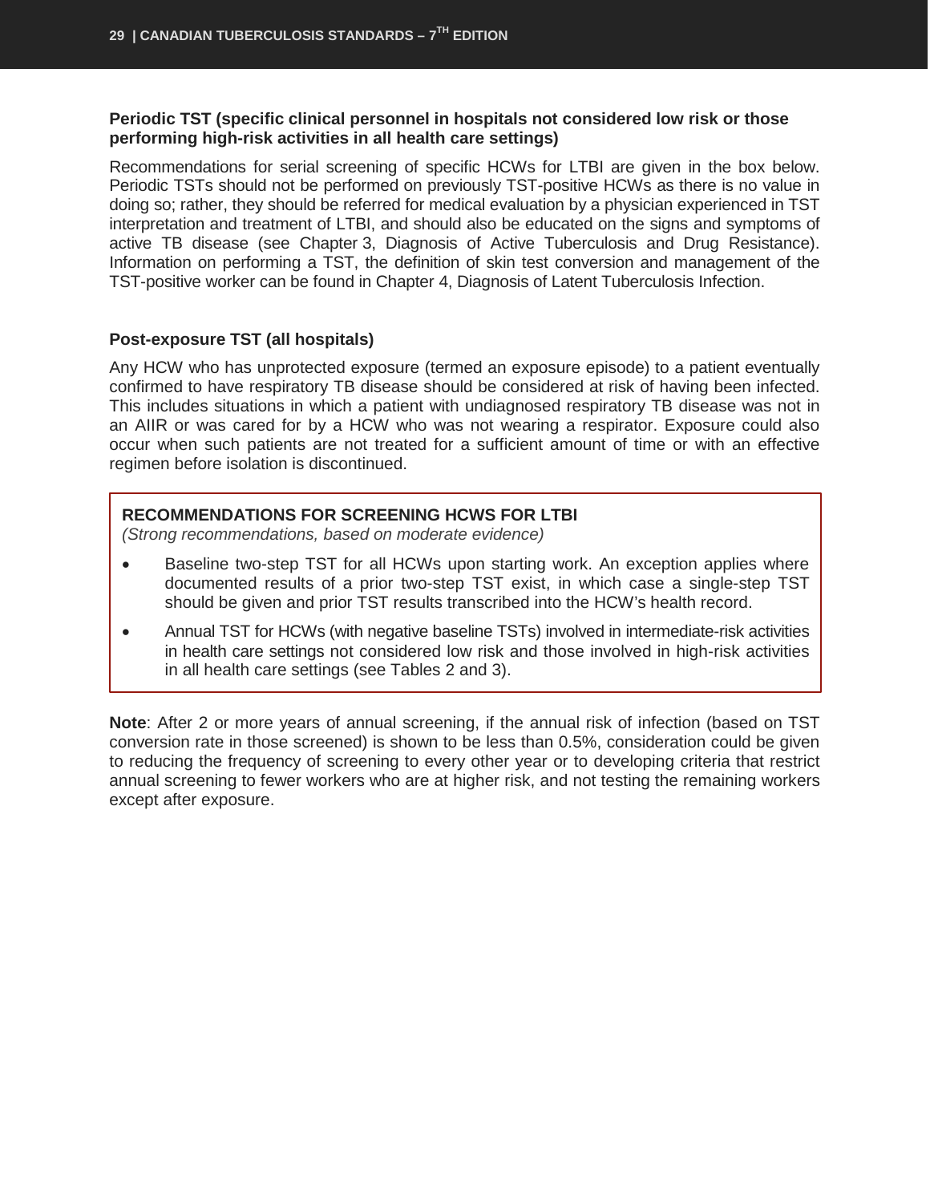**Periodic TST (specific clinical personnel in hospitals not considered low risk or those performing high-risk activities in all health care settings)**

Recommendations for serial screening of specific HCWs for LTBI are given in the box below. Periodic TSTs should not be performed on previously TST-positive HCWs as there is no value in doing so; rather, they should be referred for medical evaluation by a physician experienced in TST interpretation and treatment of LTBI, and should also be educated on the signs and symptoms of active TB disease (see Chapter 3, Diagnosis of Active Tuberculosis and Drug Resistance). Information on performing a TST, the definition of skin test conversion and management of the TST-positive worker can be found in Chapter 4, Diagnosis of Latent Tuberculosis Infection.

**Post-exposure TST (all hospitals)**

Any HCW who has unprotected exposure (termed an exposure episode) to a patient eventually confirmed to have respiratory TB disease should be considered at risk of having been infected. This includes situations in which a patient with undiagnosed respiratory TB disease was not in an AIIR or was cared for by a HCW who was not wearing a respirator. Exposure could also occur when such patients are not treated for a sufficient amount of time or with an effective regimen before isolation is discontinued.

**RECOMMENDATIONS FOR SCREENING HCWS FOR LTBI**
*(Strong recommendations, based on moderate evidence)*

- Baseline two-step TST for all HCWs upon starting work. An exception applies where documented results of a prior two-step TST exist, in which case a single-step TST should be given and prior TST results transcribed into the HCW's health record.
- Annual TST for HCWs (with negative baseline TSTs) involved in intermediate-risk activities in health care settings not considered low risk and those involved in high-risk activities in all health care settings (see Tables 2 and 3).

**Note**: After 2 or more years of annual screening, if the annual risk of infection (based on TST conversion rate in those screened) is shown to be less than 0.5%, consideration could be given to reducing the frequency of screening to every other year or to developing criteria that restrict annual screening to fewer workers who are at higher risk, and not testing the remaining workers except after exposure.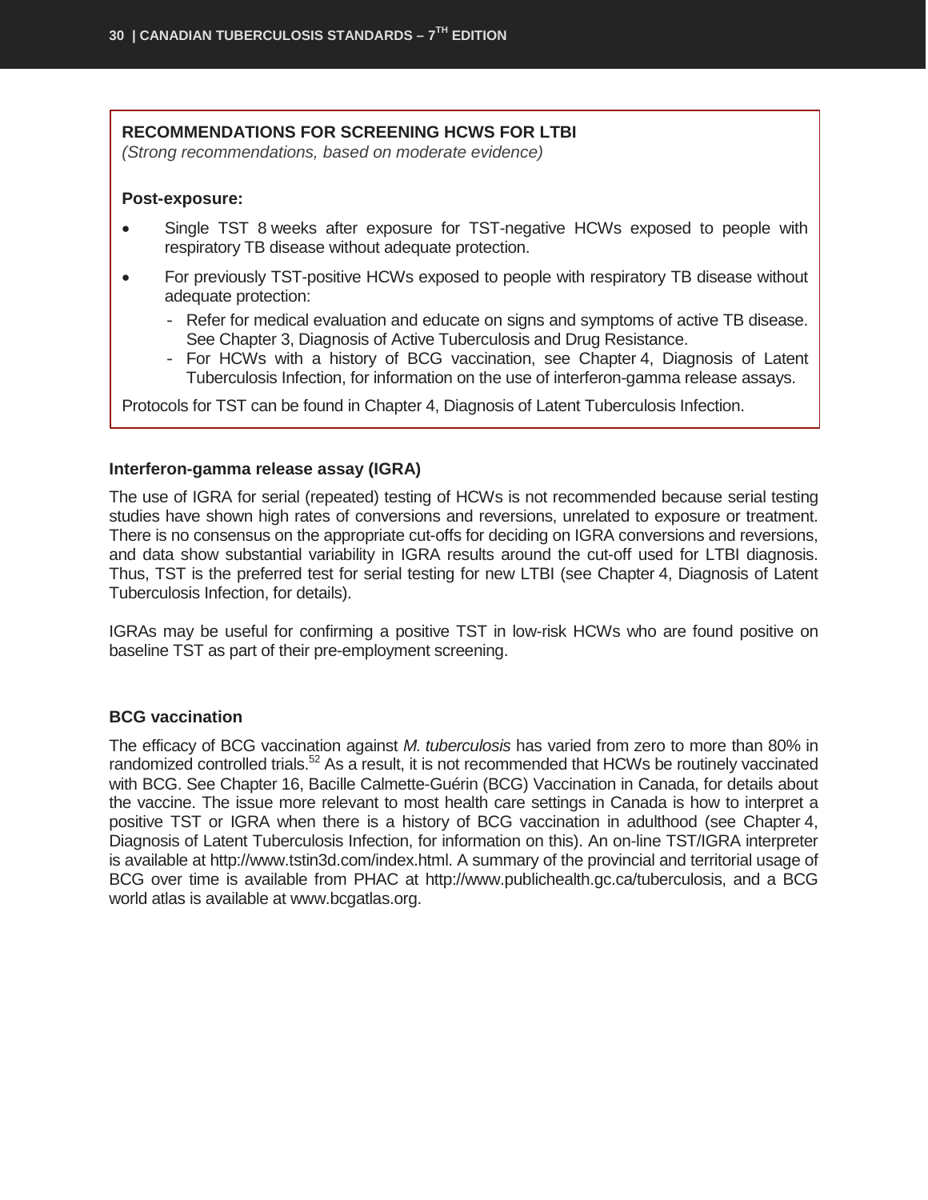**RECOMMENDATIONS FOR SCREENING HCWS FOR LTBI**

*(Strong recommendations, based on moderate evidence)*

**Post-exposure:**

- Single TST 8 weeks after exposure for TST-negative HCWs exposed to people with respiratory TB disease without adequate protection.
- For previously TST-positive HCWs exposed to people with respiratory TB disease without adequate protection:
  - Refer for medical evaluation and educate on signs and symptoms of active TB disease. See Chapter 3, Diagnosis of Active Tuberculosis and Drug Resistance.
  - For HCWs with a history of BCG vaccination, see Chapter 4, Diagnosis of Latent Tuberculosis Infection, for information on the use of interferon-gamma release assays.

Protocols for TST can be found in Chapter 4, Diagnosis of Latent Tuberculosis Infection.

### Interferon-gamma release assay (IGRA)

The use of IGRA for serial (repeated) testing of HCWs is not recommended because serial testing studies have shown high rates of conversions and reversions, unrelated to exposure or treatment. There is no consensus on the appropriate cut-offs for deciding on IGRA conversions and reversions, and data show substantial variability in IGRA results around the cut-off used for LTBI diagnosis. Thus, TST is the preferred test for serial testing for new LTBI (see Chapter 4, Diagnosis of Latent Tuberculosis Infection, for details).

IGRAs may be useful for confirming a positive TST in low-risk HCWs who are found positive on baseline TST as part of their pre-employment screening.

### BCG vaccination

The efficacy of BCG vaccination against *M. tuberculosis* has varied from zero to more than 80% in randomized controlled trials.[52] As a result, it is not recommended that HCWs be routinely vaccinated with BCG. See Chapter 16, Bacille Calmette-Guérin (BCG) Vaccination in Canada, for details about the vaccine. The issue more relevant to most health care settings in Canada is how to interpret a positive TST or IGRA when there is a history of BCG vaccination in adulthood (see Chapter 4, Diagnosis of Latent Tuberculosis Infection, for information on this). An on-line TST/IGRA interpreter is available at http://www.tstin3d.com/index.html. A summary of the provincial and territorial usage of BCG over time is available from PHAC at http://www.publichealth.gc.ca/tuberculosis, and a BCG world atlas is available at www.bcgatlas.org.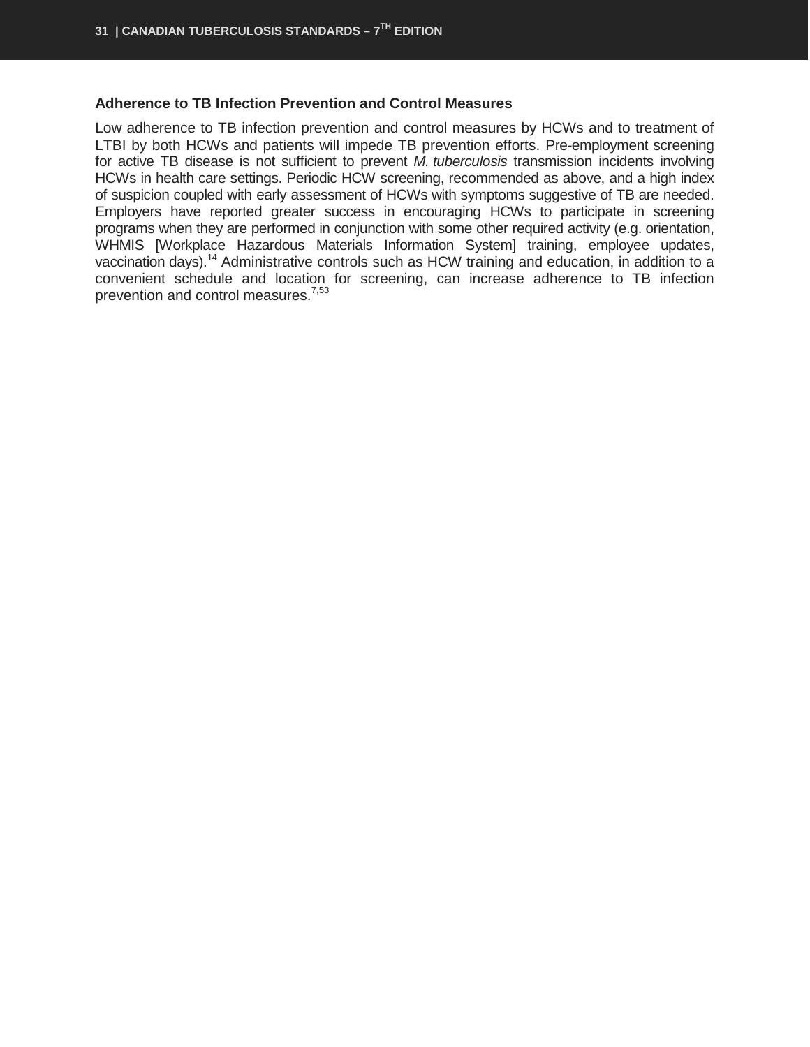### Adherence to TB Infection Prevention and Control Measures

Low adherence to TB infection prevention and control measures by HCWs and to treatment of LTBI by both HCWs and patients will impede TB prevention efforts. Pre-employment screening for active TB disease is not sufficient to prevent *M. tuberculosis* transmission incidents involving HCWs in health care settings. Periodic HCW screening, recommended as above, and a high index of suspicion coupled with early assessment of HCWs with symptoms suggestive of TB are needed. Employers have reported greater success in encouraging HCWs to participate in screening programs when they are performed in conjunction with some other required activity (e.g. orientation, WHMIS [Workplace Hazardous Materials Information System] training, employee updates, vaccination days).[14] Administrative controls such as HCW training and education, in addition to a convenient schedule and location for screening, can increase adherence to TB infection prevention and control measures.[7,53]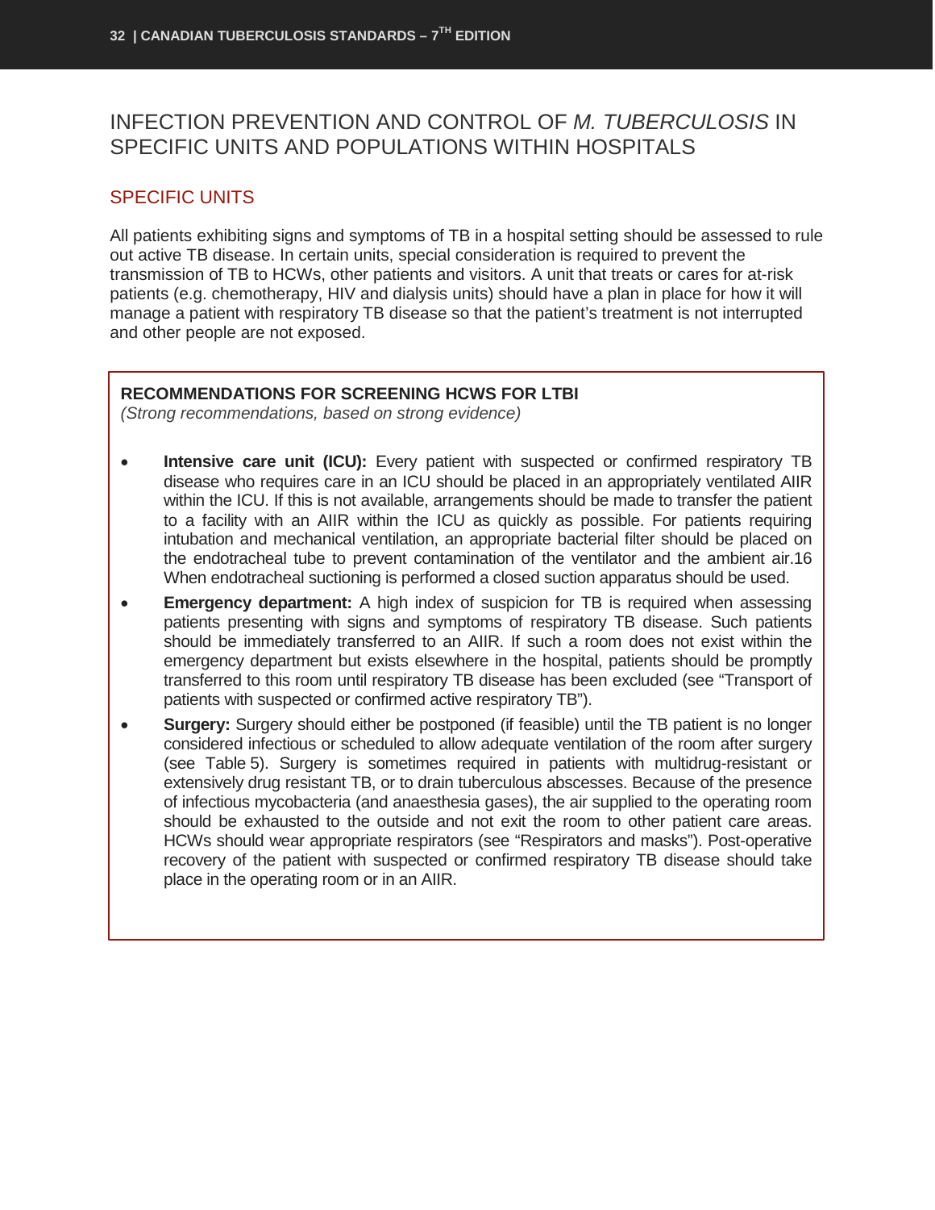## INFECTION PREVENTION AND CONTROL OF *M. TUBERCULOSIS* IN SPECIFIC UNITS AND POPULATIONS WITHIN HOSPITALS

### SPECIFIC UNITS

All patients exhibiting signs and symptoms of TB in a hospital setting should be assessed to rule out active TB disease. In certain units, special consideration is required to prevent the transmission of TB to HCWs, other patients and visitors. A unit that treats or cares for at-risk patients (e.g. chemotherapy, HIV and dialysis units) should have a plan in place for how it will manage a patient with respiratory TB disease so that the patient's treatment is not interrupted and other people are not exposed.

**RECOMMENDATIONS FOR SCREENING HCWS FOR LTBI**
*(Strong recommendations, based on strong evidence)*

- **Intensive care unit (ICU):** Every patient with suspected or confirmed respiratory TB disease who requires care in an ICU should be placed in an appropriately ventilated AIIR within the ICU. If this is not available, arrangements should be made to transfer the patient to a facility with an AIIR within the ICU as quickly as possible. For patients requiring intubation and mechanical ventilation, an appropriate bacterial filter should be placed on the endotracheal tube to prevent contamination of the ventilator and the ambient air.16 When endotracheal suctioning is performed a closed suction apparatus should be used.
- **Emergency department:** A high index of suspicion for TB is required when assessing patients presenting with signs and symptoms of respiratory TB disease. Such patients should be immediately transferred to an AIIR. If such a room does not exist within the emergency department but exists elsewhere in the hospital, patients should be promptly transferred to this room until respiratory TB disease has been excluded (see "Transport of patients with suspected or confirmed active respiratory TB").
- **Surgery:** Surgery should either be postponed (if feasible) until the TB patient is no longer considered infectious or scheduled to allow adequate ventilation of the room after surgery (see Table 5). Surgery is sometimes required in patients with multidrug-resistant or extensively drug resistant TB, or to drain tuberculous abscesses. Because of the presence of infectious mycobacteria (and anaesthesia gases), the air supplied to the operating room should be exhausted to the outside and not exit the room to other patient care areas. HCWs should wear appropriate respirators (see "Respirators and masks"). Post-operative recovery of the patient with suspected or confirmed respiratory TB disease should take place in the operating room or in an AIIR.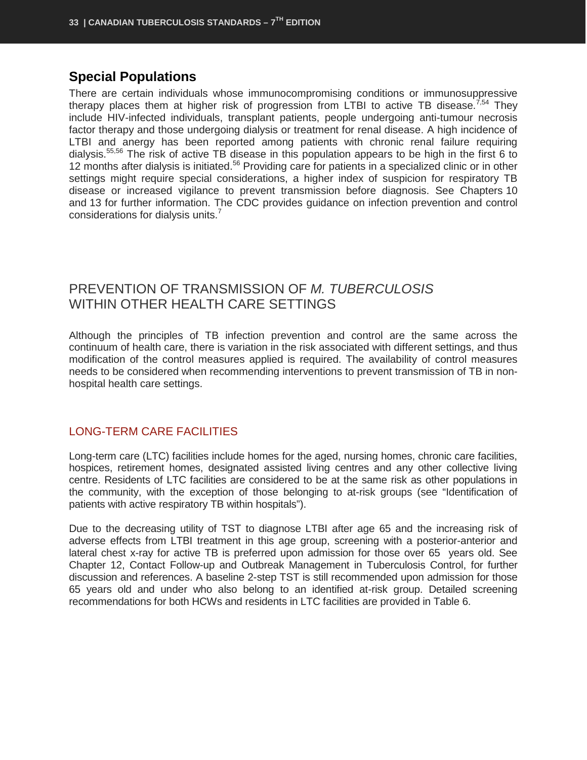## Special Populations

There are certain individuals whose immunocompromising conditions or immunosuppressive therapy places them at higher risk of progression from LTBI to active TB disease.[7,54] They include HIV-infected individuals, transplant patients, people undergoing anti-tumour necrosis factor therapy and those undergoing dialysis or treatment for renal disease. A high incidence of LTBI and anergy has been reported among patients with chronic renal failure requiring dialysis.[55,56] The risk of active TB disease in this population appears to be high in the first 6 to 12 months after dialysis is initiated.[56] Providing care for patients in a specialized clinic or in other settings might require special considerations, a higher index of suspicion for respiratory TB disease or increased vigilance to prevent transmission before diagnosis. See Chapters 10 and 13 for further information. The CDC provides guidance on infection prevention and control considerations for dialysis units.[7]

# PREVENTION OF TRANSMISSION OF *M. TUBERCULOSIS* WITHIN OTHER HEALTH CARE SETTINGS

Although the principles of TB infection prevention and control are the same across the continuum of health care, there is variation in the risk associated with different settings, and thus modification of the control measures applied is required. The availability of control measures needs to be considered when recommending interventions to prevent transmission of TB in non-hospital health care settings.

## LONG-TERM CARE FACILITIES

Long-term care (LTC) facilities include homes for the aged, nursing homes, chronic care facilities, hospices, retirement homes, designated assisted living centres and any other collective living centre. Residents of LTC facilities are considered to be at the same risk as other populations in the community, with the exception of those belonging to at-risk groups (see "Identification of patients with active respiratory TB within hospitals").

Due to the decreasing utility of TST to diagnose LTBI after age 65 and the increasing risk of adverse effects from LTBI treatment in this age group, screening with a posterior-anterior and lateral chest x-ray for active TB is preferred upon admission for those over 65 years old. See Chapter 12, Contact Follow-up and Outbreak Management in Tuberculosis Control, for further discussion and references. A baseline 2-step TST is still recommended upon admission for those 65 years old and under who also belong to an identified at-risk group. Detailed screening recommendations for both HCWs and residents in LTC facilities are provided in Table 6.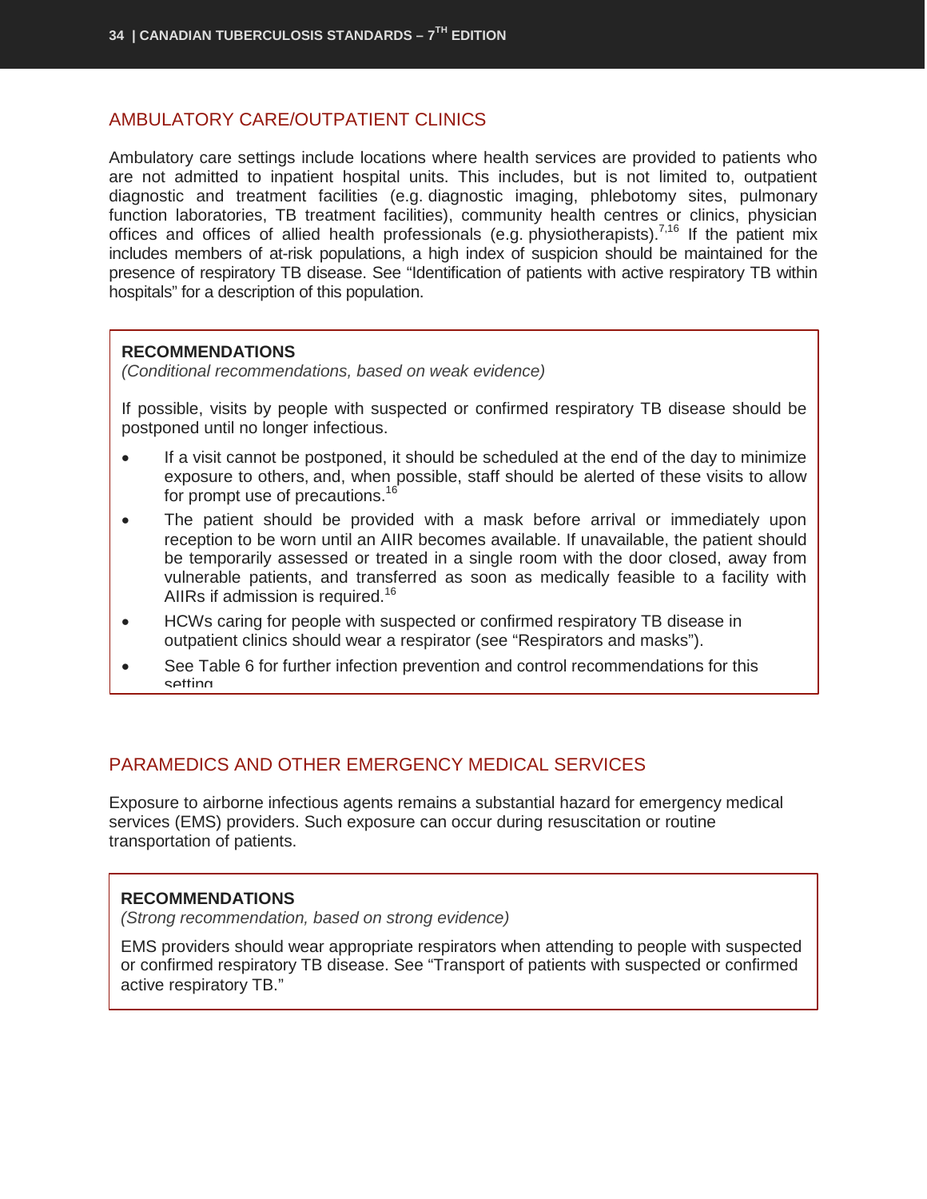## AMBULATORY CARE/OUTPATIENT CLINICS

Ambulatory care settings include locations where health services are provided to patients who are not admitted to inpatient hospital units. This includes, but is not limited to, outpatient diagnostic and treatment facilities (e.g. diagnostic imaging, phlebotomy sites, pulmonary function laboratories, TB treatment facilities), community health centres or clinics, physician offices and offices of allied health professionals (e.g. physiotherapists).[7,16] If the patient mix includes members of at-risk populations, a high index of suspicion should be maintained for the presence of respiratory TB disease. See "Identification of patients with active respiratory TB within hospitals" for a description of this population.

**RECOMMENDATIONS**

*(Conditional recommendations, based on weak evidence)*

If possible, visits by people with suspected or confirmed respiratory TB disease should be postponed until no longer infectious.

- If a visit cannot be postponed, it should be scheduled at the end of the day to minimize exposure to others, and, when possible, staff should be alerted of these visits to allow for prompt use of precautions.[16]
- The patient should be provided with a mask before arrival or immediately upon reception to be worn until an AIIR becomes available. If unavailable, the patient should be temporarily assessed or treated in a single room with the door closed, away from vulnerable patients, and transferred as soon as medically feasible to a facility with AIIRs if admission is required.[16]
- HCWs caring for people with suspected or confirmed respiratory TB disease in outpatient clinics should wear a respirator (see "Respirators and masks").
- See Table 6 for further infection prevention and control recommendations for this setting

## PARAMEDICS AND OTHER EMERGENCY MEDICAL SERVICES

Exposure to airborne infectious agents remains a substantial hazard for emergency medical services (EMS) providers. Such exposure can occur during resuscitation or routine transportation of patients.

**RECOMMENDATIONS**

*(Strong recommendation, based on strong evidence)*

EMS providers should wear appropriate respirators when attending to people with suspected or confirmed respiratory TB disease. See "Transport of patients with suspected or confirmed active respiratory TB."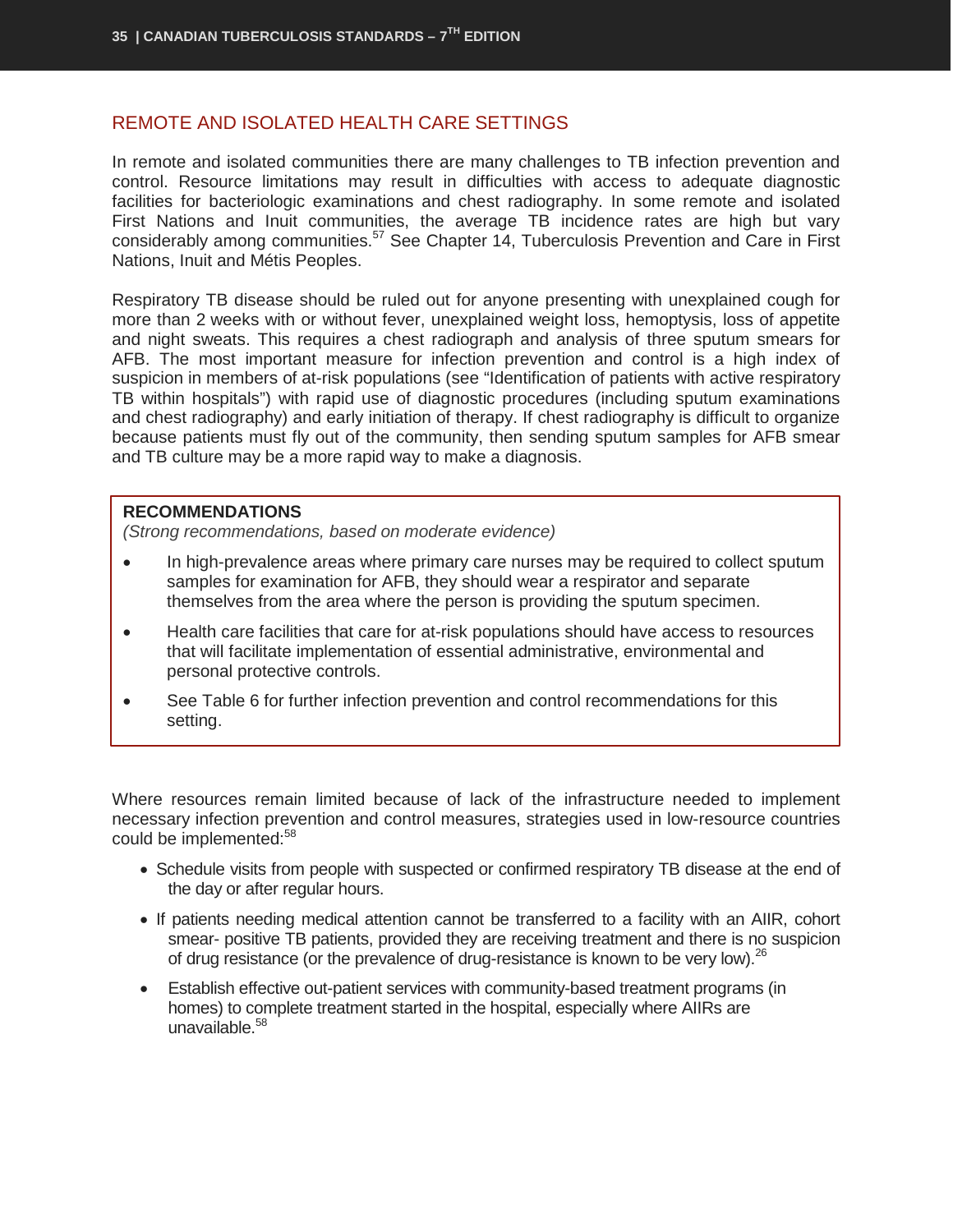## REMOTE AND ISOLATED HEALTH CARE SETTINGS

In remote and isolated communities there are many challenges to TB infection prevention and control. Resource limitations may result in difficulties with access to adequate diagnostic facilities for bacteriologic examinations and chest radiography. In some remote and isolated First Nations and Inuit communities, the average TB incidence rates are high but vary considerably among communities.[57] See Chapter 14, Tuberculosis Prevention and Care in First Nations, Inuit and Métis Peoples.

Respiratory TB disease should be ruled out for anyone presenting with unexplained cough for more than 2 weeks with or without fever, unexplained weight loss, hemoptysis, loss of appetite and night sweats. This requires a chest radiograph and analysis of three sputum smears for AFB. The most important measure for infection prevention and control is a high index of suspicion in members of at-risk populations (see "Identification of patients with active respiratory TB within hospitals") with rapid use of diagnostic procedures (including sputum examinations and chest radiography) and early initiation of therapy. If chest radiography is difficult to organize because patients must fly out of the community, then sending sputum samples for AFB smear and TB culture may be a more rapid way to make a diagnosis.

**RECOMMENDATIONS**
*(Strong recommendations, based on moderate evidence)*

- In high-prevalence areas where primary care nurses may be required to collect sputum samples for examination for AFB, they should wear a respirator and separate themselves from the area where the person is providing the sputum specimen.
- Health care facilities that care for at-risk populations should have access to resources that will facilitate implementation of essential administrative, environmental and personal protective controls.
- See Table 6 for further infection prevention and control recommendations for this setting.

Where resources remain limited because of lack of the infrastructure needed to implement necessary infection prevention and control measures, strategies used in low-resource countries could be implemented:[58]

- Schedule visits from people with suspected or confirmed respiratory TB disease at the end of the day or after regular hours.
- If patients needing medical attention cannot be transferred to a facility with an AIIR, cohort smear- positive TB patients, provided they are receiving treatment and there is no suspicion of drug resistance (or the prevalence of drug-resistance is known to be very low).[26]
- Establish effective out-patient services with community-based treatment programs (in homes) to complete treatment started in the hospital, especially where AIIRs are unavailable.[58]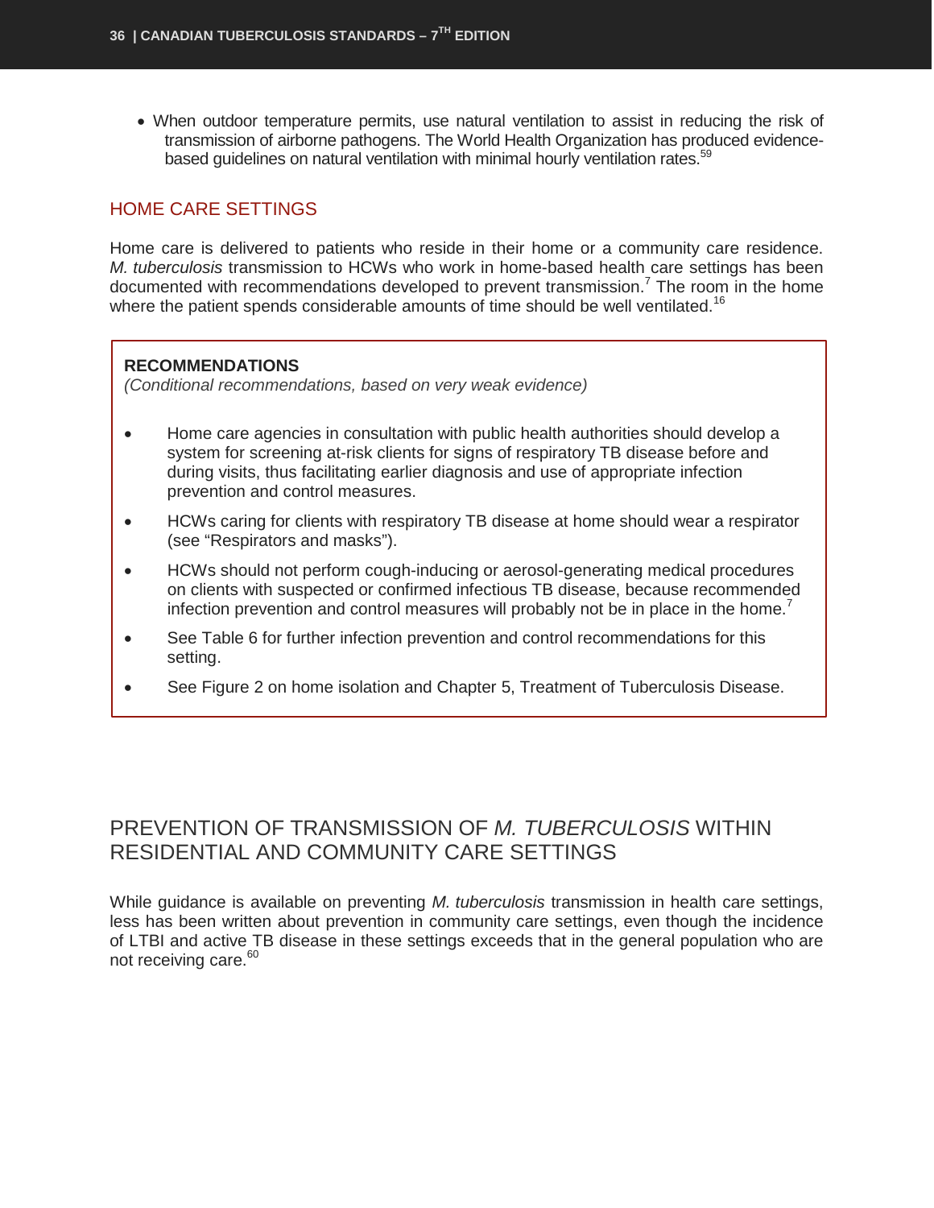- When outdoor temperature permits, use natural ventilation to assist in reducing the risk of transmission of airborne pathogens. The World Health Organization has produced evidence-based guidelines on natural ventilation with minimal hourly ventilation rates.[59]

## HOME CARE SETTINGS

Home care is delivered to patients who reside in their home or a community care residence. *M. tuberculosis* transmission to HCWs who work in home-based health care settings has been documented with recommendations developed to prevent transmission.[7] The room in the home where the patient spends considerable amounts of time should be well ventilated.[16]

**RECOMMENDATIONS**
*(Conditional recommendations, based on very weak evidence)*

- Home care agencies in consultation with public health authorities should develop a system for screening at-risk clients for signs of respiratory TB disease before and during visits, thus facilitating earlier diagnosis and use of appropriate infection prevention and control measures.
- HCWs caring for clients with respiratory TB disease at home should wear a respirator (see "Respirators and masks").
- HCWs should not perform cough-inducing or aerosol-generating medical procedures on clients with suspected or confirmed infectious TB disease, because recommended infection prevention and control measures will probably not be in place in the home.[7]
- See Table 6 for further infection prevention and control recommendations for this setting.
- See Figure 2 on home isolation and Chapter 5, Treatment of Tuberculosis Disease.

# PREVENTION OF TRANSMISSION OF *M. TUBERCULOSIS* WITHIN RESIDENTIAL AND COMMUNITY CARE SETTINGS

While guidance is available on preventing *M. tuberculosis* transmission in health care settings, less has been written about prevention in community care settings, even though the incidence of LTBI and active TB disease in these settings exceeds that in the general population who are not receiving care.[60]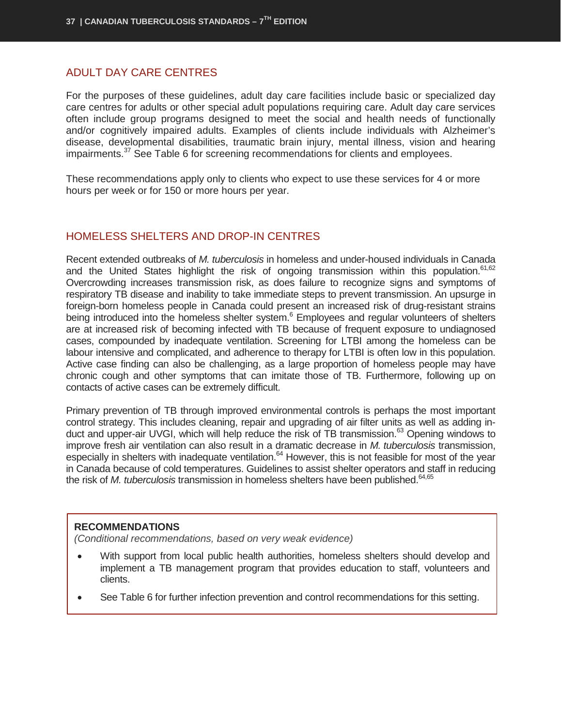## ADULT DAY CARE CENTRES

For the purposes of these guidelines, adult day care facilities include basic or specialized day care centres for adults or other special adult populations requiring care. Adult day care services often include group programs designed to meet the social and health needs of functionally and/or cognitively impaired adults. Examples of clients include individuals with Alzheimer's disease, developmental disabilities, traumatic brain injury, mental illness, vision and hearing impairments.[37] See Table 6 for screening recommendations for clients and employees.

These recommendations apply only to clients who expect to use these services for 4 or more hours per week or for 150 or more hours per year.

## HOMELESS SHELTERS AND DROP-IN CENTRES

Recent extended outbreaks of *M. tuberculosis* in homeless and under-housed individuals in Canada and the United States highlight the risk of ongoing transmission within this population.[61,62] Overcrowding increases transmission risk, as does failure to recognize signs and symptoms of respiratory TB disease and inability to take immediate steps to prevent transmission. An upsurge in foreign-born homeless people in Canada could present an increased risk of drug-resistant strains being introduced into the homeless shelter system.[6] Employees and regular volunteers of shelters are at increased risk of becoming infected with TB because of frequent exposure to undiagnosed cases, compounded by inadequate ventilation. Screening for LTBI among the homeless can be labour intensive and complicated, and adherence to therapy for LTBI is often low in this population. Active case finding can also be challenging, as a large proportion of homeless people may have chronic cough and other symptoms that can imitate those of TB. Furthermore, following up on contacts of active cases can be extremely difficult.

Primary prevention of TB through improved environmental controls is perhaps the most important control strategy. This includes cleaning, repair and upgrading of air filter units as well as adding in-duct and upper-air UVGI, which will help reduce the risk of TB transmission.[63] Opening windows to improve fresh air ventilation can also result in a dramatic decrease in *M. tuberculosis* transmission, especially in shelters with inadequate ventilation.[64] However, this is not feasible for most of the year in Canada because of cold temperatures. Guidelines to assist shelter operators and staff in reducing the risk of *M. tuberculosis* transmission in homeless shelters have been published.[64,65]

**RECOMMENDATIONS**

*(Conditional recommendations, based on very weak evidence)*

- With support from local public health authorities, homeless shelters should develop and implement a TB management program that provides education to staff, volunteers and clients.
- See Table 6 for further infection prevention and control recommendations for this setting.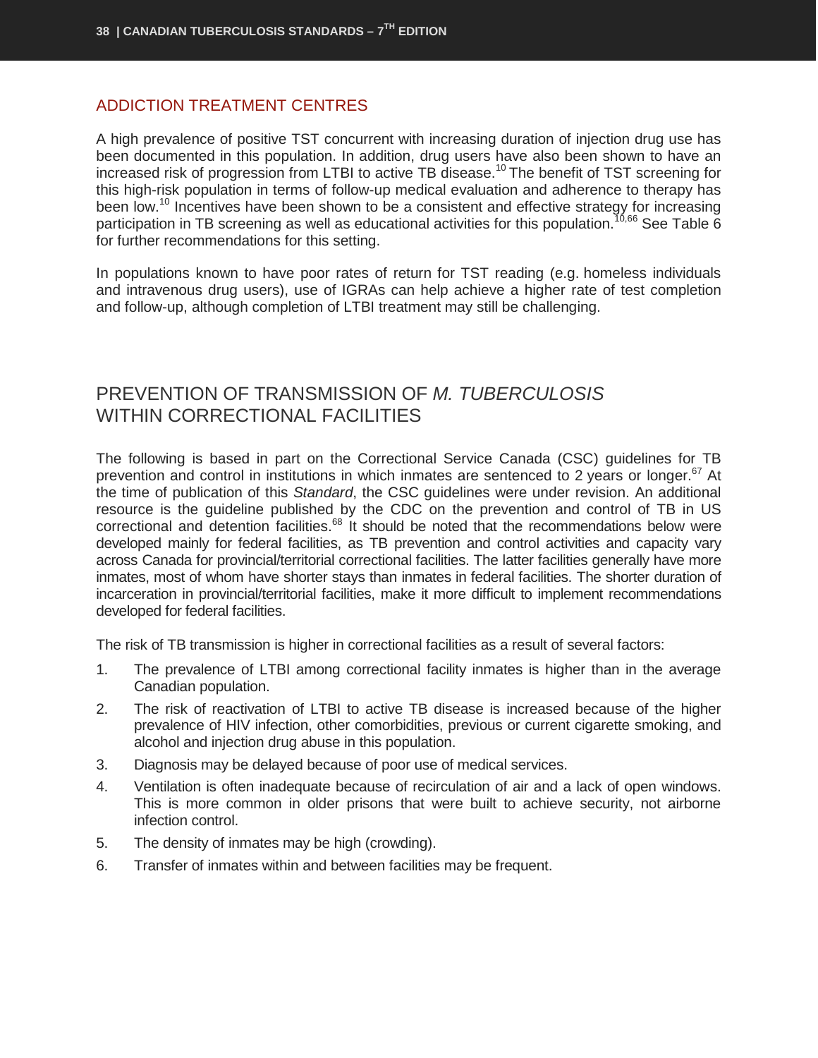### ADDICTION TREATMENT CENTRES

A high prevalence of positive TST concurrent with increasing duration of injection drug use has been documented in this population. In addition, drug users have also been shown to have an increased risk of progression from LTBI to active TB disease.[10] The benefit of TST screening for this high-risk population in terms of follow-up medical evaluation and adherence to therapy has been low.[10] Incentives have been shown to be a consistent and effective strategy for increasing participation in TB screening as well as educational activities for this population.[10,66] See Table 6 for further recommendations for this setting.

In populations known to have poor rates of return for TST reading (e.g. homeless individuals and intravenous drug users), use of IGRAs can help achieve a higher rate of test completion and follow-up, although completion of LTBI treatment may still be challenging.

## PREVENTION OF TRANSMISSION OF *M. TUBERCULOSIS* WITHIN CORRECTIONAL FACILITIES

The following is based in part on the Correctional Service Canada (CSC) guidelines for TB prevention and control in institutions in which inmates are sentenced to 2 years or longer.[67] At the time of publication of this *Standard*, the CSC guidelines were under revision. An additional resource is the guideline published by the CDC on the prevention and control of TB in US correctional and detention facilities.[68] It should be noted that the recommendations below were developed mainly for federal facilities, as TB prevention and control activities and capacity vary across Canada for provincial/territorial correctional facilities. The latter facilities generally have more inmates, most of whom have shorter stays than inmates in federal facilities. The shorter duration of incarceration in provincial/territorial facilities, make it more difficult to implement recommendations developed for federal facilities.

The risk of TB transmission is higher in correctional facilities as a result of several factors:

1. The prevalence of LTBI among correctional facility inmates is higher than in the average Canadian population.
2. The risk of reactivation of LTBI to active TB disease is increased because of the higher prevalence of HIV infection, other comorbidities, previous or current cigarette smoking, and alcohol and injection drug abuse in this population.
3. Diagnosis may be delayed because of poor use of medical services.
4. Ventilation is often inadequate because of recirculation of air and a lack of open windows. This is more common in older prisons that were built to achieve security, not airborne infection control.
5. The density of inmates may be high (crowding).
6. Transfer of inmates within and between facilities may be frequent.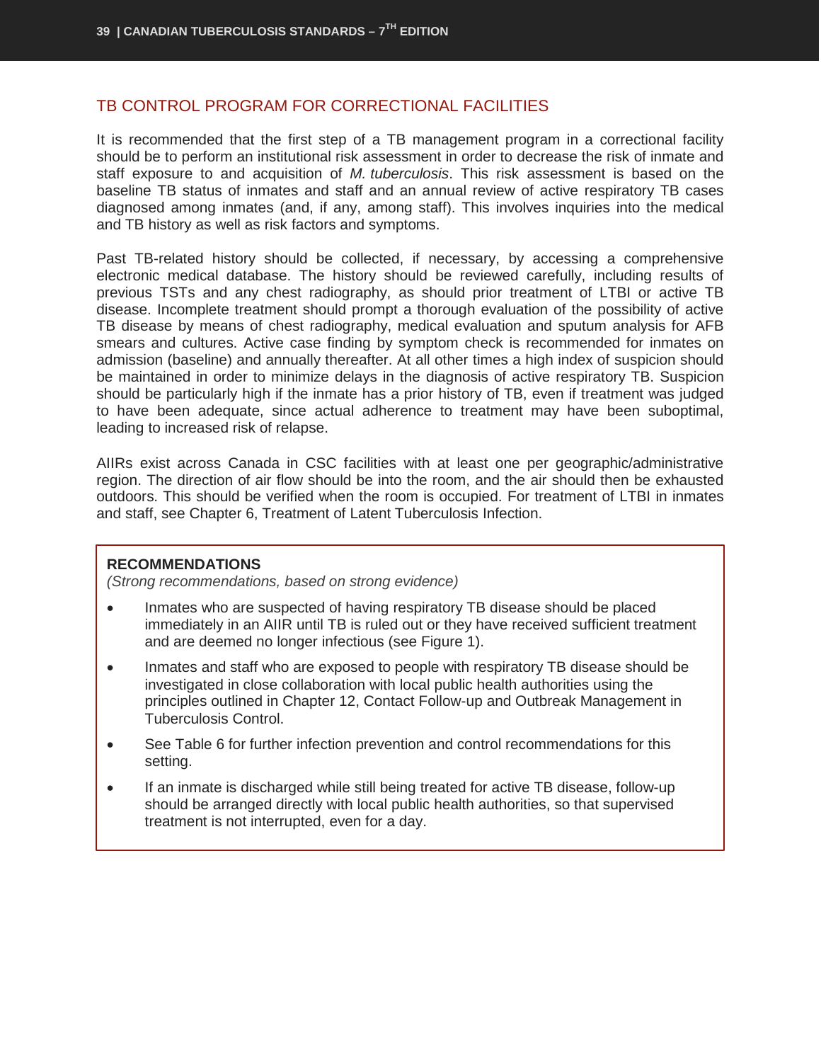## TB CONTROL PROGRAM FOR CORRECTIONAL FACILITIES

It is recommended that the first step of a TB management program in a correctional facility should be to perform an institutional risk assessment in order to decrease the risk of inmate and staff exposure to and acquisition of *M. tuberculosis*. This risk assessment is based on the baseline TB status of inmates and staff and an annual review of active respiratory TB cases diagnosed among inmates (and, if any, among staff). This involves inquiries into the medical and TB history as well as risk factors and symptoms.

Past TB-related history should be collected, if necessary, by accessing a comprehensive electronic medical database. The history should be reviewed carefully, including results of previous TSTs and any chest radiography, as should prior treatment of LTBI or active TB disease. Incomplete treatment should prompt a thorough evaluation of the possibility of active TB disease by means of chest radiography, medical evaluation and sputum analysis for AFB smears and cultures. Active case finding by symptom check is recommended for inmates on admission (baseline) and annually thereafter. At all other times a high index of suspicion should be maintained in order to minimize delays in the diagnosis of active respiratory TB. Suspicion should be particularly high if the inmate has a prior history of TB, even if treatment was judged to have been adequate, since actual adherence to treatment may have been suboptimal, leading to increased risk of relapse.

AIIRs exist across Canada in CSC facilities with at least one per geographic/administrative region. The direction of air flow should be into the room, and the air should then be exhausted outdoors. This should be verified when the room is occupied. For treatment of LTBI in inmates and staff, see Chapter 6, Treatment of Latent Tuberculosis Infection.

**RECOMMENDATIONS**
*(Strong recommendations, based on strong evidence)*

- Inmates who are suspected of having respiratory TB disease should be placed immediately in an AIIR until TB is ruled out or they have received sufficient treatment and are deemed no longer infectious (see Figure 1).
- Inmates and staff who are exposed to people with respiratory TB disease should be investigated in close collaboration with local public health authorities using the principles outlined in Chapter 12, Contact Follow-up and Outbreak Management in Tuberculosis Control.
- See Table 6 for further infection prevention and control recommendations for this setting.
- If an inmate is discharged while still being treated for active TB disease, follow-up should be arranged directly with local public health authorities, so that supervised treatment is not interrupted, even for a day.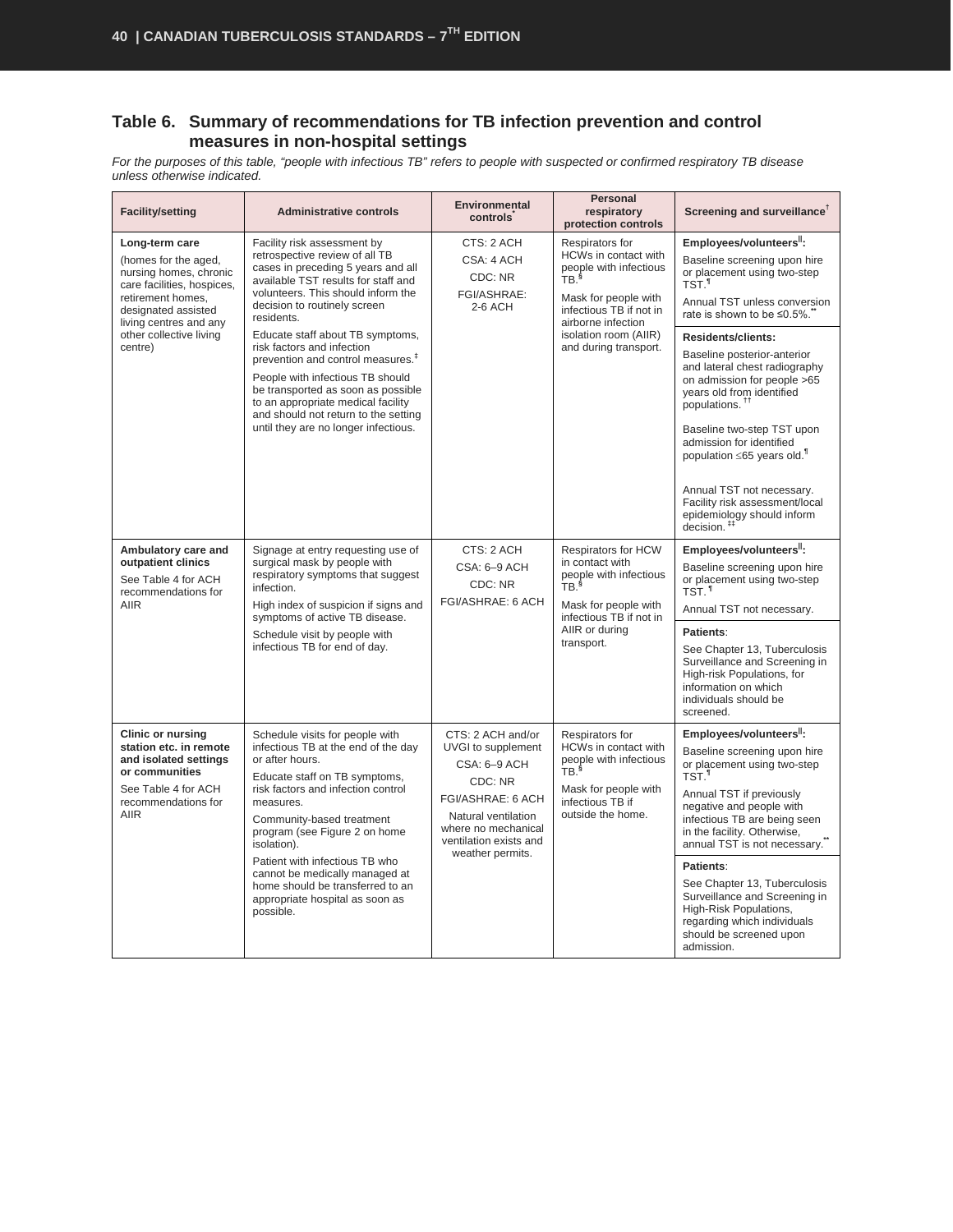## Table 6. Summary of recommendations for TB infection prevention and control measures in non-hospital settings

*For the purposes of this table, "people with infectious TB" refers to people with suspected or confirmed respiratory TB disease unless otherwise indicated.*

| Facility/setting | Administrative controls | Environmental controls* | Personal respiratory protection controls | Screening and surveillance† |
|---|---|---|---|---|
| **Long-term care**<br>(homes for the aged, nursing homes, chronic care facilities, hospices, retirement homes, designated assisted living centres and any other collective living centre) | Facility risk assessment by retrospective review of all TB cases in preceding 5 years and all available TST results for staff and volunteers. This should inform the decision to routinely screen residents.<br>Educate staff about TB symptoms, risk factors and infection prevention and control measures.‡<br>People with infectious TB should be transported as soon as possible to an appropriate medical facility and should not return to the setting until they are no longer infectious. | CTS: 2 ACH<br>CSA: 4 ACH<br>CDC: NR<br>FGI/ASHRAE: 2-6 ACH | Respirators for HCWs in contact with people with infectious TB.§<br>Mask for people with infectious TB if not in airborne infection isolation room (AIIR) and during transport. | **Employees/volunteers‖:**<br>Baseline screening upon hire or placement using two-step TST.¶<br>Annual TST unless conversion rate is shown to be ≤0.5%.**<br>**Residents/clients:**<br>Baseline posterior-anterior and lateral chest radiography on admission for people >65 years old from identified populations.††<br>Baseline two-step TST upon admission for identified population ≤65 years old.¶<br>Annual TST not necessary. Facility risk assessment/local epidemiology should inform decision.‡‡ |
| **Ambulatory care and outpatient clinics**<br>See Table 4 for ACH recommendations for AIIR | Signage at entry requesting use of surgical mask by people with respiratory symptoms that suggest infection.<br>High index of suspicion if signs and symptoms of active TB disease.<br>Schedule visit by people with infectious TB for end of day. | CTS: 2 ACH<br>CSA: 6–9 ACH<br>CDC: NR<br>FGI/ASHRAE: 6 ACH | Respirators for HCW in contact with people with infectious TB.§<br>Mask for people with infectious TB if not in AIIR or during transport. | **Employees/volunteers‖:**<br>Baseline screening upon hire or placement using two-step TST.¶<br>Annual TST not necessary.<br>**Patients**:<br>See Chapter 13, Tuberculosis Surveillance and Screening in High-risk Populations, for information on which individuals should be screened. |
| **Clinic or nursing station etc. in remote and isolated settings or communities**<br>See Table 4 for ACH recommendations for AIIR | Schedule visits for people with infectious TB at the end of the day or after hours.<br>Educate staff on TB symptoms, risk factors and infection control measures.<br>Community-based treatment program (see Figure 2 on home isolation).<br>Patient with infectious TB who cannot be medically managed at home should be transferred to an appropriate hospital as soon as possible. | CTS: 2 ACH and/or UVGI to supplement<br>CSA: 6–9 ACH<br>CDC: NR<br>FGI/ASHRAE: 6 ACH<br>Natural ventilation where no mechanical ventilation exists and weather permits. | Respirators for HCWs in contact with people with infectious TB.§<br>Mask for people with infectious TB if outside the home. | **Employees/volunteers‖:**<br>Baseline screening upon hire or placement using two-step TST.¶<br>Annual TST if previously negative and people with infectious TB are being seen in the facility. Otherwise, annual TST is not necessary.**<br>**Patients**:<br>See Chapter 13, Tuberculosis Surveillance and Screening in High-Risk Populations, regarding which individuals should be screened upon admission. |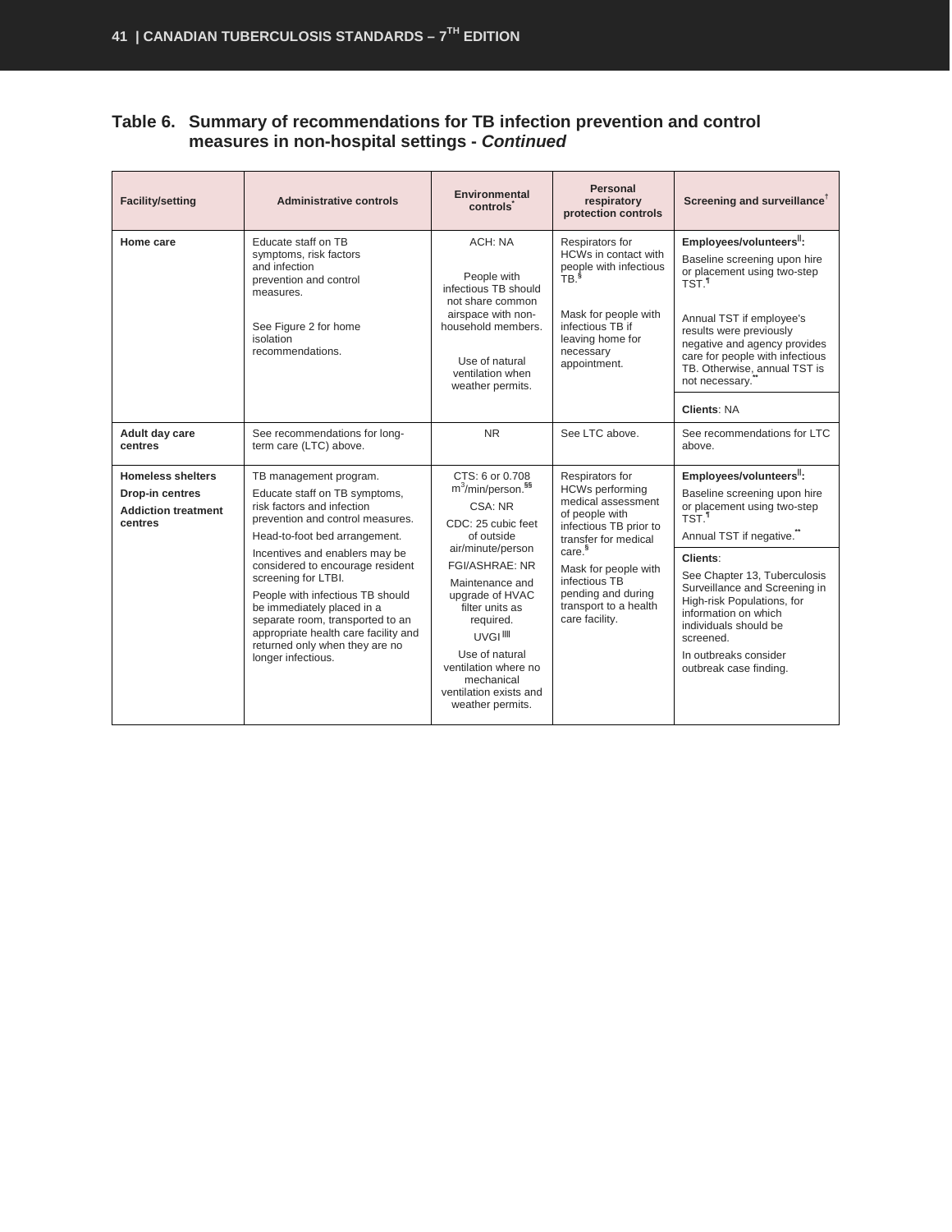## Table 6. Summary of recommendations for TB infection prevention and control measures in non-hospital settings - *Continued*

| Facility/setting | Administrative controls | Environmental controls* | Personal respiratory protection controls | Screening and surveillance† |
|---|---|---|---|---|
| **Home care** | Educate staff on TB symptoms, risk factors and infection prevention and control measures.<br><br>See Figure 2 for home isolation recommendations. | ACH: NA<br><br>People with infectious TB should not share common airspace with non-household members.<br><br>Use of natural ventilation when weather permits. | Respirators for HCWs in contact with people with infectious TB.§<br><br>Mask for people with infectious TB if leaving home for necessary appointment. | **Employees/volunteers‖:**<br>Baseline screening upon hire or placement using two-step TST.¶<br><br>Annual TST if employee's results were previously negative and agency provides care for people with infectious TB. Otherwise, annual TST is not necessary.**<br><br>**Clients**: NA |
| **Adult day care centres** | See recommendations for long-term care (LTC) above. | NR | See LTC above. | See recommendations for LTC above. |
| **Homeless shelters**<br>**Drop-in centres**<br>**Addiction treatment centres** | TB management program.<br>Educate staff on TB symptoms, risk factors and infection prevention and control measures.<br>Head-to-foot bed arrangement.<br>Incentives and enablers may be considered to encourage resident screening for LTBI.<br>People with infectious TB should be immediately placed in a separate room, transported to an appropriate health care facility and returned only when they are no longer infectious. | CTS: 6 or 0.708 $m^3$/min/person.§§<br>CSA: NR<br>CDC: 25 cubic feet of outside air/minute/person<br>FGI/ASHRAE: NR<br>Maintenance and upgrade of HVAC filter units as required.<br>UVGI‖‖<br>Use of natural ventilation where no mechanical ventilation exists and weather permits. | Respirators for HCWs performing medical assessment of people with infectious TB prior to transfer for medical care.§<br>Mask for people with infectious TB pending and during transport to a health care facility. | **Employees/volunteers‖:**<br>Baseline screening upon hire or placement using two-step TST.¶<br>Annual TST if negative.**<br><br>**Clients**:<br>See Chapter 13, Tuberculosis Surveillance and Screening in High-risk Populations, for information on which individuals should be screened.<br>In outbreaks consider outbreak case finding. |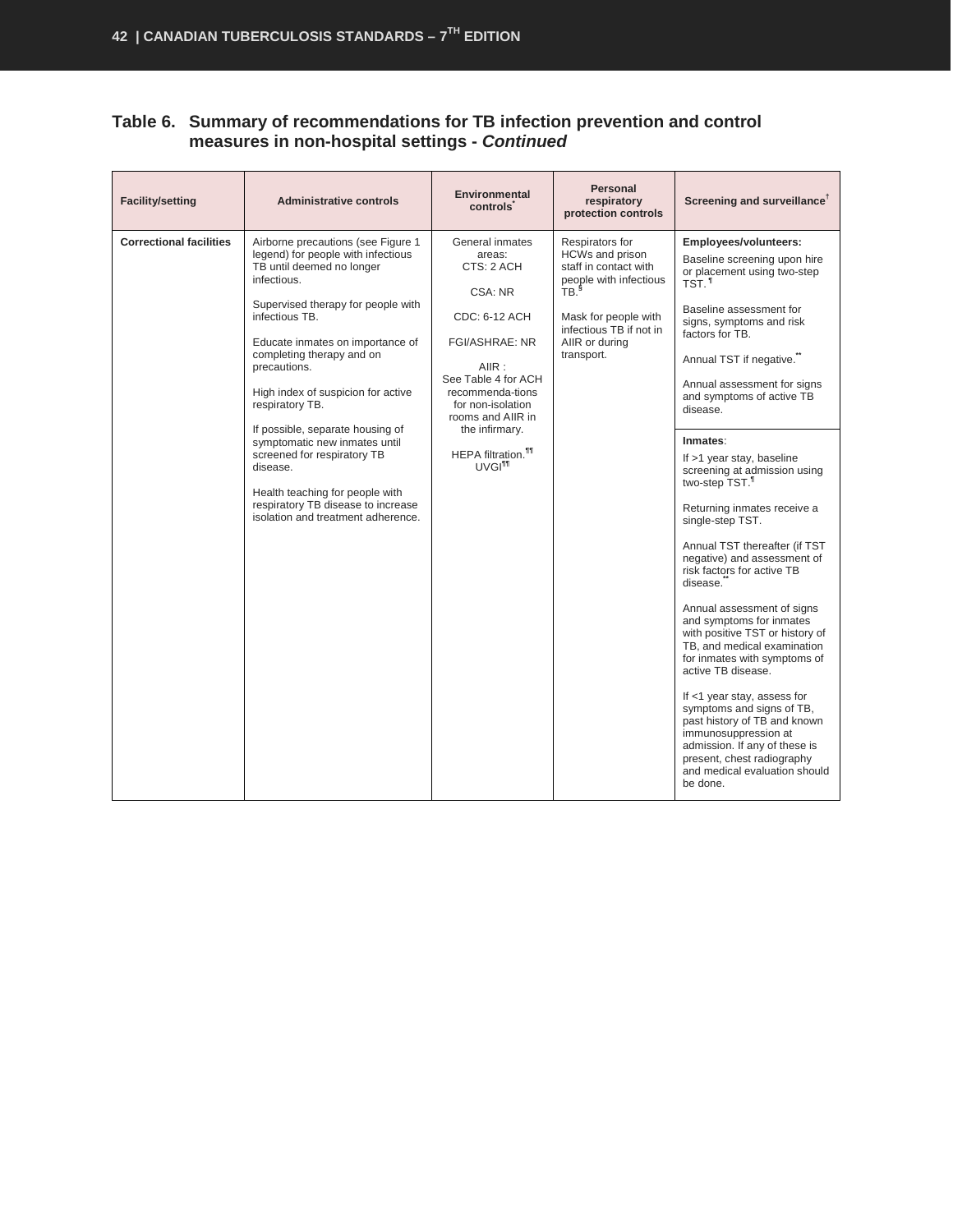## Table 6. Summary of recommendations for TB infection prevention and control measures in non-hospital settings - *Continued*

| Facility/setting | Administrative controls | Environmental controls* | Personal respiratory protection controls | Screening and surveillance† |
|---|---|---|---|---|
| **Correctional facilities** | Airborne precautions (see Figure 1 legend) for people with infectious TB until deemed no longer infectious.<br><br>Supervised therapy for people with infectious TB.<br><br>Educate inmates on importance of completing therapy and on precautions.<br><br>High index of suspicion for active respiratory TB.<br><br>If possible, separate housing of symptomatic new inmates until screened for respiratory TB disease.<br><br>Health teaching for people with respiratory TB disease to increase isolation and treatment adherence. | General inmates areas:<br>CTS: 2 ACH<br><br>CSA: NR<br><br>CDC: 6-12 ACH<br><br>FGI/ASHRAE: NR<br><br>AIIR :<br>See Table 4 for ACH recommenda-tions for non-isolation rooms and AIIR in the infirmary.<br><br>HEPA filtration.¶¶<br>UVGI¶¶ | Respirators for HCWs and prison staff in contact with people with infectious TB.§<br><br>Mask for people with infectious TB if not in AIIR or during transport. | **Employees/volunteers:**<br>Baseline screening upon hire or placement using two-step TST.¶<br><br>Baseline assessment for signs, symptoms and risk factors for TB.<br><br>Annual TST if negative.**<br><br>Annual assessment for signs and symptoms of active TB disease. |
| | | | | **Inmates**:<br>If >1 year stay, baseline screening at admission using two-step TST.¶<br><br>Returning inmates receive a single-step TST.<br><br>Annual TST thereafter (if TST negative) and assessment of risk factors for active TB disease.**<br><br>Annual assessment of signs and symptoms for inmates with positive TST or history of TB, and medical examination for inmates with symptoms of active TB disease.<br><br>If <1 year stay, assess for symptoms and signs of TB, past history of TB and known immunosuppression at admission. If any of these is present, chest radiography and medical evaluation should be done. |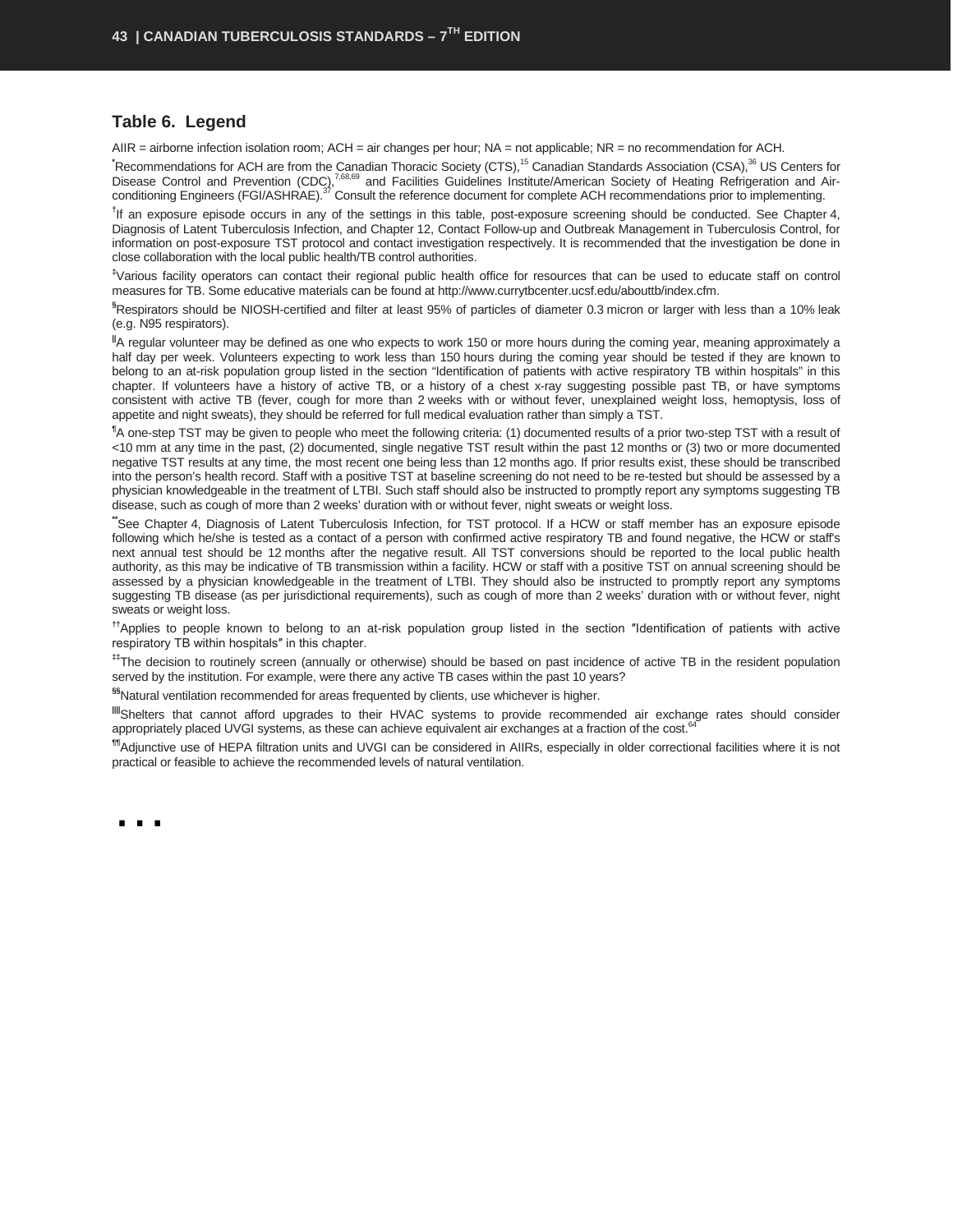## Table 6. Legend

AIIR = airborne infection isolation room; ACH = air changes per hour; NA = not applicable; NR = no recommendation for ACH.

*Recommendations for ACH are from the Canadian Thoracic Society (CTS),[15] Canadian Standards Association (CSA),[36] US Centers for Disease Control and Prevention (CDC),[7,68,69] and Facilities Guidelines Institute/American Society of Heating Refrigeration and Air-conditioning Engineers (FGI/ASHRAE).[37] Consult the reference document for complete ACH recommendations prior to implementing.

†If an exposure episode occurs in any of the settings in this table, post-exposure screening should be conducted. See Chapter 4, Diagnosis of Latent Tuberculosis Infection, and Chapter 12, Contact Follow-up and Outbreak Management in Tuberculosis Control, for information on post-exposure TST protocol and contact investigation respectively. It is recommended that the investigation be done in close collaboration with the local public health/TB control authorities.

‡Various facility operators can contact their regional public health office for resources that can be used to educate staff on control measures for TB. Some educative materials can be found at http://www.currytbcenter.ucsf.edu/abouttb/index.cfm.

§Respirators should be NIOSH-certified and filter at least 95% of particles of diameter 0.3 micron or larger with less than a 10% leak (e.g. N95 respirators).

‖A regular volunteer may be defined as one who expects to work 150 or more hours during the coming year, meaning approximately a half day per week. Volunteers expecting to work less than 150 hours during the coming year should be tested if they are known to belong to an at-risk population group listed in the section "Identification of patients with active respiratory TB within hospitals" in this chapter. If volunteers have a history of active TB, or a history of a chest x-ray suggesting possible past TB, or have symptoms consistent with active TB (fever, cough for more than 2 weeks with or without fever, unexplained weight loss, hemoptysis, loss of appetite and night sweats), they should be referred for full medical evaluation rather than simply a TST.

¶A one-step TST may be given to people who meet the following criteria: (1) documented results of a prior two-step TST with a result of <10 mm at any time in the past, (2) documented, single negative TST result within the past 12 months or (3) two or more documented negative TST results at any time, the most recent one being less than 12 months ago. If prior results exist, these should be transcribed into the person's health record. Staff with a positive TST at baseline screening do not need to be re-tested but should be assessed by a physician knowledgeable in the treatment of LTBI. Such staff should also be instructed to promptly report any symptoms suggesting TB disease, such as cough of more than 2 weeks' duration with or without fever, night sweats or weight loss.

**See Chapter 4, Diagnosis of Latent Tuberculosis Infection, for TST protocol. If a HCW or staff member has an exposure episode following which he/she is tested as a contact of a person with confirmed active respiratory TB and found negative, the HCW or staff's next annual test should be 12 months after the negative result. All TST conversions should be reported to the local public health authority, as this may be indicative of TB transmission within a facility. HCW or staff with a positive TST on annual screening should be assessed by a physician knowledgeable in the treatment of LTBI. They should also be instructed to promptly report any symptoms suggesting TB disease (as per jurisdictional requirements), such as cough of more than 2 weeks' duration with or without fever, night sweats or weight loss.

††Applies to people known to belong to an at-risk population group listed in the section "Identification of patients with active respiratory TB within hospitals" in this chapter.

‡‡The decision to routinely screen (annually or otherwise) should be based on past incidence of active TB in the resident population served by the institution. For example, were there any active TB cases within the past 10 years?

§§Natural ventilation recommended for areas frequented by clients, use whichever is higher.

‖‖Shelters that cannot afford upgrades to their HVAC systems to provide recommended air exchange rates should consider appropriately placed UVGI systems, as these can achieve equivalent air exchanges at a fraction of the cost.[64]

¶¶Adjunctive use of HEPA filtration units and UVGI can be considered in AIIRs, especially in older correctional facilities where it is not practical or feasible to achieve the recommended levels of natural ventilation.

▪ ▪ ▪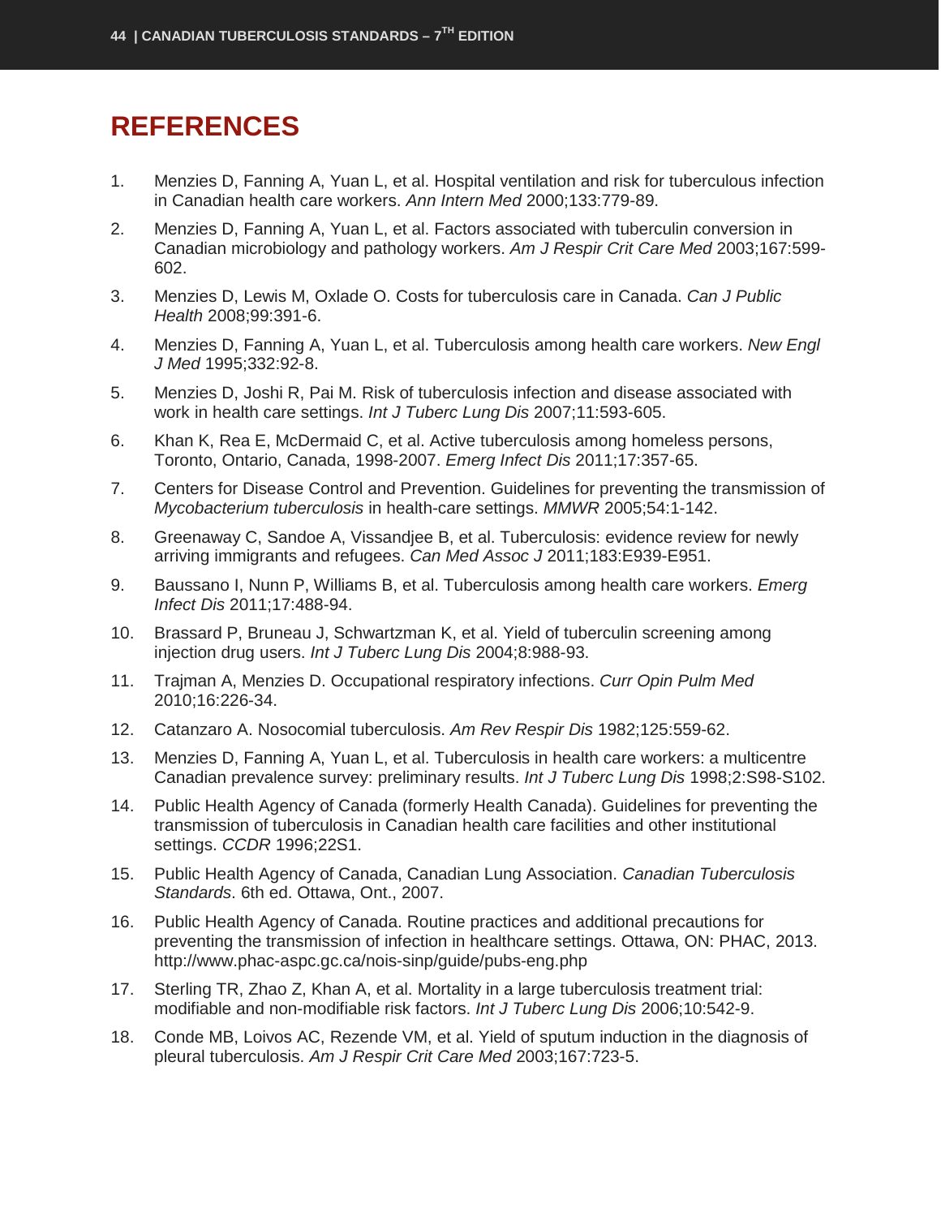# REFERENCES

1. Menzies D, Fanning A, Yuan L, et al. Hospital ventilation and risk for tuberculous infection in Canadian health care workers. *Ann Intern Med* 2000;133:779-89.
2. Menzies D, Fanning A, Yuan L, et al. Factors associated with tuberculin conversion in Canadian microbiology and pathology workers. *Am J Respir Crit Care Med* 2003;167:599-602.
3. Menzies D, Lewis M, Oxlade O. Costs for tuberculosis care in Canada. *Can J Public Health* 2008;99:391-6.
4. Menzies D, Fanning A, Yuan L, et al. Tuberculosis among health care workers. *New Engl J Med* 1995;332:92-8.
5. Menzies D, Joshi R, Pai M. Risk of tuberculosis infection and disease associated with work in health care settings. *Int J Tuberc Lung Dis* 2007;11:593-605.
6. Khan K, Rea E, McDermaid C, et al. Active tuberculosis among homeless persons, Toronto, Ontario, Canada, 1998-2007. *Emerg Infect Dis* 2011;17:357-65.
7. Centers for Disease Control and Prevention. Guidelines for preventing the transmission of *Mycobacterium tuberculosis* in health-care settings. *MMWR* 2005;54:1-142.
8. Greenaway C, Sandoe A, Vissandjee B, et al. Tuberculosis: evidence review for newly arriving immigrants and refugees. *Can Med Assoc J* 2011;183:E939-E951.
9. Baussano I, Nunn P, Williams B, et al. Tuberculosis among health care workers. *Emerg Infect Dis* 2011;17:488-94.
10. Brassard P, Bruneau J, Schwartzman K, et al. Yield of tuberculin screening among injection drug users. *Int J Tuberc Lung Dis* 2004;8:988-93.
11. Trajman A, Menzies D. Occupational respiratory infections. *Curr Opin Pulm Med* 2010;16:226-34.
12. Catanzaro A. Nosocomial tuberculosis. *Am Rev Respir Dis* 1982;125:559-62.
13. Menzies D, Fanning A, Yuan L, et al. Tuberculosis in health care workers: a multicentre Canadian prevalence survey: preliminary results. *Int J Tuberc Lung Dis* 1998;2:S98-S102.
14. Public Health Agency of Canada (formerly Health Canada). Guidelines for preventing the transmission of tuberculosis in Canadian health care facilities and other institutional settings. *CCDR* 1996;22S1.
15. Public Health Agency of Canada, Canadian Lung Association. *Canadian Tuberculosis Standards*. 6th ed. Ottawa, Ont., 2007.
16. Public Health Agency of Canada. Routine practices and additional precautions for preventing the transmission of infection in healthcare settings. Ottawa, ON: PHAC, 2013. http://www.phac-aspc.gc.ca/nois-sinp/guide/pubs-eng.php
17. Sterling TR, Zhao Z, Khan A, et al. Mortality in a large tuberculosis treatment trial: modifiable and non-modifiable risk factors. *Int J Tuberc Lung Dis* 2006;10:542-9.
18. Conde MB, Loivos AC, Rezende VM, et al. Yield of sputum induction in the diagnosis of pleural tuberculosis. *Am J Respir Crit Care Med* 2003;167:723-5.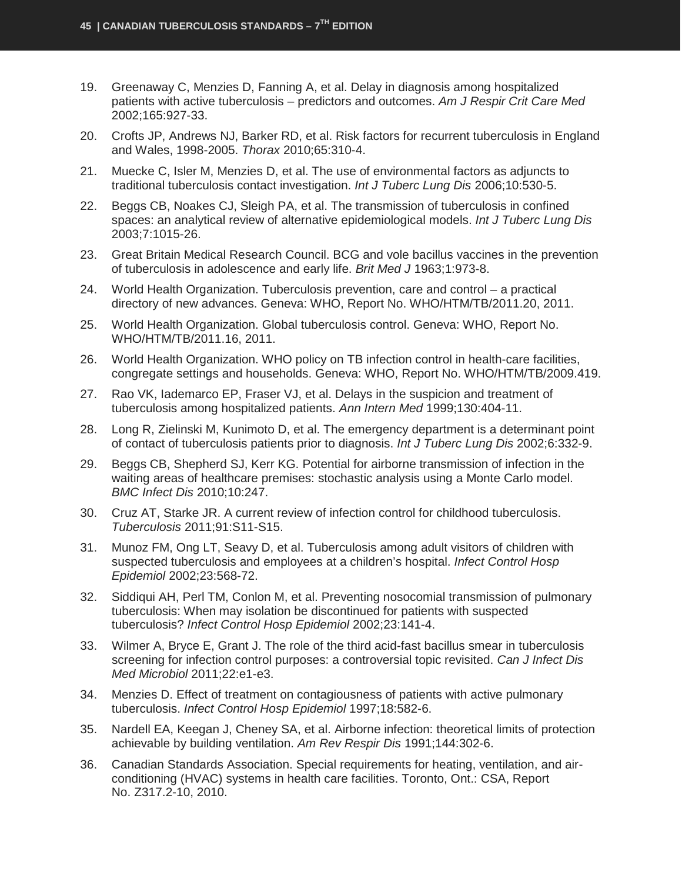19. Greenaway C, Menzies D, Fanning A, et al. Delay in diagnosis among hospitalized patients with active tuberculosis – predictors and outcomes. *Am J Respir Crit Care Med* 2002;165:927-33.
20. Crofts JP, Andrews NJ, Barker RD, et al. Risk factors for recurrent tuberculosis in England and Wales, 1998-2005. *Thorax* 2010;65:310-4.
21. Muecke C, Isler M, Menzies D, et al. The use of environmental factors as adjuncts to traditional tuberculosis contact investigation. *Int J Tuberc Lung Dis* 2006;10:530-5.
22. Beggs CB, Noakes CJ, Sleigh PA, et al. The transmission of tuberculosis in confined spaces: an analytical review of alternative epidemiological models. *Int J Tuberc Lung Dis* 2003;7:1015-26.
23. Great Britain Medical Research Council. BCG and vole bacillus vaccines in the prevention of tuberculosis in adolescence and early life. *Brit Med J* 1963;1:973-8.
24. World Health Organization. Tuberculosis prevention, care and control – a practical directory of new advances. Geneva: WHO, Report No. WHO/HTM/TB/2011.20, 2011.
25. World Health Organization. Global tuberculosis control. Geneva: WHO, Report No. WHO/HTM/TB/2011.16, 2011.
26. World Health Organization. WHO policy on TB infection control in health-care facilities, congregate settings and households. Geneva: WHO, Report No. WHO/HTM/TB/2009.419.
27. Rao VK, Iademarco EP, Fraser VJ, et al. Delays in the suspicion and treatment of tuberculosis among hospitalized patients. *Ann Intern Med* 1999;130:404-11.
28. Long R, Zielinski M, Kunimoto D, et al. The emergency department is a determinant point of contact of tuberculosis patients prior to diagnosis. *Int J Tuberc Lung Dis* 2002;6:332-9.
29. Beggs CB, Shepherd SJ, Kerr KG. Potential for airborne transmission of infection in the waiting areas of healthcare premises: stochastic analysis using a Monte Carlo model. *BMC Infect Dis* 2010;10:247.
30. Cruz AT, Starke JR. A current review of infection control for childhood tuberculosis. *Tuberculosis* 2011;91:S11-S15.
31. Munoz FM, Ong LT, Seavy D, et al. Tuberculosis among adult visitors of children with suspected tuberculosis and employees at a children's hospital. *Infect Control Hosp Epidemiol* 2002;23:568-72.
32. Siddiqui AH, Perl TM, Conlon M, et al. Preventing nosocomial transmission of pulmonary tuberculosis: When may isolation be discontinued for patients with suspected tuberculosis? *Infect Control Hosp Epidemiol* 2002;23:141-4.
33. Wilmer A, Bryce E, Grant J. The role of the third acid-fast bacillus smear in tuberculosis screening for infection control purposes: a controversial topic revisited. *Can J Infect Dis Med Microbiol* 2011;22:e1-e3.
34. Menzies D. Effect of treatment on contagiousness of patients with active pulmonary tuberculosis. *Infect Control Hosp Epidemiol* 1997;18:582-6.
35. Nardell EA, Keegan J, Cheney SA, et al. Airborne infection: theoretical limits of protection achievable by building ventilation. *Am Rev Respir Dis* 1991;144:302-6.
36. Canadian Standards Association. Special requirements for heating, ventilation, and air-conditioning (HVAC) systems in health care facilities. Toronto, Ont.: CSA, Report No. Z317.2-10, 2010.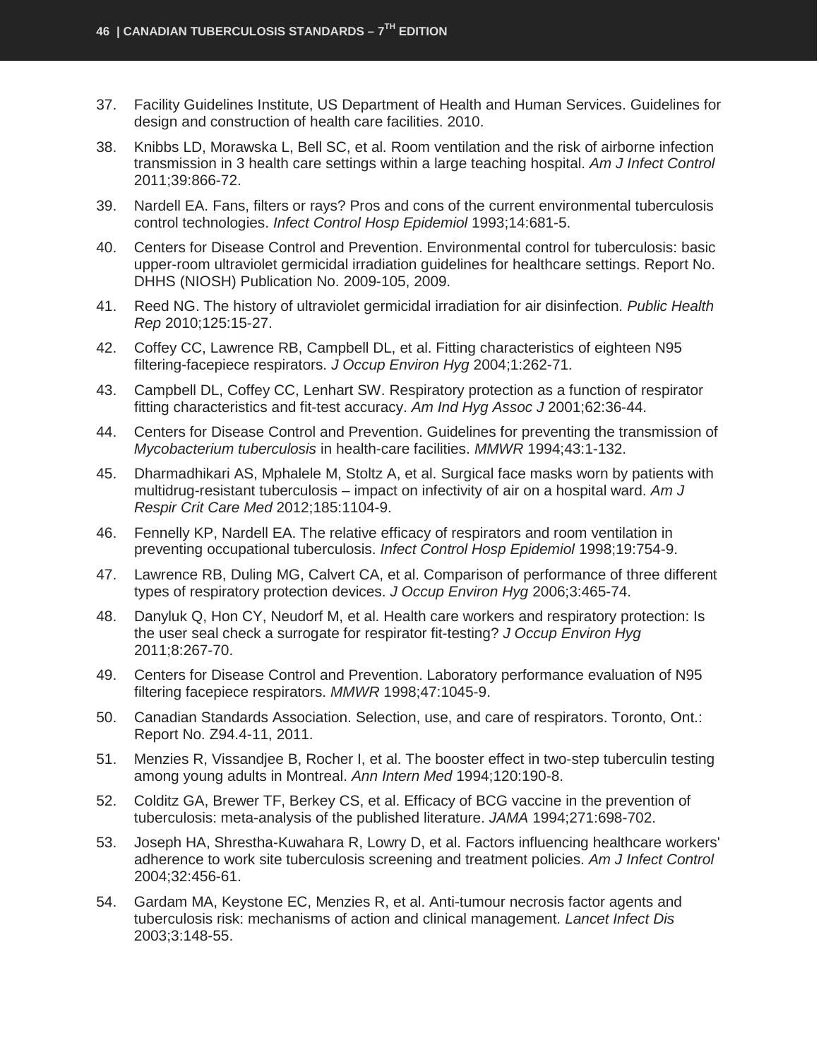37. Facility Guidelines Institute, US Department of Health and Human Services. Guidelines for design and construction of health care facilities. 2010.
38. Knibbs LD, Morawska L, Bell SC, et al. Room ventilation and the risk of airborne infection transmission in 3 health care settings within a large teaching hospital. *Am J Infect Control* 2011;39:866-72.
39. Nardell EA. Fans, filters or rays? Pros and cons of the current environmental tuberculosis control technologies. *Infect Control Hosp Epidemiol* 1993;14:681-5.
40. Centers for Disease Control and Prevention. Environmental control for tuberculosis: basic upper-room ultraviolet germicidal irradiation guidelines for healthcare settings. Report No. DHHS (NIOSH) Publication No. 2009-105, 2009.
41. Reed NG. The history of ultraviolet germicidal irradiation for air disinfection. *Public Health Rep* 2010;125:15-27.
42. Coffey CC, Lawrence RB, Campbell DL, et al. Fitting characteristics of eighteen N95 filtering-facepiece respirators. *J Occup Environ Hyg* 2004;1:262-71.
43. Campbell DL, Coffey CC, Lenhart SW. Respiratory protection as a function of respirator fitting characteristics and fit-test accuracy. *Am Ind Hyg Assoc J* 2001;62:36-44.
44. Centers for Disease Control and Prevention. Guidelines for preventing the transmission of *Mycobacterium tuberculosis* in health-care facilities. *MMWR* 1994;43:1-132.
45. Dharmadhikari AS, Mphalele M, Stoltz A, et al. Surgical face masks worn by patients with multidrug-resistant tuberculosis – impact on infectivity of air on a hospital ward. *Am J Respir Crit Care Med* 2012;185:1104-9.
46. Fennelly KP, Nardell EA. The relative efficacy of respirators and room ventilation in preventing occupational tuberculosis. *Infect Control Hosp Epidemiol* 1998;19:754-9.
47. Lawrence RB, Duling MG, Calvert CA, et al. Comparison of performance of three different types of respiratory protection devices. *J Occup Environ Hyg* 2006;3:465-74.
48. Danyluk Q, Hon CY, Neudorf M, et al. Health care workers and respiratory protection: Is the user seal check a surrogate for respirator fit-testing? *J Occup Environ Hyg* 2011;8:267-70.
49. Centers for Disease Control and Prevention. Laboratory performance evaluation of N95 filtering facepiece respirators. *MMWR* 1998;47:1045-9.
50. Canadian Standards Association. Selection, use, and care of respirators. Toronto, Ont.: Report No. Z94.4-11, 2011.
51. Menzies R, Vissandjee B, Rocher I, et al. The booster effect in two-step tuberculin testing among young adults in Montreal. *Ann Intern Med* 1994;120:190-8.
52. Colditz GA, Brewer TF, Berkey CS, et al. Efficacy of BCG vaccine in the prevention of tuberculosis: meta-analysis of the published literature. *JAMA* 1994;271:698-702.
53. Joseph HA, Shrestha-Kuwahara R, Lowry D, et al. Factors influencing healthcare workers' adherence to work site tuberculosis screening and treatment policies. *Am J Infect Control* 2004;32:456-61.
54. Gardam MA, Keystone EC, Menzies R, et al. Anti-tumour necrosis factor agents and tuberculosis risk: mechanisms of action and clinical management. *Lancet Infect Dis* 2003;3:148-55.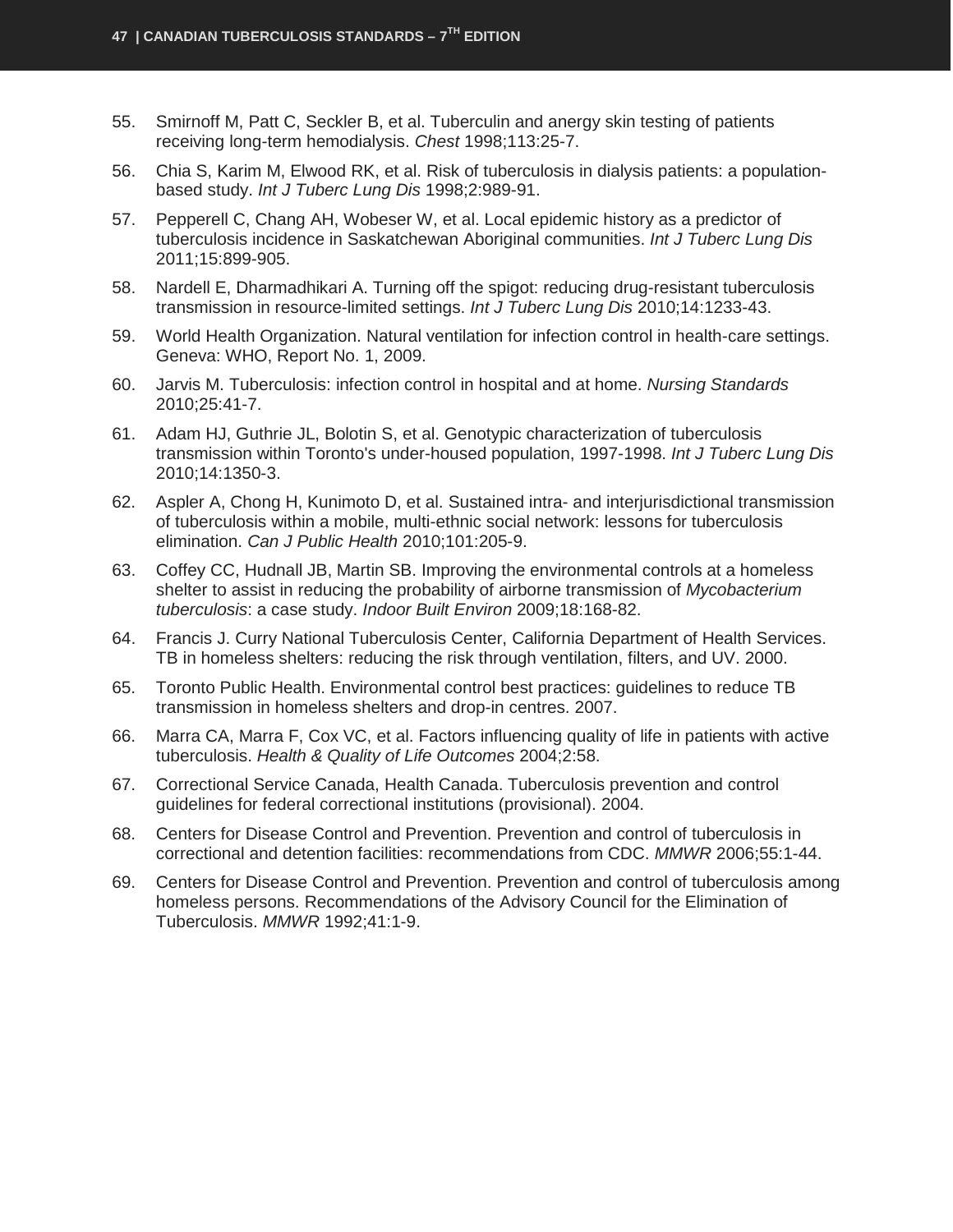55. Smirnoff M, Patt C, Seckler B, et al. Tuberculin and anergy skin testing of patients receiving long-term hemodialysis. *Chest* 1998;113:25-7.

56. Chia S, Karim M, Elwood RK, et al. Risk of tuberculosis in dialysis patients: a population-based study. *Int J Tuberc Lung Dis* 1998;2:989-91.

57. Pepperell C, Chang AH, Wobeser W, et al. Local epidemic history as a predictor of tuberculosis incidence in Saskatchewan Aboriginal communities. *Int J Tuberc Lung Dis* 2011;15:899-905.

58. Nardell E, Dharmadhikari A. Turning off the spigot: reducing drug-resistant tuberculosis transmission in resource-limited settings. *Int J Tuberc Lung Dis* 2010;14:1233-43.

59. World Health Organization. Natural ventilation for infection control in health-care settings. Geneva: WHO, Report No. 1, 2009.

60. Jarvis M. Tuberculosis: infection control in hospital and at home. *Nursing Standards* 2010;25:41-7.

61. Adam HJ, Guthrie JL, Bolotin S, et al. Genotypic characterization of tuberculosis transmission within Toronto's under-housed population, 1997-1998. *Int J Tuberc Lung Dis* 2010;14:1350-3.

62. Aspler A, Chong H, Kunimoto D, et al. Sustained intra- and interjurisdictional transmission of tuberculosis within a mobile, multi-ethnic social network: lessons for tuberculosis elimination. *Can J Public Health* 2010;101:205-9.

63. Coffey CC, Hudnall JB, Martin SB. Improving the environmental controls at a homeless shelter to assist in reducing the probability of airborne transmission of *Mycobacterium tuberculosis*: a case study. *Indoor Built Environ* 2009;18:168-82.

64. Francis J. Curry National Tuberculosis Center, California Department of Health Services. TB in homeless shelters: reducing the risk through ventilation, filters, and UV. 2000.

65. Toronto Public Health. Environmental control best practices: guidelines to reduce TB transmission in homeless shelters and drop-in centres. 2007.

66. Marra CA, Marra F, Cox VC, et al. Factors influencing quality of life in patients with active tuberculosis. *Health & Quality of Life Outcomes* 2004;2:58.

67. Correctional Service Canada, Health Canada. Tuberculosis prevention and control guidelines for federal correctional institutions (provisional). 2004.

68. Centers for Disease Control and Prevention. Prevention and control of tuberculosis in correctional and detention facilities: recommendations from CDC. *MMWR* 2006;55:1-44.

69. Centers for Disease Control and Prevention. Prevention and control of tuberculosis among homeless persons. Recommendations of the Advisory Council for the Elimination of Tuberculosis. *MMWR* 1992;41:1-9.